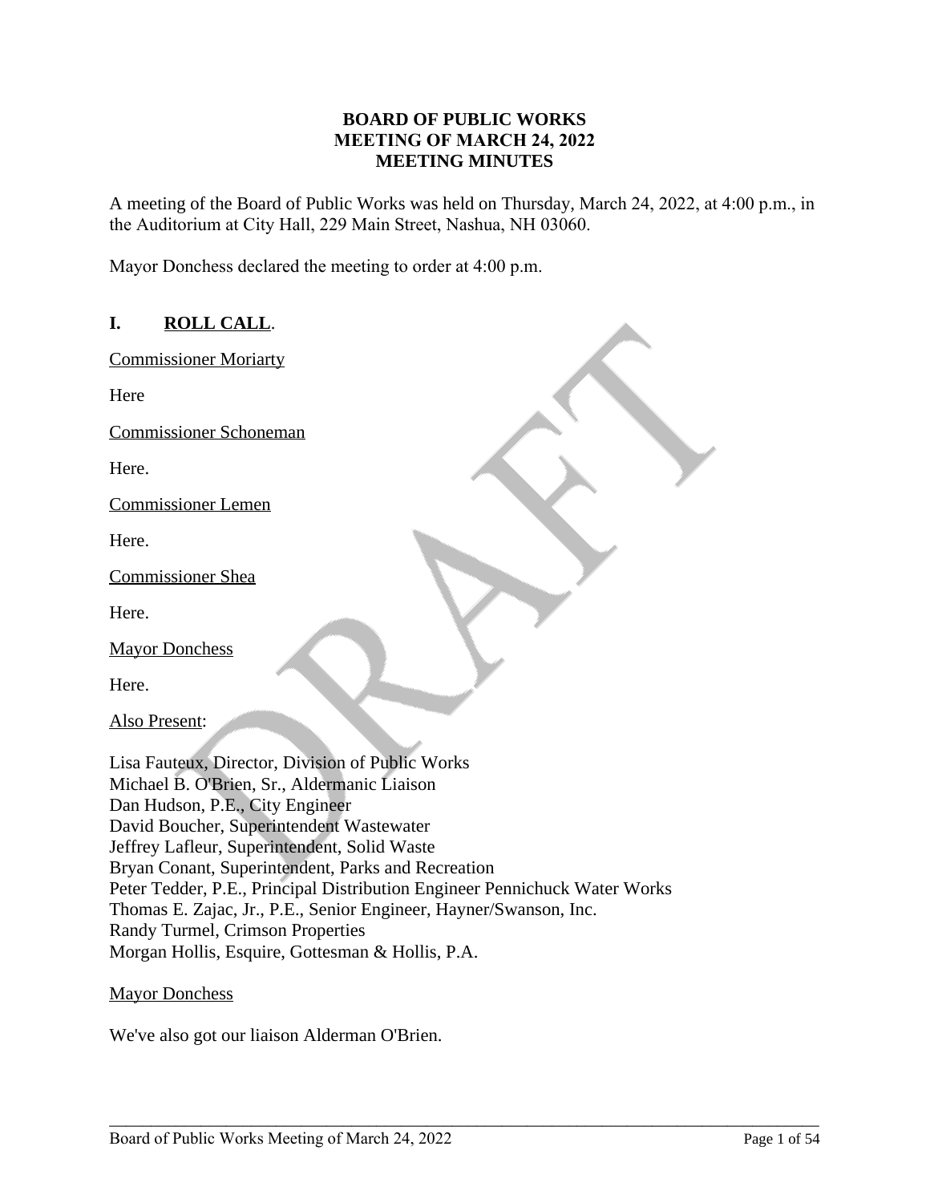**BOARD OF PUBLIC WORKS**
**MEETING OF MARCH 24, 2022**
**MEETING MINUTES**

A meeting of the Board of Public Works was held on Thursday, March 24, 2022, at 4:00 p.m., in the Auditorium at City Hall, 229 Main Street, Nashua, NH 03060.

Mayor Donchess declared the meeting to order at 4:00 p.m.

## I. ROLL CALL.

Commissioner Moriarty

Here

Commissioner Schoneman

Here.

Commissioner Lemen

Here.

Commissioner Shea

Here.

Mayor Donchess

Here.

Also Present:

Lisa Fauteux, Director, Division of Public Works
Michael B. O'Brien, Sr., Aldermanic Liaison
Dan Hudson, P.E., City Engineer
David Boucher, Superintendent Wastewater
Jeffrey Lafleur, Superintendent, Solid Waste
Bryan Conant, Superintendent, Parks and Recreation
Peter Tedder, P.E., Principal Distribution Engineer Pennichuck Water Works
Thomas E. Zajac, Jr., P.E., Senior Engineer, Hayner/Swanson, Inc.
Randy Turmel, Crimson Properties
Morgan Hollis, Esquire, Gottesman & Hollis, P.A.

Mayor Donchess

We've also got our liaison Alderman O'Brien.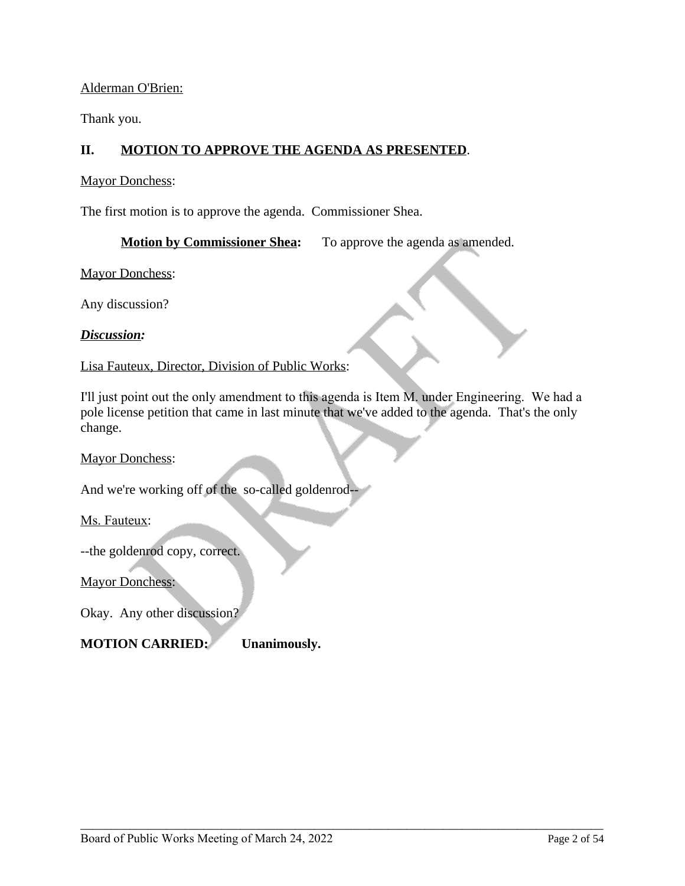Alderman O'Brien:

Thank you.

## II. MOTION TO APPROVE THE AGENDA AS PRESENTED.

Mayor Donchess:

The first motion is to approve the agenda. Commissioner Shea.

**Motion by Commissioner Shea:** To approve the agenda as amended.

Mayor Donchess:

Any discussion?

***Discussion:***

Lisa Fauteux, Director, Division of Public Works:

I'll just point out the only amendment to this agenda is Item M. under Engineering. We had a pole license petition that came in last minute that we've added to the agenda. That's the only change.

Mayor Donchess:

And we're working off of the so-called goldenrod--

Ms. Fauteux:

--the goldenrod copy, correct.

Mayor Donchess:

Okay. Any other discussion?

**MOTION CARRIED: Unanimously.**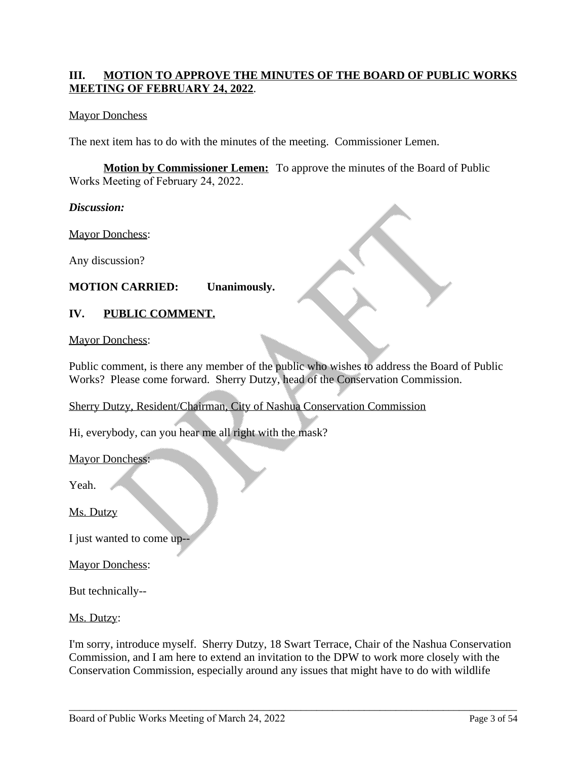## III. MOTION TO APPROVE THE MINUTES OF THE BOARD OF PUBLIC WORKS MEETING OF FEBRUARY 24, 2022.

Mayor Donchess

The next item has to do with the minutes of the meeting. Commissioner Lemen.

**Motion by Commissioner Lemen:** To approve the minutes of the Board of Public Works Meeting of February 24, 2022.

***Discussion:***

Mayor Donchess:

Any discussion?

**MOTION CARRIED: Unanimously.**

## IV. PUBLIC COMMENT.

Mayor Donchess:

Public comment, is there any member of the public who wishes to address the Board of Public Works? Please come forward. Sherry Dutzy, head of the Conservation Commission.

Sherry Dutzy, Resident/Chairman, City of Nashua Conservation Commission

Hi, everybody, can you hear me all right with the mask?

Mayor Donchess:

Yeah.

Ms. Dutzy

I just wanted to come up--

Mayor Donchess:

But technically--

Ms. Dutzy:

I'm sorry, introduce myself. Sherry Dutzy, 18 Swart Terrace, Chair of the Nashua Conservation Commission, and I am here to extend an invitation to the DPW to work more closely with the Conservation Commission, especially around any issues that might have to do with wildlife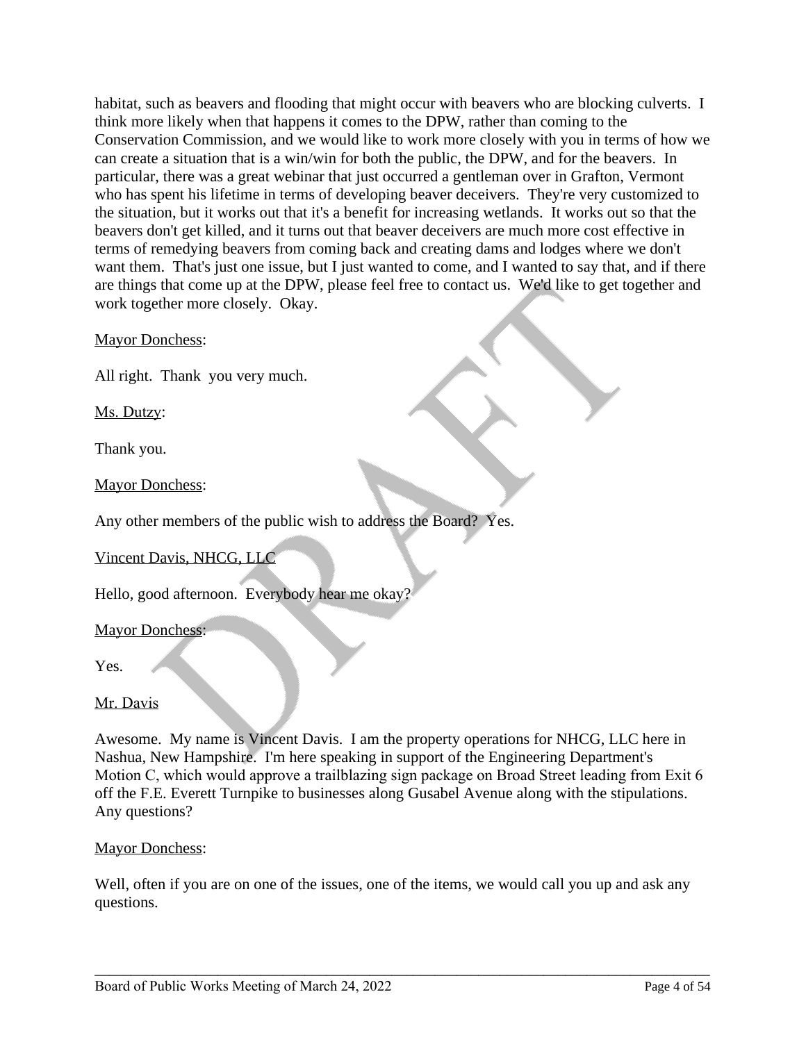habitat, such as beavers and flooding that might occur with beavers who are blocking culverts. I think more likely when that happens it comes to the DPW, rather than coming to the Conservation Commission, and we would like to work more closely with you in terms of how we can create a situation that is a win/win for both the public, the DPW, and for the beavers. In particular, there was a great webinar that just occurred a gentleman over in Grafton, Vermont who has spent his lifetime in terms of developing beaver deceivers. They're very customized to the situation, but it works out that it's a benefit for increasing wetlands. It works out so that the beavers don't get killed, and it turns out that beaver deceivers are much more cost effective in terms of remedying beavers from coming back and creating dams and lodges where we don't want them. That's just one issue, but I just wanted to come, and I wanted to say that, and if there are things that come up at the DPW, please feel free to contact us. We'd like to get together and work together more closely. Okay.

Mayor Donchess:

All right. Thank you very much.

Ms. Dutzy:

Thank you.

Mayor Donchess:

Any other members of the public wish to address the Board? Yes.

Vincent Davis, NHCG, LLC

Hello, good afternoon. Everybody hear me okay?

Mayor Donchess:

Yes.

Mr. Davis

Awesome. My name is Vincent Davis. I am the property operations for NHCG, LLC here in Nashua, New Hampshire. I'm here speaking in support of the Engineering Department's Motion C, which would approve a trailblazing sign package on Broad Street leading from Exit 6 off the F.E. Everett Turnpike to businesses along Gusabel Avenue along with the stipulations. Any questions?

Mayor Donchess:

Well, often if you are on one of the issues, one of the items, we would call you up and ask any questions.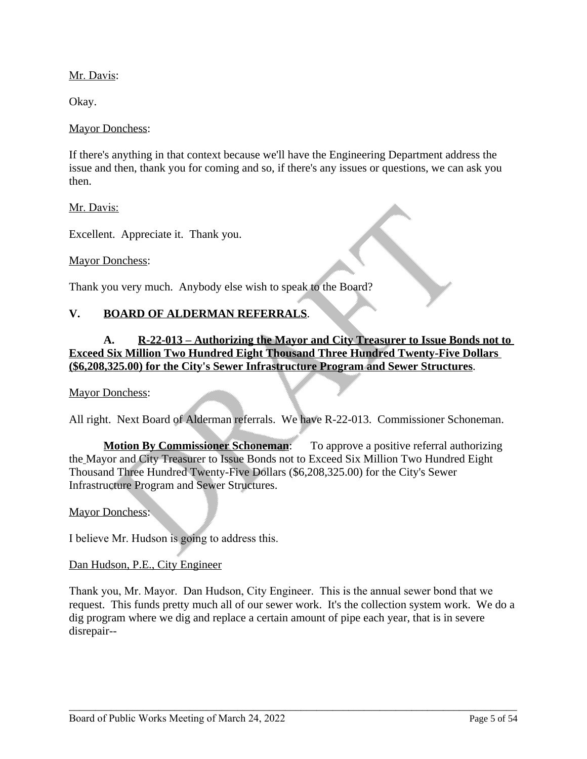Mr. Davis:

Okay.

Mayor Donchess:

If there's anything in that context because we'll have the Engineering Department address the issue and then, thank you for coming and so, if there's any issues or questions, we can ask you then.

Mr. Davis:

Excellent. Appreciate it. Thank you.

Mayor Donchess:

Thank you very much. Anybody else wish to speak to the Board?

## V. BOARD OF ALDERMAN REFERRALS.

### A. R-22-013 – Authorizing the Mayor and City Treasurer to Issue Bonds not to Exceed Six Million Two Hundred Eight Thousand Three Hundred Twenty-Five Dollars ($6,208,325.00) for the City's Sewer Infrastructure Program and Sewer Structures.

Mayor Donchess:

All right. Next Board of Alderman referrals. We have R-22-013. Commissioner Schoneman.

**Motion By Commissioner Schoneman**: To approve a positive referral authorizing the Mayor and City Treasurer to Issue Bonds not to Exceed Six Million Two Hundred Eight Thousand Three Hundred Twenty-Five Dollars ($6,208,325.00) for the City's Sewer Infrastructure Program and Sewer Structures.

Mayor Donchess:

I believe Mr. Hudson is going to address this.

Dan Hudson, P.E., City Engineer

Thank you, Mr. Mayor. Dan Hudson, City Engineer. This is the annual sewer bond that we request. This funds pretty much all of our sewer work. It's the collection system work. We do a dig program where we dig and replace a certain amount of pipe each year, that is in severe disrepair--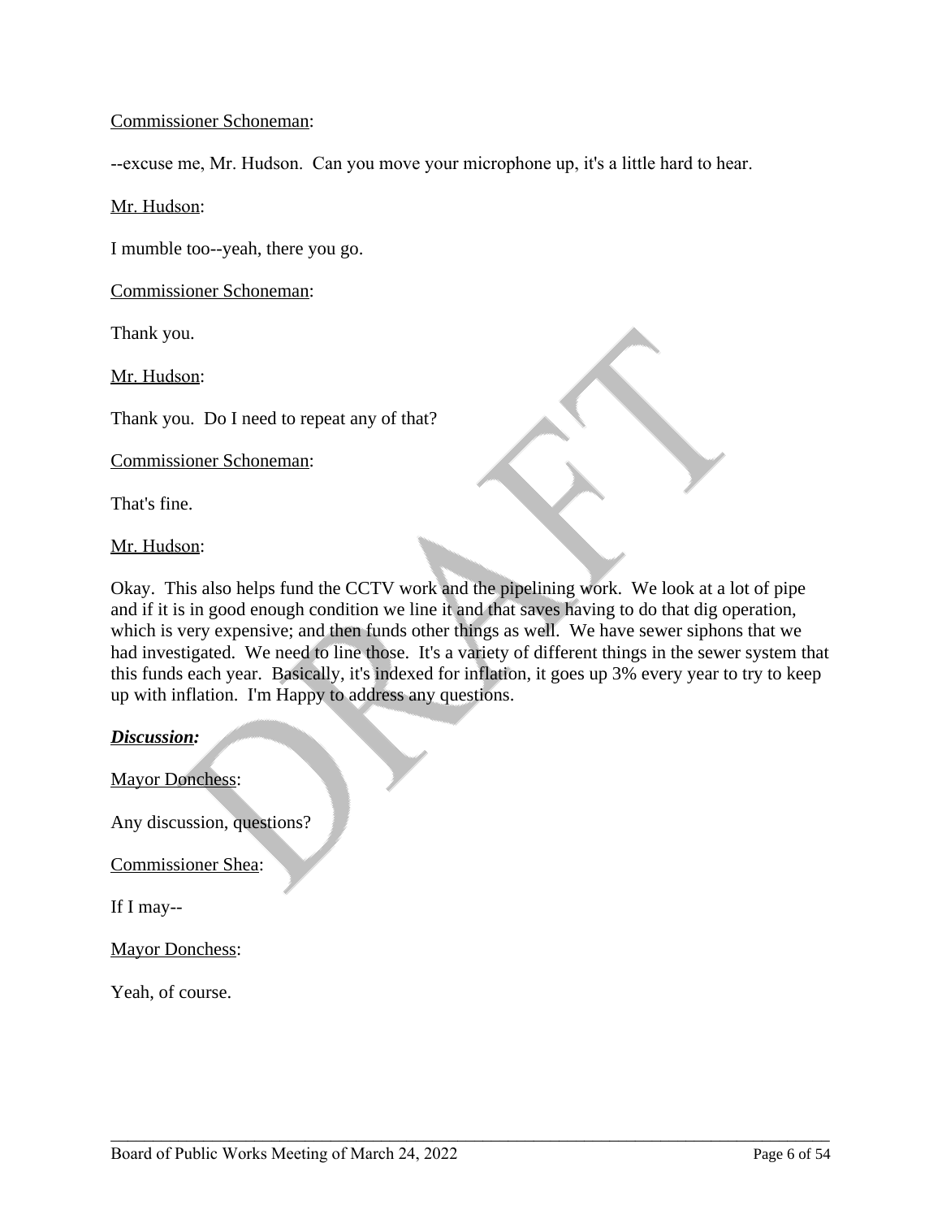Commissioner Schoneman:

--excuse me, Mr. Hudson. Can you move your microphone up, it's a little hard to hear.

Mr. Hudson:

I mumble too--yeah, there you go.

Commissioner Schoneman:

Thank you.

Mr. Hudson:

Thank you. Do I need to repeat any of that?

Commissioner Schoneman:

That's fine.

Mr. Hudson:

Okay. This also helps fund the CCTV work and the pipelining work. We look at a lot of pipe and if it is in good enough condition we line it and that saves having to do that dig operation, which is very expensive; and then funds other things as well. We have sewer siphons that we had investigated. We need to line those. It's a variety of different things in the sewer system that this funds each year. Basically, it's indexed for inflation, it goes up 3% every year to try to keep up with inflation. I'm Happy to address any questions.

***Discussion:***

Mayor Donchess:

Any discussion, questions?

Commissioner Shea:

If I may--

Mayor Donchess:

Yeah, of course.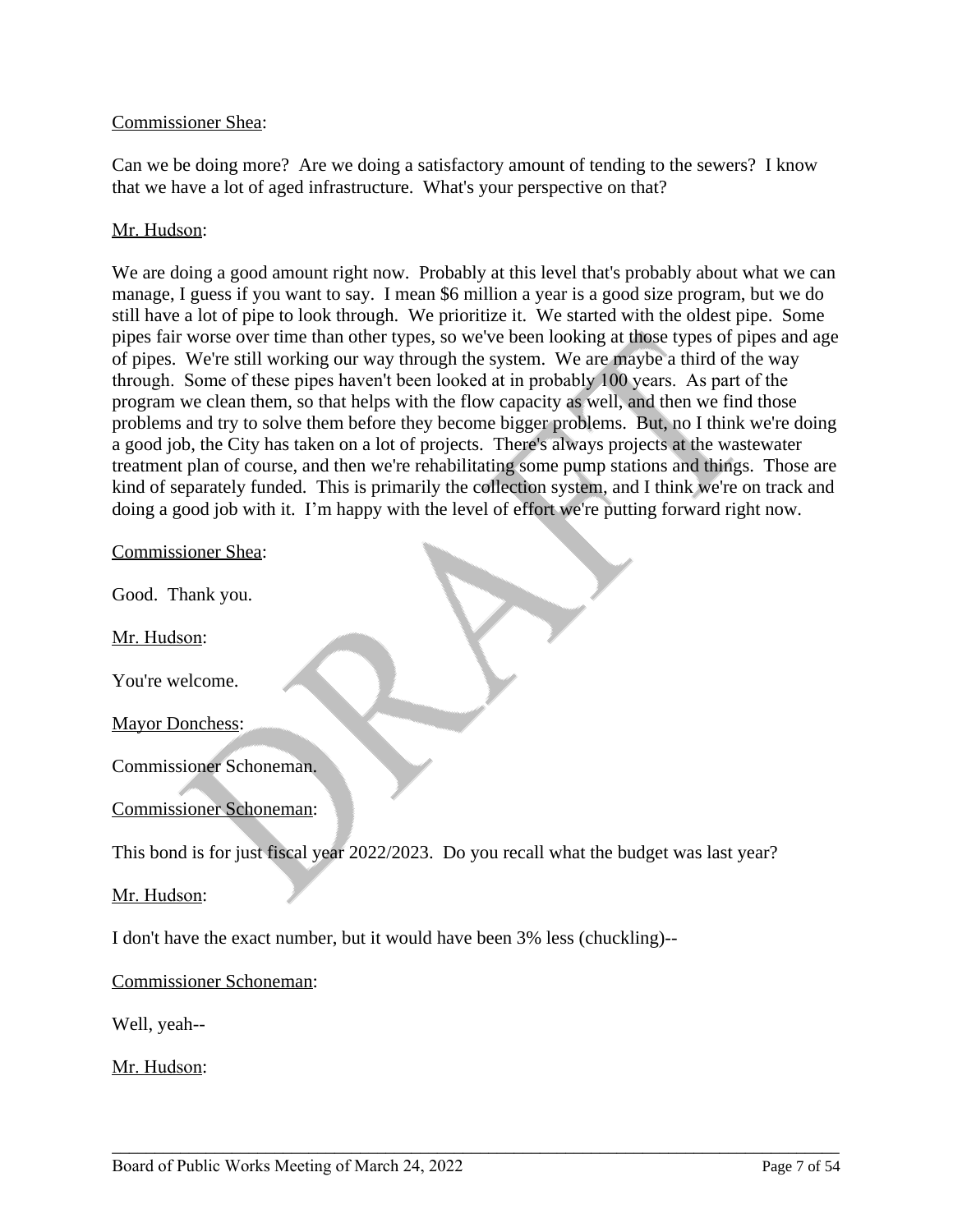Commissioner Shea:

Can we be doing more? Are we doing a satisfactory amount of tending to the sewers? I know that we have a lot of aged infrastructure. What's your perspective on that?

Mr. Hudson:

We are doing a good amount right now. Probably at this level that's probably about what we can manage, I guess if you want to say. I mean $6 million a year is a good size program, but we do still have a lot of pipe to look through. We prioritize it. We started with the oldest pipe. Some pipes fair worse over time than other types, so we've been looking at those types of pipes and age of pipes. We're still working our way through the system. We are maybe a third of the way through. Some of these pipes haven't been looked at in probably 100 years. As part of the program we clean them, so that helps with the flow capacity as well, and then we find those problems and try to solve them before they become bigger problems. But, no I think we're doing a good job, the City has taken on a lot of projects. There's always projects at the wastewater treatment plan of course, and then we're rehabilitating some pump stations and things. Those are kind of separately funded. This is primarily the collection system, and I think we're on track and doing a good job with it. I'm happy with the level of effort we're putting forward right now.

Commissioner Shea:

Good. Thank you.

Mr. Hudson:

You're welcome.

Mayor Donchess:

Commissioner Schoneman.

Commissioner Schoneman:

This bond is for just fiscal year 2022/2023. Do you recall what the budget was last year?

Mr. Hudson:

I don't have the exact number, but it would have been 3% less (chuckling)--

Commissioner Schoneman:

Well, yeah--

Mr. Hudson: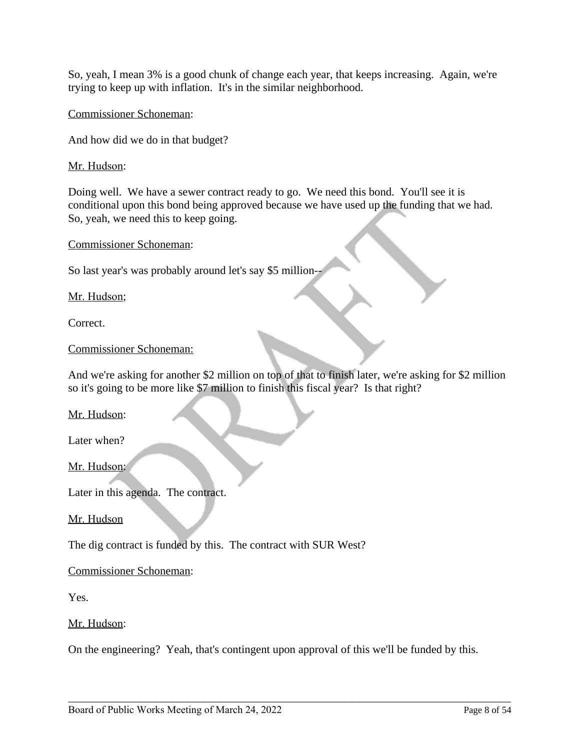So, yeah, I mean 3% is a good chunk of change each year, that keeps increasing. Again, we're trying to keep up with inflation. It's in the similar neighborhood.

<u>Commissioner Schoneman</u>:

And how did we do in that budget?

<u>Mr. Hudson</u>:

Doing well. We have a sewer contract ready to go. We need this bond. You'll see it is conditional upon this bond being approved because we have used up the funding that we had. So, yeah, we need this to keep going.

<u>Commissioner Schoneman</u>:

So last year's was probably around let's say $5 million--

<u>Mr. Hudson;</u>

Correct.

<u>Commissioner Schoneman:</u>

And we're asking for another $2 million on top of that to finish later, we're asking for $2 million so it's going to be more like $7 million to finish this fiscal year? Is that right?

<u>Mr. Hudson</u>:

Later when?

<u>Mr. Hudson:</u>

Later in this agenda. The contract.

<u>Mr. Hudson</u>

The dig contract is funded by this. The contract with SUR West?

<u>Commissioner Schoneman</u>:

Yes.

<u>Mr. Hudson</u>:

On the engineering? Yeah, that's contingent upon approval of this we'll be funded by this.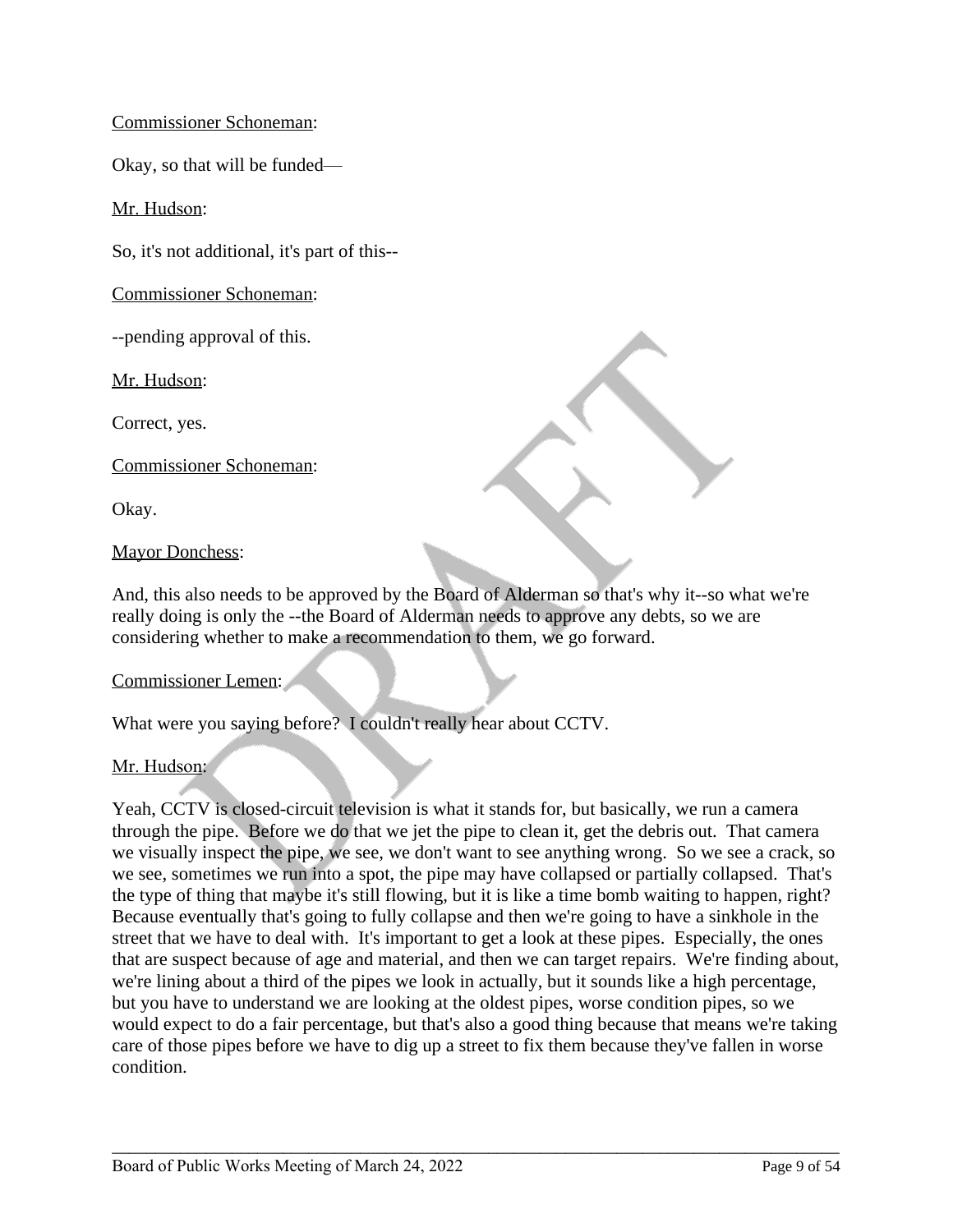Commissioner Schoneman:

Okay, so that will be funded—

Mr. Hudson:

So, it's not additional, it's part of this--

Commissioner Schoneman:

--pending approval of this.

Mr. Hudson:

Correct, yes.

Commissioner Schoneman:

Okay.

Mayor Donchess:

And, this also needs to be approved by the Board of Alderman so that's why it--so what we're really doing is only the --the Board of Alderman needs to approve any debts, so we are considering whether to make a recommendation to them, we go forward.

Commissioner Lemen:

What were you saying before? I couldn't really hear about CCTV.

Mr. Hudson:

Yeah, CCTV is closed-circuit television is what it stands for, but basically, we run a camera through the pipe. Before we do that we jet the pipe to clean it, get the debris out. That camera we visually inspect the pipe, we see, we don't want to see anything wrong. So we see a crack, so we see, sometimes we run into a spot, the pipe may have collapsed or partially collapsed. That's the type of thing that maybe it's still flowing, but it is like a time bomb waiting to happen, right? Because eventually that's going to fully collapse and then we're going to have a sinkhole in the street that we have to deal with. It's important to get a look at these pipes. Especially, the ones that are suspect because of age and material, and then we can target repairs. We're finding about, we're lining about a third of the pipes we look in actually, but it sounds like a high percentage, but you have to understand we are looking at the oldest pipes, worse condition pipes, so we would expect to do a fair percentage, but that's also a good thing because that means we're taking care of those pipes before we have to dig up a street to fix them because they've fallen in worse condition.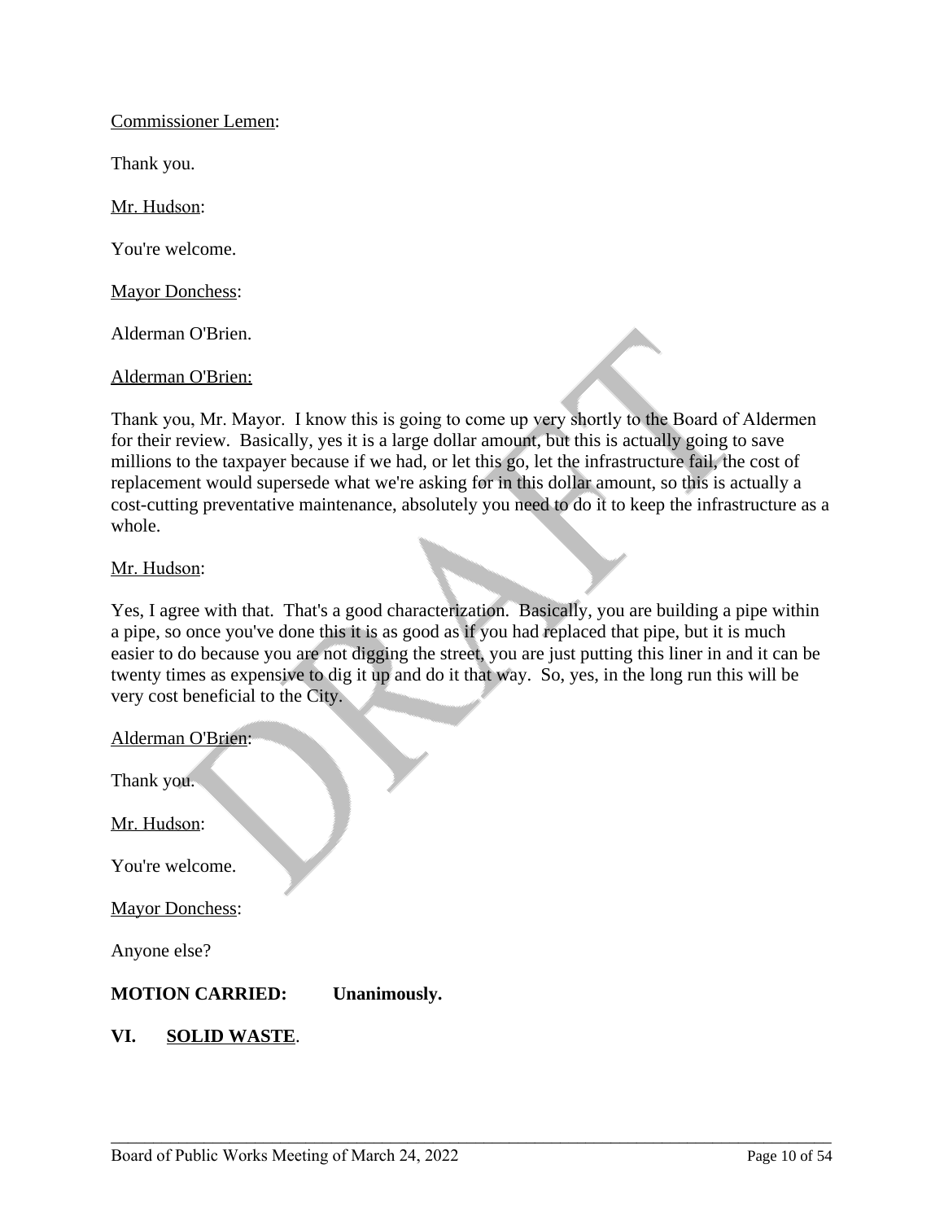Commissioner Lemen:

Thank you.

Mr. Hudson:

You're welcome.

Mayor Donchess:

Alderman O'Brien.

Alderman O'Brien:

Thank you, Mr. Mayor. I know this is going to come up very shortly to the Board of Aldermen for their review. Basically, yes it is a large dollar amount, but this is actually going to save millions to the taxpayer because if we had, or let this go, let the infrastructure fail, the cost of replacement would supersede what we're asking for in this dollar amount, so this is actually a cost-cutting preventative maintenance, absolutely you need to do it to keep the infrastructure as a whole.

Mr. Hudson:

Yes, I agree with that. That's a good characterization. Basically, you are building a pipe within a pipe, so once you've done this it is as good as if you had replaced that pipe, but it is much easier to do because you are not digging the street, you are just putting this liner in and it can be twenty times as expensive to dig it up and do it that way. So, yes, in the long run this will be very cost beneficial to the City.

Alderman O'Brien:

Thank you.

Mr. Hudson:

You're welcome.

Mayor Donchess:

Anyone else?

**MOTION CARRIED: Unanimously.**

## VI. SOLID WASTE.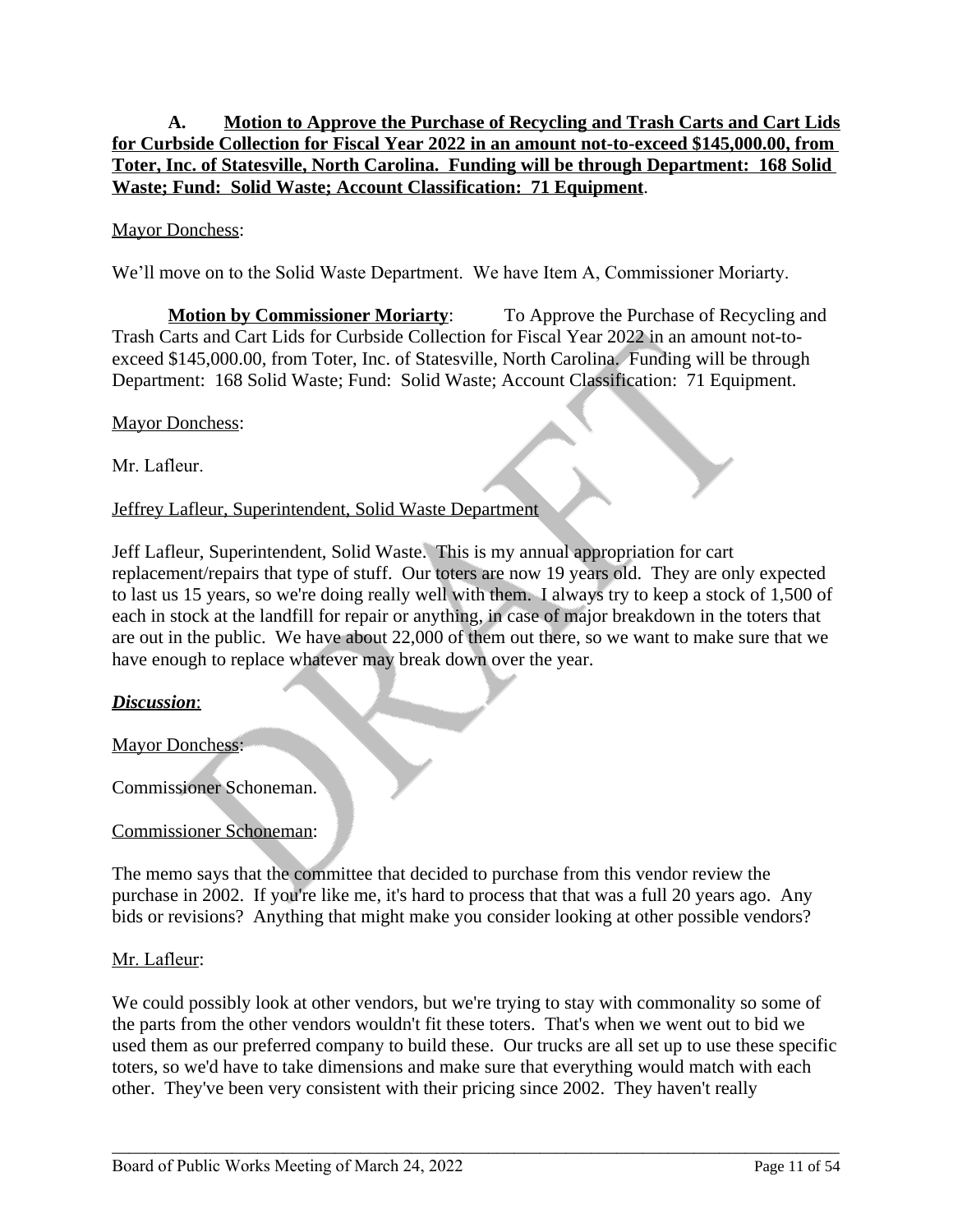**A. Motion to Approve the Purchase of Recycling and Trash Carts and Cart Lids for Curbside Collection for Fiscal Year 2022 in an amount not-to-exceed $145,000.00, from Toter, Inc. of Statesville, North Carolina. Funding will be through Department: 168 Solid Waste; Fund: Solid Waste; Account Classification: 71 Equipment**.

Mayor Donchess:

We'll move on to the Solid Waste Department. We have Item A, Commissioner Moriarty.

**Motion by Commissioner Moriarty**: To Approve the Purchase of Recycling and Trash Carts and Cart Lids for Curbside Collection for Fiscal Year 2022 in an amount not-to-exceed $145,000.00, from Toter, Inc. of Statesville, North Carolina. Funding will be through Department: 168 Solid Waste; Fund: Solid Waste; Account Classification: 71 Equipment.

Mayor Donchess:

Mr. Lafleur.

Jeffrey Lafleur, Superintendent, Solid Waste Department

Jeff Lafleur, Superintendent, Solid Waste. This is my annual appropriation for cart replacement/repairs that type of stuff. Our toters are now 19 years old. They are only expected to last us 15 years, so we're doing really well with them. I always try to keep a stock of 1,500 of each in stock at the landfill for repair or anything, in case of major breakdown in the toters that are out in the public. We have about 22,000 of them out there, so we want to make sure that we have enough to replace whatever may break down over the year.

***Discussion***:

Mayor Donchess:

Commissioner Schoneman.

Commissioner Schoneman:

The memo says that the committee that decided to purchase from this vendor review the purchase in 2002. If you're like me, it's hard to process that that was a full 20 years ago. Any bids or revisions? Anything that might make you consider looking at other possible vendors?

Mr. Lafleur:

We could possibly look at other vendors, but we're trying to stay with commonality so some of the parts from the other vendors wouldn't fit these toters. That's when we went out to bid we used them as our preferred company to build these. Our trucks are all set up to use these specific toters, so we'd have to take dimensions and make sure that everything would match with each other. They've been very consistent with their pricing since 2002. They haven't really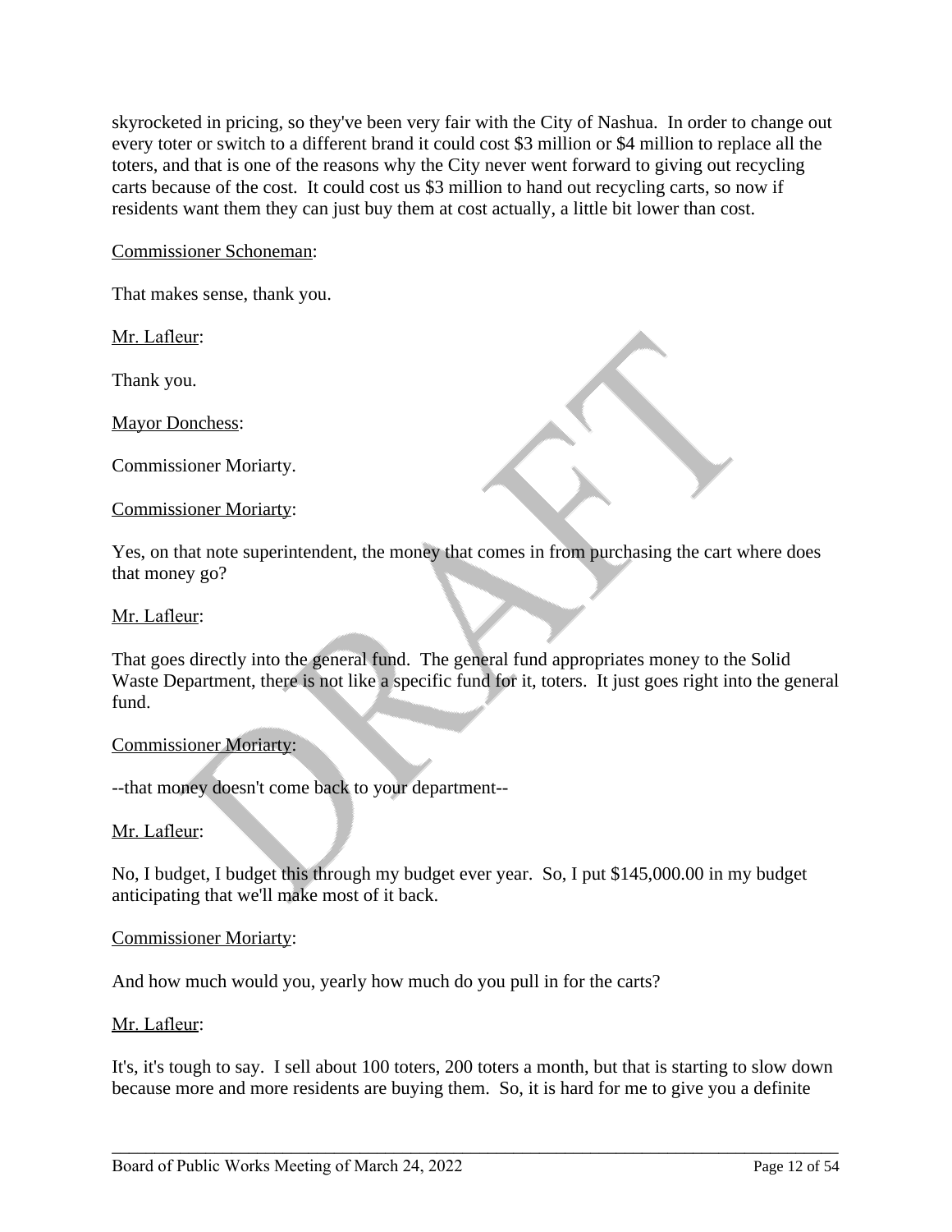skyrocketed in pricing, so they've been very fair with the City of Nashua. In order to change out every toter or switch to a different brand it could cost $3 million or $4 million to replace all the toters, and that is one of the reasons why the City never went forward to giving out recycling carts because of the cost. It could cost us $3 million to hand out recycling carts, so now if residents want them they can just buy them at cost actually, a little bit lower than cost.

Commissioner Schoneman:

That makes sense, thank you.

Mr. Lafleur:

Thank you.

Mayor Donchess:

Commissioner Moriarty.

Commissioner Moriarty:

Yes, on that note superintendent, the money that comes in from purchasing the cart where does that money go?

Mr. Lafleur:

That goes directly into the general fund. The general fund appropriates money to the Solid Waste Department, there is not like a specific fund for it, toters. It just goes right into the general fund.

Commissioner Moriarty:

--that money doesn't come back to your department--

Mr. Lafleur:

No, I budget, I budget this through my budget ever year. So, I put $145,000.00 in my budget anticipating that we'll make most of it back.

Commissioner Moriarty:

And how much would you, yearly how much do you pull in for the carts?

Mr. Lafleur:

It's, it's tough to say. I sell about 100 toters, 200 toters a month, but that is starting to slow down because more and more residents are buying them. So, it is hard for me to give you a definite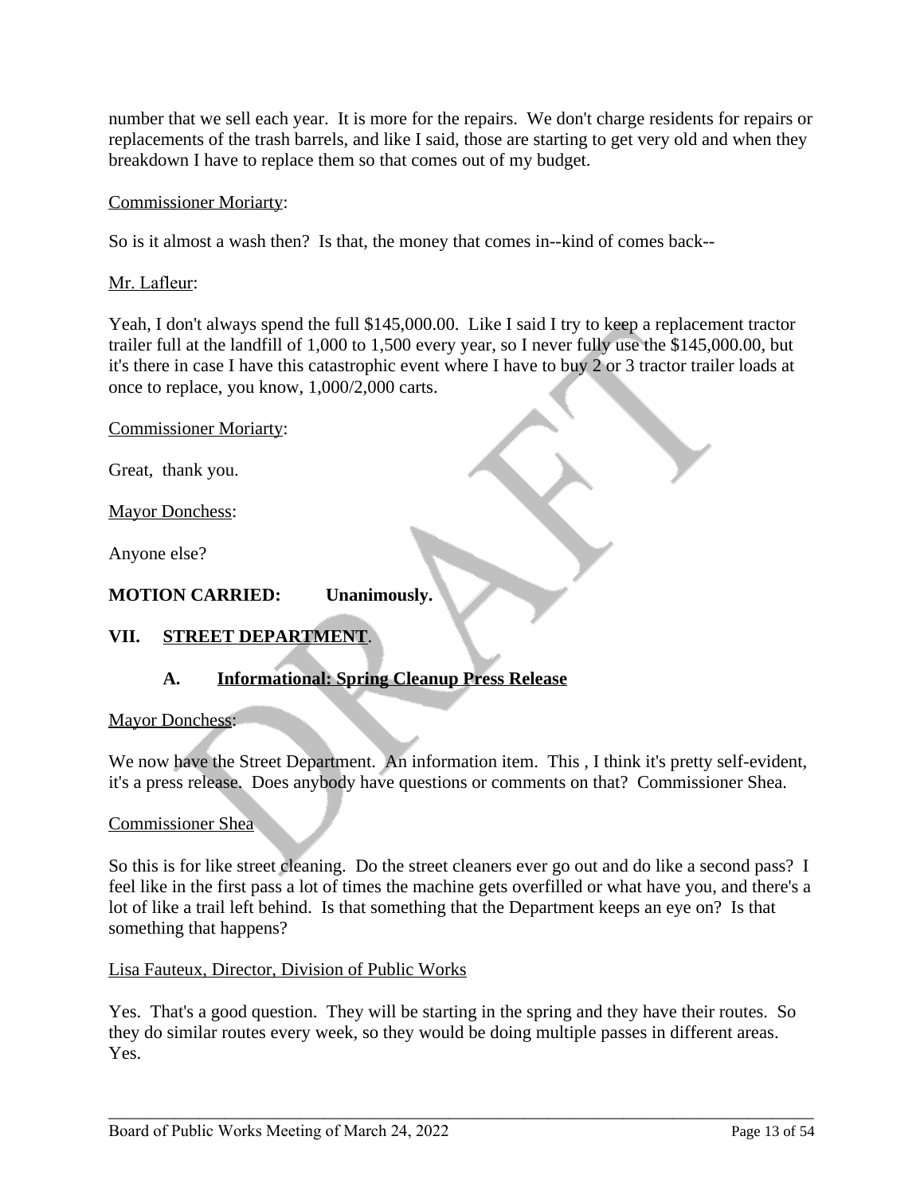number that we sell each year. It is more for the repairs. We don't charge residents for repairs or replacements of the trash barrels, and like I said, those are starting to get very old and when they breakdown I have to replace them so that comes out of my budget.

Commissioner Moriarty:

So is it almost a wash then? Is that, the money that comes in--kind of comes back--

Mr. Lafleur:

Yeah, I don't always spend the full $145,000.00. Like I said I try to keep a replacement tractor trailer full at the landfill of 1,000 to 1,500 every year, so I never fully use the $145,000.00, but it's there in case I have this catastrophic event where I have to buy 2 or 3 tractor trailer loads at once to replace, you know, 1,000/2,000 carts.

Commissioner Moriarty:

Great, thank you.

Mayor Donchess:

Anyone else?

**MOTION CARRIED: Unanimously.**

## VII. STREET DEPARTMENT.

### A. Informational: Spring Cleanup Press Release

Mayor Donchess:

We now have the Street Department. An information item. This , I think it's pretty self-evident, it's a press release. Does anybody have questions or comments on that? Commissioner Shea.

Commissioner Shea

So this is for like street cleaning. Do the street cleaners ever go out and do like a second pass? I feel like in the first pass a lot of times the machine gets overfilled or what have you, and there's a lot of like a trail left behind. Is that something that the Department keeps an eye on? Is that something that happens?

Lisa Fauteux, Director, Division of Public Works

Yes. That's a good question. They will be starting in the spring and they have their routes. So they do similar routes every week, so they would be doing multiple passes in different areas. Yes.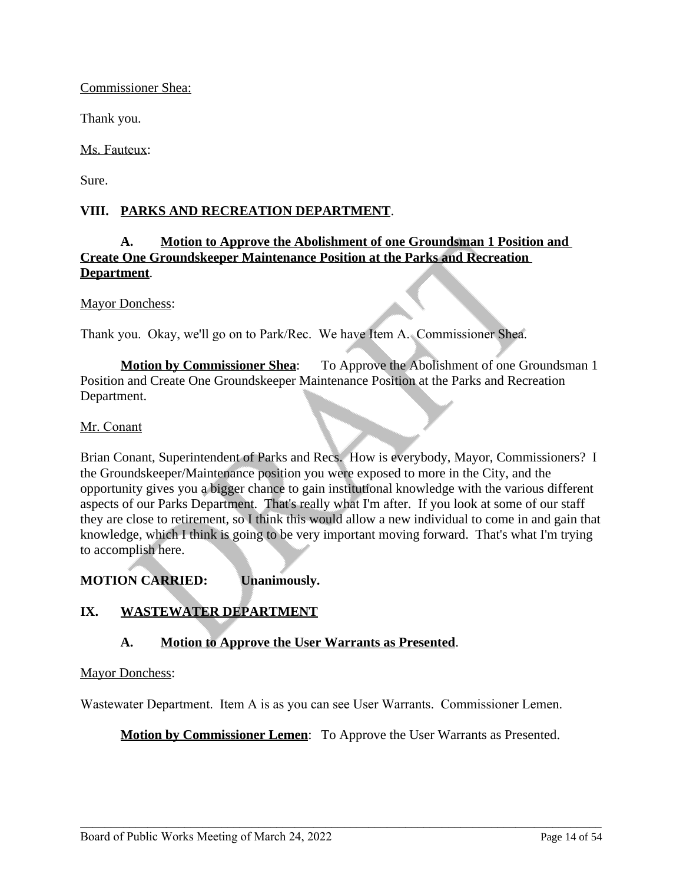Commissioner Shea:

Thank you.

Ms. Fauteux:

Sure.

## VIII. PARKS AND RECREATION DEPARTMENT.

### A. Motion to Approve the Abolishment of one Groundsman 1 Position and Create One Groundskeeper Maintenance Position at the Parks and Recreation Department.

Mayor Donchess:

Thank you. Okay, we'll go on to Park/Rec. We have Item A. Commissioner Shea.

**Motion by Commissioner Shea**: To Approve the Abolishment of one Groundsman 1 Position and Create One Groundskeeper Maintenance Position at the Parks and Recreation Department.

Mr. Conant

Brian Conant, Superintendent of Parks and Recs. How is everybody, Mayor, Commissioners? I the Groundskeeper/Maintenance position you were exposed to more in the City, and the opportunity gives you a bigger chance to gain institutional knowledge with the various different aspects of our Parks Department. That's really what I'm after. If you look at some of our staff they are close to retirement, so I think this would allow a new individual to come in and gain that knowledge, which I think is going to be very important moving forward. That's what I'm trying to accomplish here.

**MOTION CARRIED: Unanimously.**

## IX. WASTEWATER DEPARTMENT

### A. Motion to Approve the User Warrants as Presented.

Mayor Donchess:

Wastewater Department. Item A is as you can see User Warrants. Commissioner Lemen.

**Motion by Commissioner Lemen**: To Approve the User Warrants as Presented.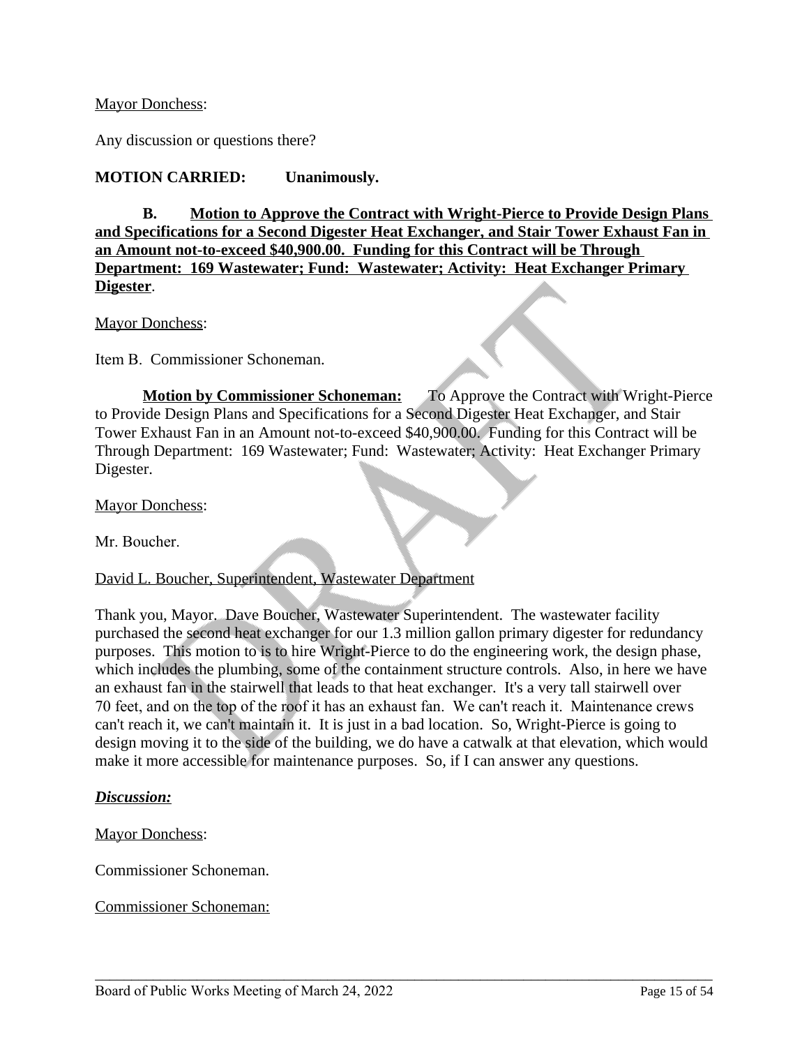Mayor Donchess:

Any discussion or questions there?

**MOTION CARRIED: Unanimously.**

**B. Motion to Approve the Contract with Wright-Pierce to Provide Design Plans and Specifications for a Second Digester Heat Exchanger, and Stair Tower Exhaust Fan in an Amount not-to-exceed $40,900.00. Funding for this Contract will be Through Department: 169 Wastewater; Fund: Wastewater; Activity: Heat Exchanger Primary Digester**.

Mayor Donchess:

Item B. Commissioner Schoneman.

**Motion by Commissioner Schoneman:** To Approve the Contract with Wright-Pierce to Provide Design Plans and Specifications for a Second Digester Heat Exchanger, and Stair Tower Exhaust Fan in an Amount not-to-exceed $40,900.00. Funding for this Contract will be Through Department: 169 Wastewater; Fund: Wastewater; Activity: Heat Exchanger Primary Digester.

Mayor Donchess:

Mr. Boucher.

David L. Boucher, Superintendent, Wastewater Department

Thank you, Mayor. Dave Boucher, Wastewater Superintendent. The wastewater facility purchased the second heat exchanger for our 1.3 million gallon primary digester for redundancy purposes. This motion to is to hire Wright-Pierce to do the engineering work, the design phase, which includes the plumbing, some of the containment structure controls. Also, in here we have an exhaust fan in the stairwell that leads to that heat exchanger. It's a very tall stairwell over 70 feet, and on the top of the roof it has an exhaust fan. We can't reach it. Maintenance crews can't reach it, we can't maintain it. It is just in a bad location. So, Wright-Pierce is going to design moving it to the side of the building, we do have a catwalk at that elevation, which would make it more accessible for maintenance purposes. So, if I can answer any questions.

***Discussion:***

Mayor Donchess:

Commissioner Schoneman.

Commissioner Schoneman: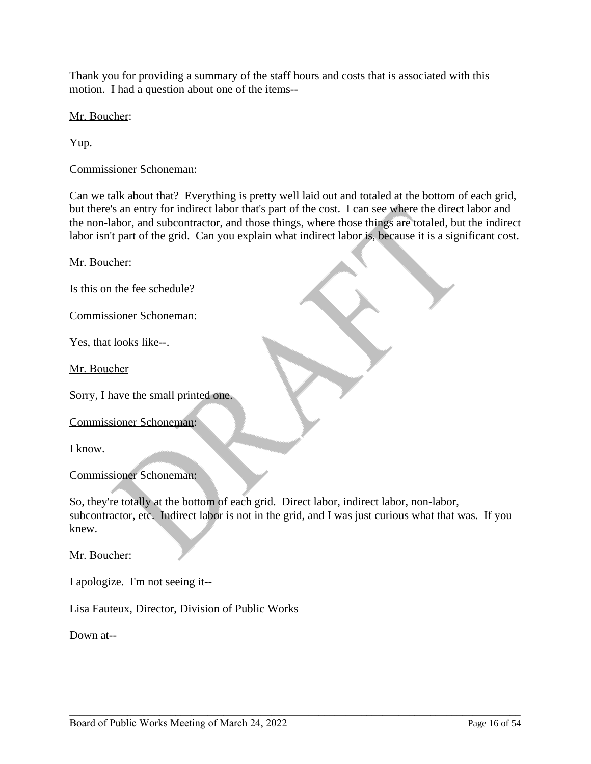Thank you for providing a summary of the staff hours and costs that is associated with this motion. I had a question about one of the items--

Mr. Boucher:

Yup.

Commissioner Schoneman:

Can we talk about that? Everything is pretty well laid out and totaled at the bottom of each grid, but there's an entry for indirect labor that's part of the cost. I can see where the direct labor and the non-labor, and subcontractor, and those things, where those things are totaled, but the indirect labor isn't part of the grid. Can you explain what indirect labor is, because it is a significant cost.

Mr. Boucher:

Is this on the fee schedule?

Commissioner Schoneman:

Yes, that looks like--.

Mr. Boucher

Sorry, I have the small printed one.

Commissioner Schoneman:

I know.

Commissioner Schoneman:

So, they're totally at the bottom of each grid. Direct labor, indirect labor, non-labor, subcontractor, etc. Indirect labor is not in the grid, and I was just curious what that was. If you knew.

Mr. Boucher:

I apologize. I'm not seeing it--

Lisa Fauteux, Director, Division of Public Works

Down at--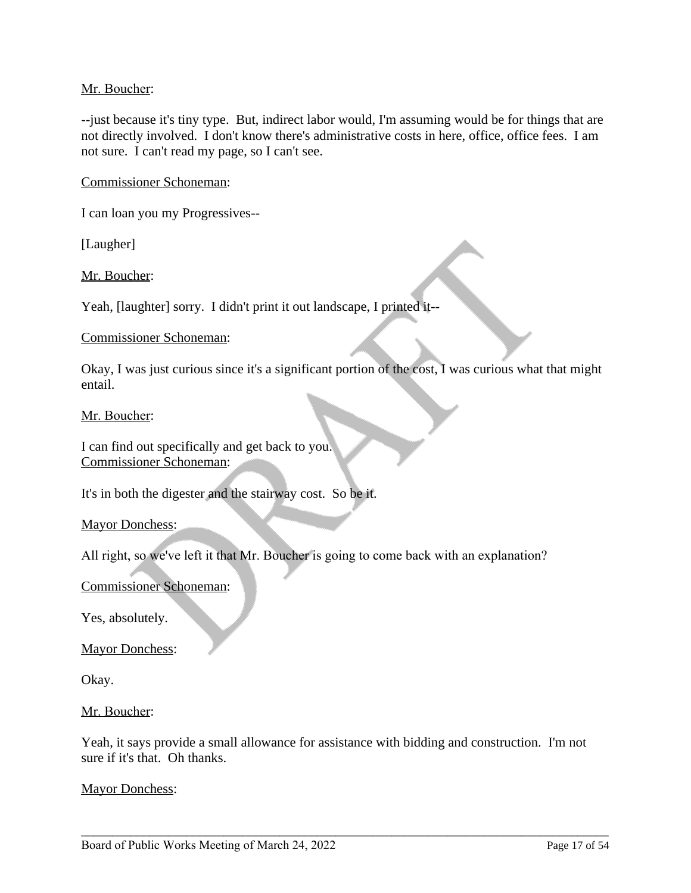Mr. Boucher:

--just because it's tiny type. But, indirect labor would, I'm assuming would be for things that are not directly involved. I don't know there's administrative costs in here, office, office fees. I am not sure. I can't read my page, so I can't see.

Commissioner Schoneman:

I can loan you my Progressives--

[Laugher]

Mr. Boucher:

Yeah, [laughter] sorry. I didn't print it out landscape, I printed it--

Commissioner Schoneman:

Okay, I was just curious since it's a significant portion of the cost, I was curious what that might entail.

Mr. Boucher:

I can find out specifically and get back to you.

Commissioner Schoneman:

It's in both the digester and the stairway cost. So be it.

Mayor Donchess:

All right, so we've left it that Mr. Boucher is going to come back with an explanation?

Commissioner Schoneman:

Yes, absolutely.

Mayor Donchess:

Okay.

Mr. Boucher:

Yeah, it says provide a small allowance for assistance with bidding and construction. I'm not sure if it's that. Oh thanks.

Mayor Donchess: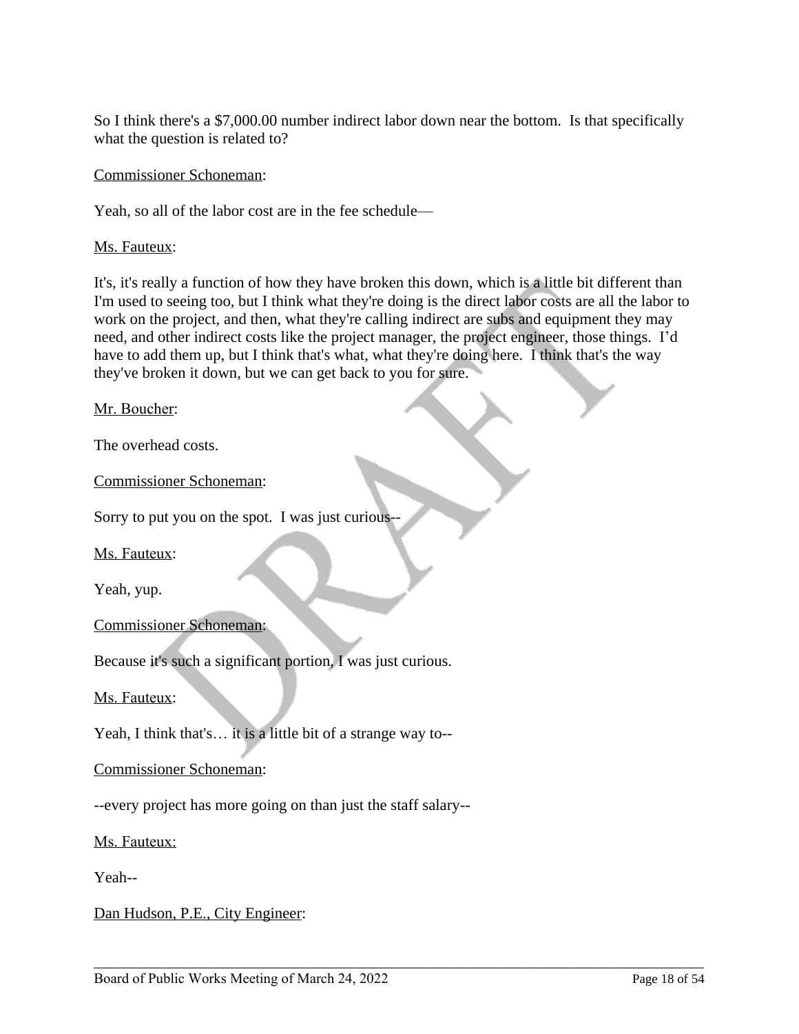So I think there's a $7,000.00 number indirect labor down near the bottom. Is that specifically what the question is related to?

Commissioner Schoneman:

Yeah, so all of the labor cost are in the fee schedule—

Ms. Fauteux:

It's, it's really a function of how they have broken this down, which is a little bit different than I'm used to seeing too, but I think what they're doing is the direct labor costs are all the labor to work on the project, and then, what they're calling indirect are subs and equipment they may need, and other indirect costs like the project manager, the project engineer, those things. I'd have to add them up, but I think that's what, what they're doing here. I think that's the way they've broken it down, but we can get back to you for sure.

Mr. Boucher:

The overhead costs.

Commissioner Schoneman:

Sorry to put you on the spot. I was just curious--

Ms. Fauteux:

Yeah, yup.

Commissioner Schoneman:

Because it's such a significant portion, I was just curious.

Ms. Fauteux:

Yeah, I think that's… it is a little bit of a strange way to--

Commissioner Schoneman:

--every project has more going on than just the staff salary--

Ms. Fauteux:

Yeah--

Dan Hudson, P.E., City Engineer: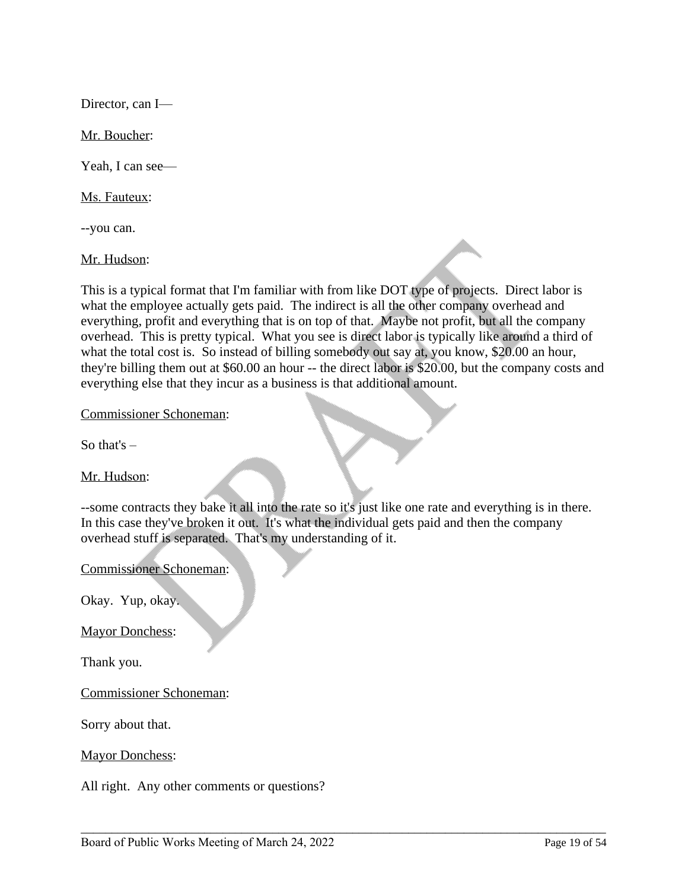Director, can I—

Mr. Boucher:

Yeah, I can see—

Ms. Fauteux:

--you can.

Mr. Hudson:

This is a typical format that I'm familiar with from like DOT type of projects. Direct labor is what the employee actually gets paid. The indirect is all the other company overhead and everything, profit and everything that is on top of that. Maybe not profit, but all the company overhead. This is pretty typical. What you see is direct labor is typically like around a third of what the total cost is. So instead of billing somebody out say at, you know, $20.00 an hour, they're billing them out at $60.00 an hour -- the direct labor is $20.00, but the company costs and everything else that they incur as a business is that additional amount.

Commissioner Schoneman:

So that's –

Mr. Hudson:

--some contracts they bake it all into the rate so it's just like one rate and everything is in there. In this case they've broken it out. It's what the individual gets paid and then the company overhead stuff is separated. That's my understanding of it.

Commissioner Schoneman:

Okay. Yup, okay.

Mayor Donchess:

Thank you.

Commissioner Schoneman:

Sorry about that.

Mayor Donchess:

All right. Any other comments or questions?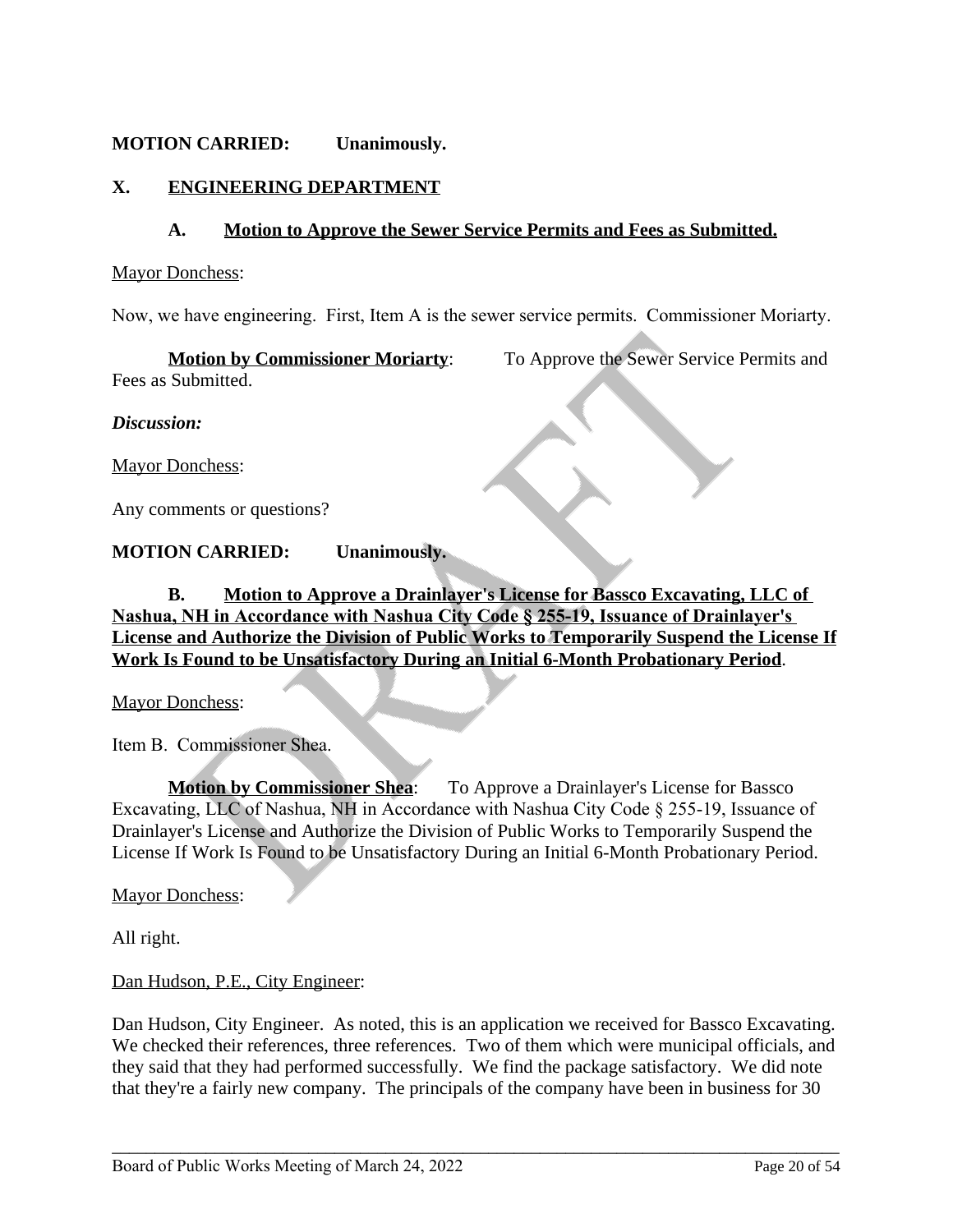**MOTION CARRIED: Unanimously.**

## X. ENGINEERING DEPARTMENT

### A. Motion to Approve the Sewer Service Permits and Fees as Submitted.

Mayor Donchess:

Now, we have engineering. First, Item A is the sewer service permits. Commissioner Moriarty.

**Motion by Commissioner Moriarty**: To Approve the Sewer Service Permits and Fees as Submitted.

***Discussion:***

Mayor Donchess:

Any comments or questions?

**MOTION CARRIED: Unanimously.**

### B. Motion to Approve a Drainlayer's License for Bassco Excavating, LLC of Nashua, NH in Accordance with Nashua City Code § 255-19, Issuance of Drainlayer's License and Authorize the Division of Public Works to Temporarily Suspend the License If Work Is Found to be Unsatisfactory During an Initial 6-Month Probationary Period.

Mayor Donchess:

Item B. Commissioner Shea.

**Motion by Commissioner Shea**: To Approve a Drainlayer's License for Bassco Excavating, LLC of Nashua, NH in Accordance with Nashua City Code § 255-19, Issuance of Drainlayer's License and Authorize the Division of Public Works to Temporarily Suspend the License If Work Is Found to be Unsatisfactory During an Initial 6-Month Probationary Period.

Mayor Donchess:

All right.

Dan Hudson, P.E., City Engineer:

Dan Hudson, City Engineer. As noted, this is an application we received for Bassco Excavating. We checked their references, three references. Two of them which were municipal officials, and they said that they had performed successfully. We find the package satisfactory. We did note that they're a fairly new company. The principals of the company have been in business for 30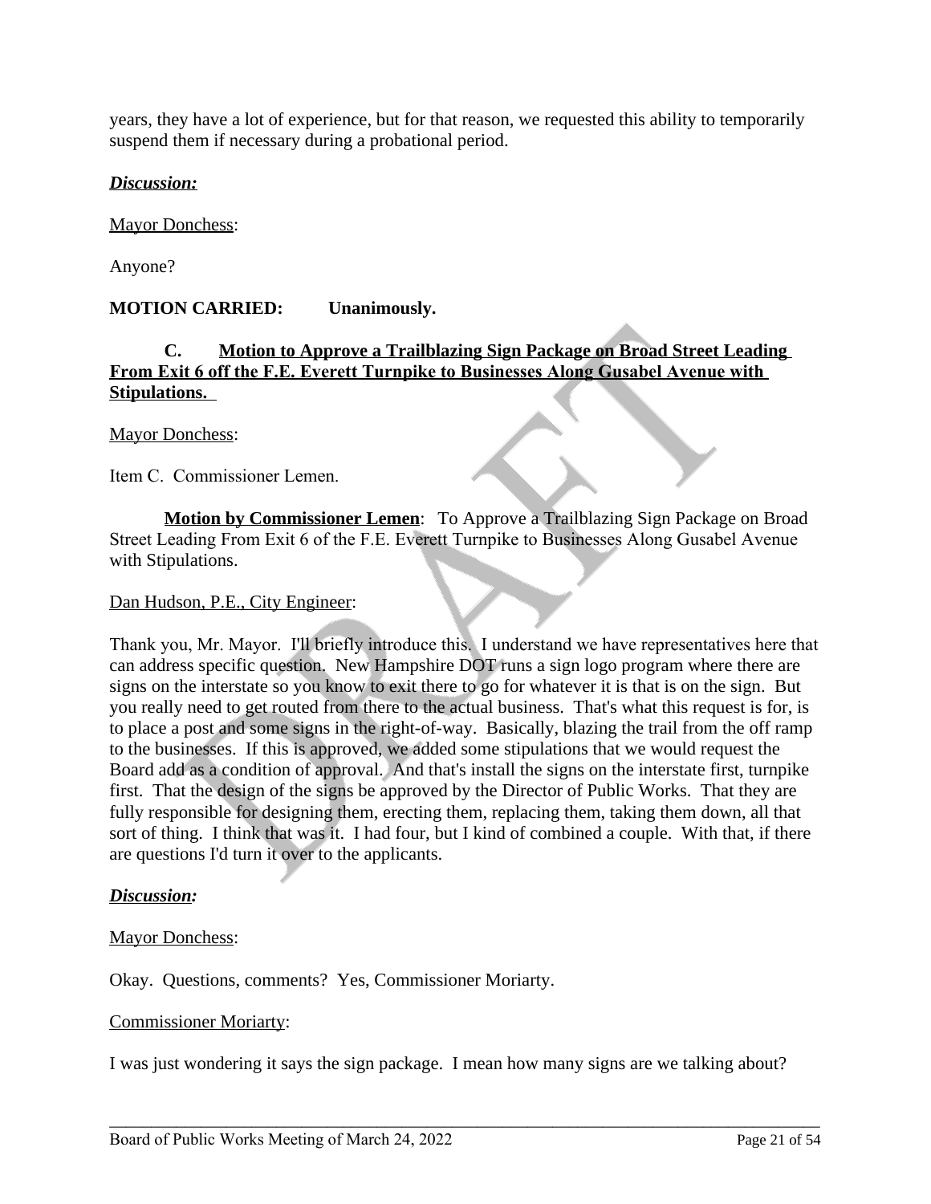years, they have a lot of experience, but for that reason, we requested this ability to temporarily suspend them if necessary during a probational period.

***Discussion:***

Mayor Donchess:

Anyone?

**MOTION CARRIED: Unanimously.**

**C. Motion to Approve a Trailblazing Sign Package on Broad Street Leading From Exit 6 off the F.E. Everett Turnpike to Businesses Along Gusabel Avenue with Stipulations.**

Mayor Donchess:

Item C. Commissioner Lemen.

**Motion by Commissioner Lemen**: To Approve a Trailblazing Sign Package on Broad Street Leading From Exit 6 of the F.E. Everett Turnpike to Businesses Along Gusabel Avenue with Stipulations.

Dan Hudson, P.E., City Engineer:

Thank you, Mr. Mayor. I'll briefly introduce this. I understand we have representatives here that can address specific question. New Hampshire DOT runs a sign logo program where there are signs on the interstate so you know to exit there to go for whatever it is that is on the sign. But you really need to get routed from there to the actual business. That's what this request is for, is to place a post and some signs in the right-of-way. Basically, blazing the trail from the off ramp to the businesses. If this is approved, we added some stipulations that we would request the Board add as a condition of approval. And that's install the signs on the interstate first, turnpike first. That the design of the signs be approved by the Director of Public Works. That they are fully responsible for designing them, erecting them, replacing them, taking them down, all that sort of thing. I think that was it. I had four, but I kind of combined a couple. With that, if there are questions I'd turn it over to the applicants.

***Discussion:***

Mayor Donchess:

Okay. Questions, comments? Yes, Commissioner Moriarty.

Commissioner Moriarty:

I was just wondering it says the sign package. I mean how many signs are we talking about?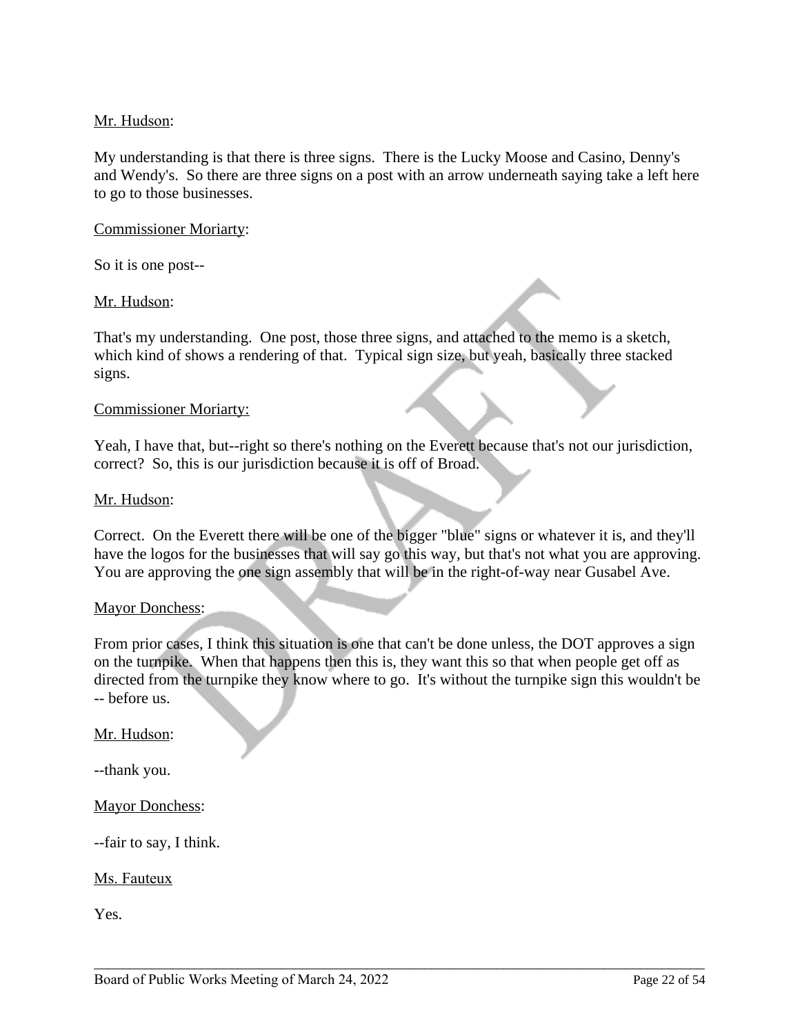Mr. Hudson:

My understanding is that there is three signs. There is the Lucky Moose and Casino, Denny's and Wendy's. So there are three signs on a post with an arrow underneath saying take a left here to go to those businesses.

Commissioner Moriarty:

So it is one post--

Mr. Hudson:

That's my understanding. One post, those three signs, and attached to the memo is a sketch, which kind of shows a rendering of that. Typical sign size, but yeah, basically three stacked signs.

Commissioner Moriarty:

Yeah, I have that, but--right so there's nothing on the Everett because that's not our jurisdiction, correct? So, this is our jurisdiction because it is off of Broad.

Mr. Hudson:

Correct. On the Everett there will be one of the bigger "blue" signs or whatever it is, and they'll have the logos for the businesses that will say go this way, but that's not what you are approving. You are approving the one sign assembly that will be in the right-of-way near Gusabel Ave.

Mayor Donchess:

From prior cases, I think this situation is one that can't be done unless, the DOT approves a sign on the turnpike. When that happens then this is, they want this so that when people get off as directed from the turnpike they know where to go. It's without the turnpike sign this wouldn't be -- before us.

Mr. Hudson:

--thank you.

Mayor Donchess:

--fair to say, I think.

Ms. Fauteux

Yes.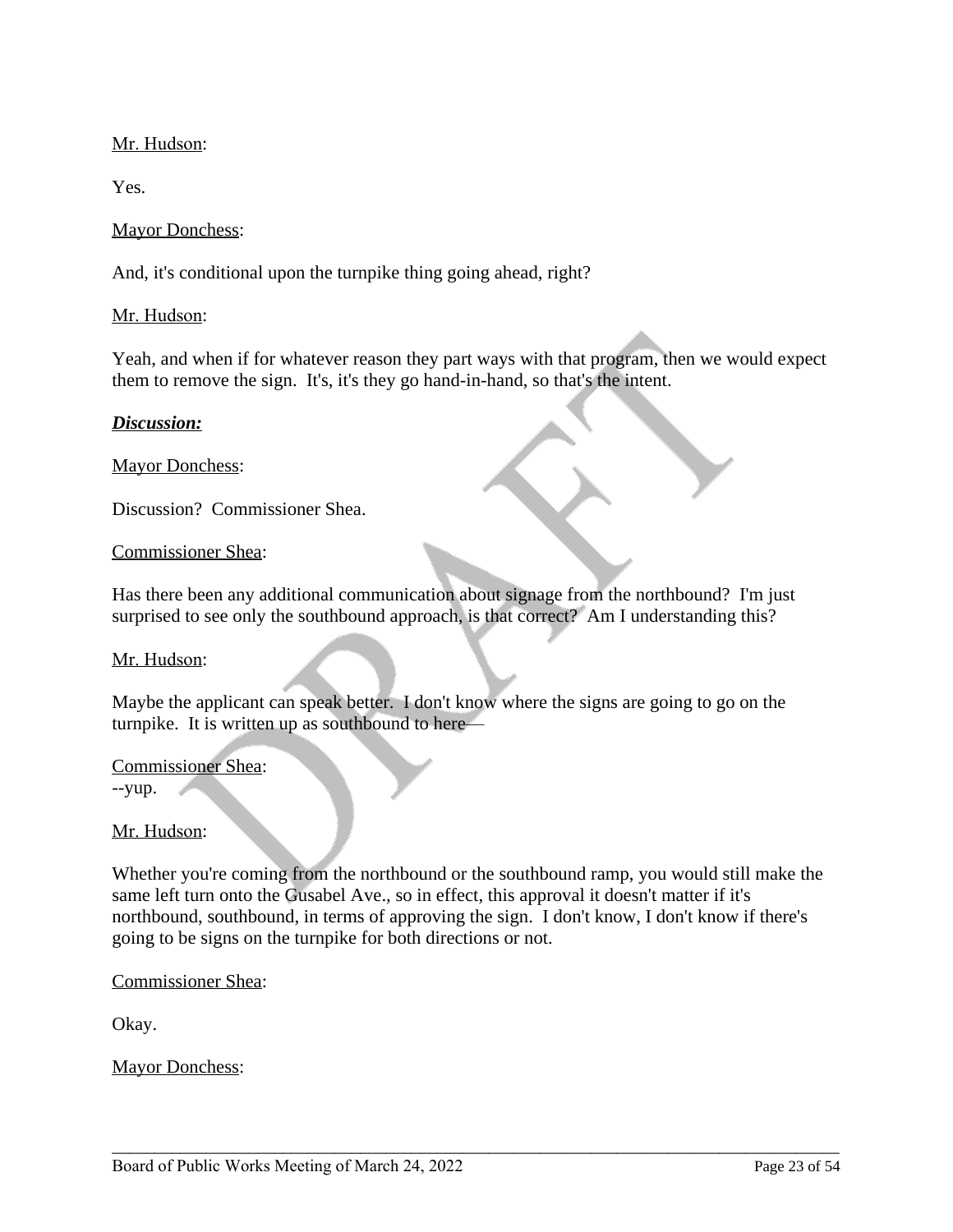Mr. Hudson:

Yes.

Mayor Donchess:

And, it's conditional upon the turnpike thing going ahead, right?

Mr. Hudson:

Yeah, and when if for whatever reason they part ways with that program, then we would expect them to remove the sign. It's, it's they go hand-in-hand, so that's the intent.

***Discussion:***

Mayor Donchess:

Discussion? Commissioner Shea.

Commissioner Shea:

Has there been any additional communication about signage from the northbound? I'm just surprised to see only the southbound approach, is that correct? Am I understanding this?

Mr. Hudson:

Maybe the applicant can speak better. I don't know where the signs are going to go on the turnpike. It is written up as southbound to here—

Commissioner Shea:
--yup.

Mr. Hudson:

Whether you're coming from the northbound or the southbound ramp, you would still make the same left turn onto the Gusabel Ave., so in effect, this approval it doesn't matter if it's northbound, southbound, in terms of approving the sign. I don't know, I don't know if there's going to be signs on the turnpike for both directions or not.

Commissioner Shea:

Okay.

Mayor Donchess: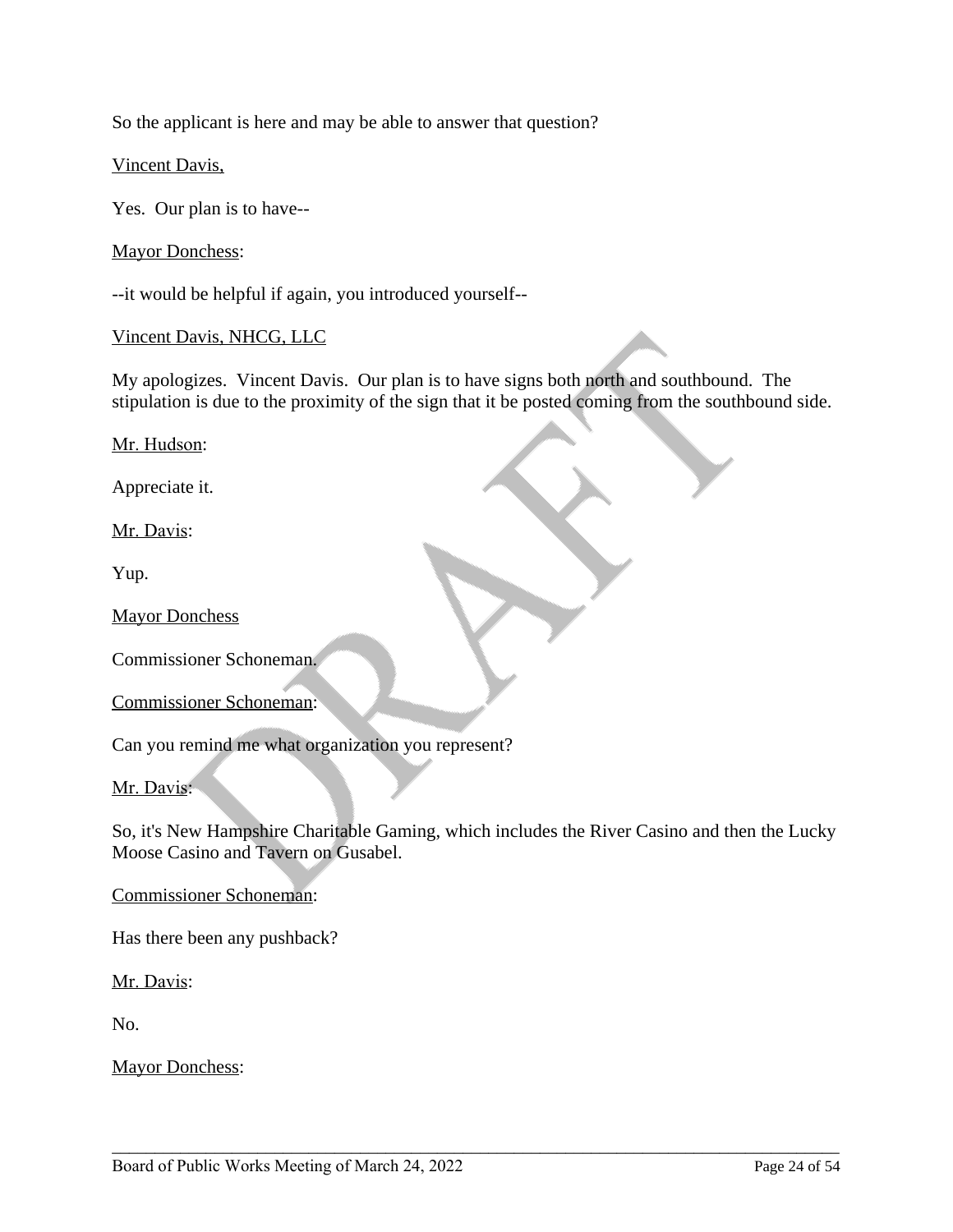So the applicant is here and may be able to answer that question?

Vincent Davis,

Yes. Our plan is to have--

Mayor Donchess:

--it would be helpful if again, you introduced yourself--

Vincent Davis, NHCG, LLC

My apologizes. Vincent Davis. Our plan is to have signs both north and southbound. The stipulation is due to the proximity of the sign that it be posted coming from the southbound side.

Mr. Hudson:

Appreciate it.

Mr. Davis:

Yup.

Mayor Donchess

Commissioner Schoneman.

Commissioner Schoneman:

Can you remind me what organization you represent?

Mr. Davis:

So, it's New Hampshire Charitable Gaming, which includes the River Casino and then the Lucky Moose Casino and Tavern on Gusabel.

Commissioner Schoneman:

Has there been any pushback?

Mr. Davis:

No.

Mayor Donchess: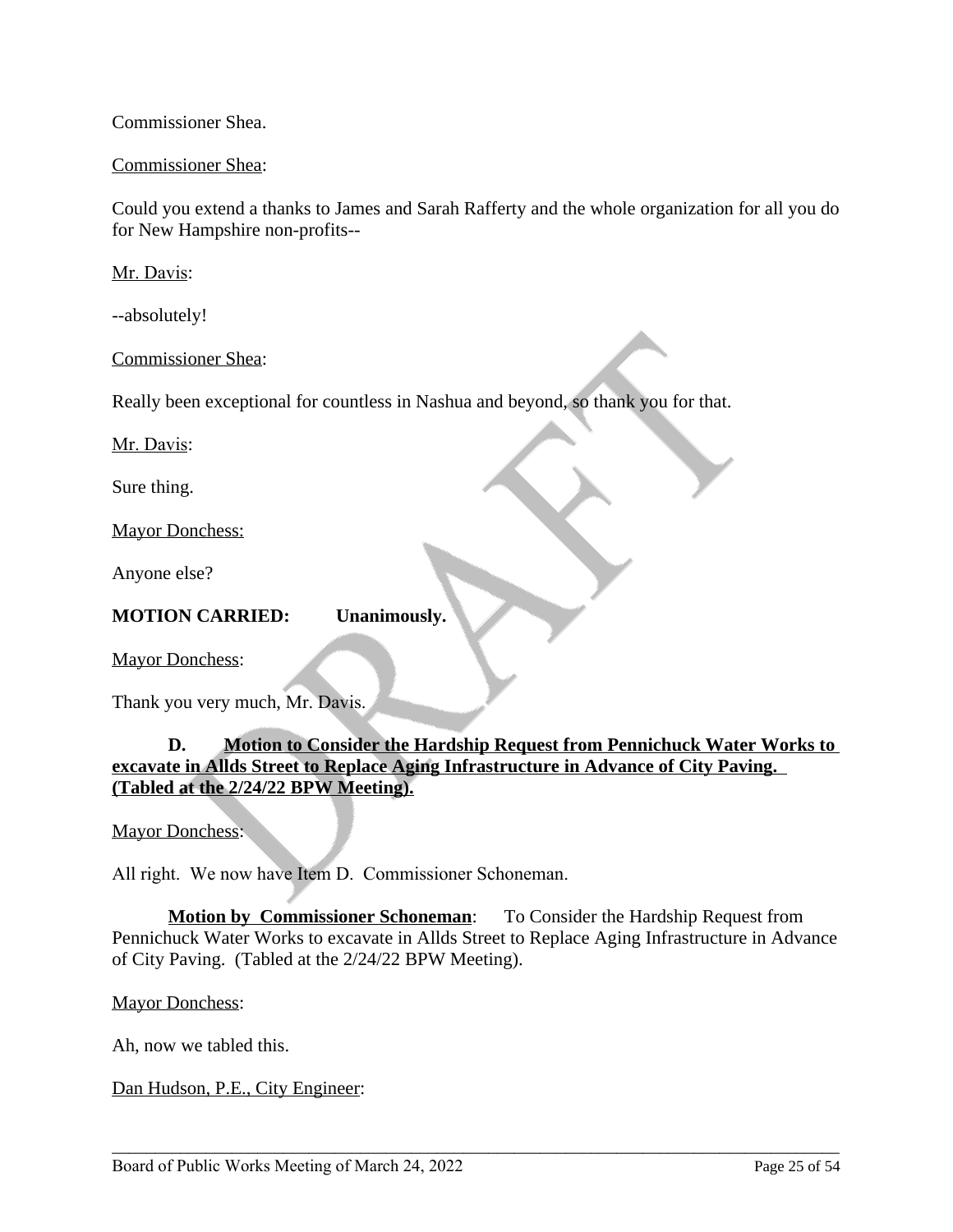Commissioner Shea.

Commissioner Shea:

Could you extend a thanks to James and Sarah Rafferty and the whole organization for all you do for New Hampshire non-profits--

Mr. Davis:

--absolutely!

Commissioner Shea:

Really been exceptional for countless in Nashua and beyond, so thank you for that.

Mr. Davis:

Sure thing.

Mayor Donchess:

Anyone else?

**MOTION CARRIED: Unanimously.**

Mayor Donchess:

Thank you very much, Mr. Davis.

**D. Motion to Consider the Hardship Request from Pennichuck Water Works to excavate in Allds Street to Replace Aging Infrastructure in Advance of City Paving. (Tabled at the 2/24/22 BPW Meeting).**

Mayor Donchess:

All right. We now have Item D. Commissioner Schoneman.

**Motion by Commissioner Schoneman**: To Consider the Hardship Request from Pennichuck Water Works to excavate in Allds Street to Replace Aging Infrastructure in Advance of City Paving. (Tabled at the 2/24/22 BPW Meeting).

Mayor Donchess:

Ah, now we tabled this.

Dan Hudson, P.E., City Engineer: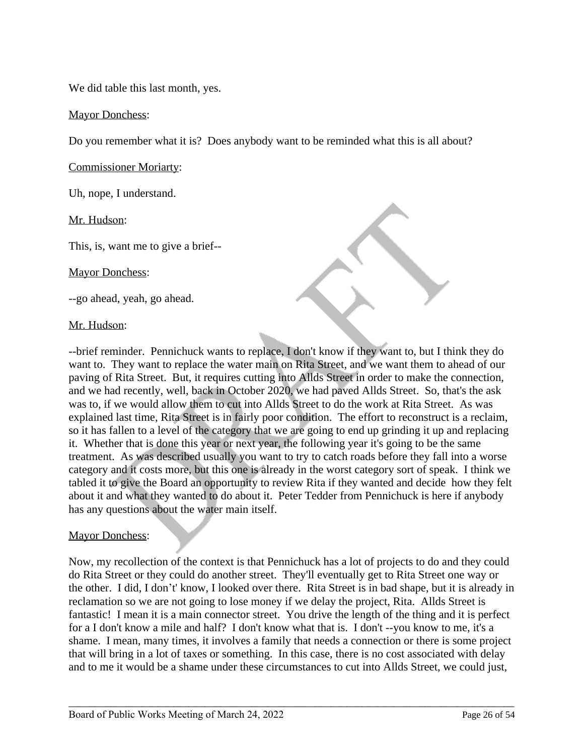We did table this last month, yes.

Mayor Donchess:

Do you remember what it is? Does anybody want to be reminded what this is all about?

Commissioner Moriarty:

Uh, nope, I understand.

Mr. Hudson:

This, is, want me to give a brief--

Mayor Donchess:

--go ahead, yeah, go ahead.

Mr. Hudson:

--brief reminder. Pennichuck wants to replace, I don't know if they want to, but I think they do want to. They want to replace the water main on Rita Street, and we want them to ahead of our paving of Rita Street. But, it requires cutting into Allds Street in order to make the connection, and we had recently, well, back in October 2020, we had paved Allds Street. So, that's the ask was to, if we would allow them to cut into Allds Street to do the work at Rita Street. As was explained last time, Rita Street is in fairly poor condition. The effort to reconstruct is a reclaim, so it has fallen to a level of the category that we are going to end up grinding it up and replacing it. Whether that is done this year or next year, the following year it's going to be the same treatment. As was described usually you want to try to catch roads before they fall into a worse category and it costs more, but this one is already in the worst category sort of speak. I think we tabled it to give the Board an opportunity to review Rita if they wanted and decide how they felt about it and what they wanted to do about it. Peter Tedder from Pennichuck is here if anybody has any questions about the water main itself.

Mayor Donchess:

Now, my recollection of the context is that Pennichuck has a lot of projects to do and they could do Rita Street or they could do another street. They'll eventually get to Rita Street one way or the other. I did, I don't' know, I looked over there. Rita Street is in bad shape, but it is already in reclamation so we are not going to lose money if we delay the project, Rita. Allds Street is fantastic! I mean it is a main connector street. You drive the length of the thing and it is perfect for a I don't know a mile and half? I don't know what that is. I don't --you know to me, it's a shame. I mean, many times, it involves a family that needs a connection or there is some project that will bring in a lot of taxes or something. In this case, there is no cost associated with delay and to me it would be a shame under these circumstances to cut into Allds Street, we could just,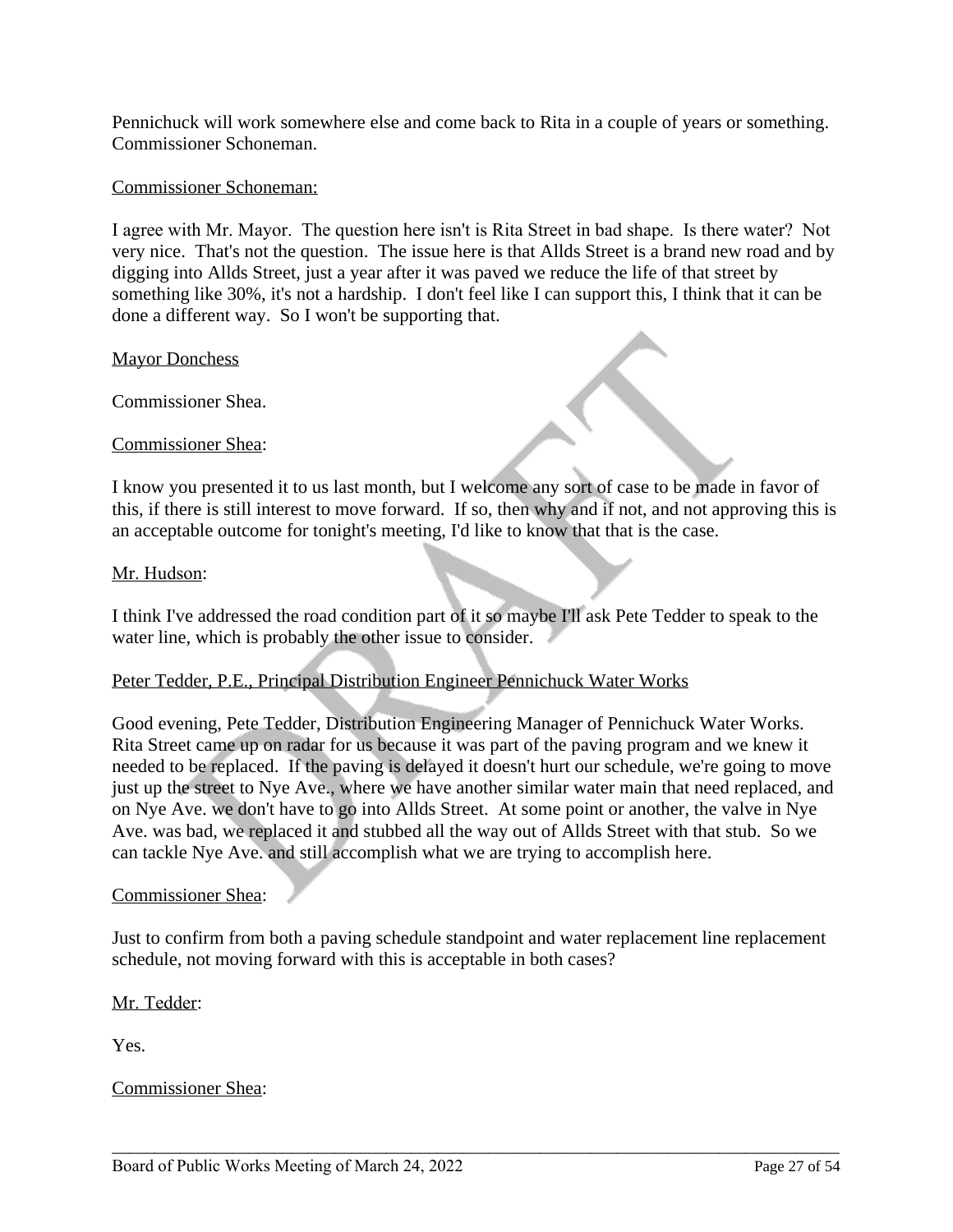Pennichuck will work somewhere else and come back to Rita in a couple of years or something. Commissioner Schoneman.

Commissioner Schoneman:

I agree with Mr. Mayor. The question here isn't is Rita Street in bad shape. Is there water? Not very nice. That's not the question. The issue here is that Allds Street is a brand new road and by digging into Allds Street, just a year after it was paved we reduce the life of that street by something like 30%, it's not a hardship. I don't feel like I can support this, I think that it can be done a different way. So I won't be supporting that.

Mayor Donchess

Commissioner Shea.

Commissioner Shea:

I know you presented it to us last month, but I welcome any sort of case to be made in favor of this, if there is still interest to move forward. If so, then why and if not, and not approving this is an acceptable outcome for tonight's meeting, I'd like to know that that is the case.

Mr. Hudson:

I think I've addressed the road condition part of it so maybe I'll ask Pete Tedder to speak to the water line, which is probably the other issue to consider.

Peter Tedder, P.E., Principal Distribution Engineer Pennichuck Water Works

Good evening, Pete Tedder, Distribution Engineering Manager of Pennichuck Water Works. Rita Street came up on radar for us because it was part of the paving program and we knew it needed to be replaced. If the paving is delayed it doesn't hurt our schedule, we're going to move just up the street to Nye Ave., where we have another similar water main that need replaced, and on Nye Ave. we don't have to go into Allds Street. At some point or another, the valve in Nye Ave. was bad, we replaced it and stubbed all the way out of Allds Street with that stub. So we can tackle Nye Ave. and still accomplish what we are trying to accomplish here.

Commissioner Shea:

Just to confirm from both a paving schedule standpoint and water replacement line replacement schedule, not moving forward with this is acceptable in both cases?

Mr. Tedder:

Yes.

Commissioner Shea: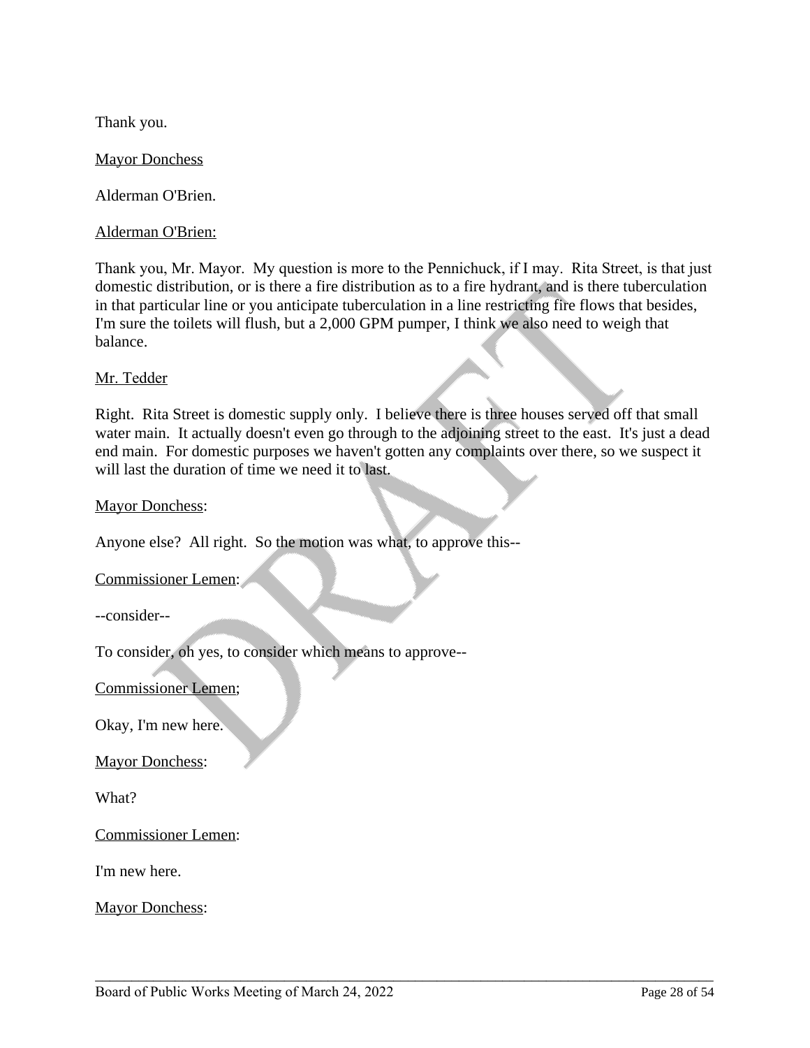Thank you.

Mayor Donchess

Alderman O'Brien.

Alderman O'Brien:

Thank you, Mr. Mayor. My question is more to the Pennichuck, if I may. Rita Street, is that just domestic distribution, or is there a fire distribution as to a fire hydrant, and is there tuberculation in that particular line or you anticipate tuberculation in a line restricting fire flows that besides, I'm sure the toilets will flush, but a 2,000 GPM pumper, I think we also need to weigh that balance.

Mr. Tedder

Right. Rita Street is domestic supply only. I believe there is three houses served off that small water main. It actually doesn't even go through to the adjoining street to the east. It's just a dead end main. For domestic purposes we haven't gotten any complaints over there, so we suspect it will last the duration of time we need it to last.

Mayor Donchess:

Anyone else? All right. So the motion was what, to approve this--

Commissioner Lemen:

--consider--

To consider, oh yes, to consider which means to approve--

Commissioner Lemen;

Okay, I'm new here.

Mayor Donchess:

What?

Commissioner Lemen:

I'm new here.

Mayor Donchess: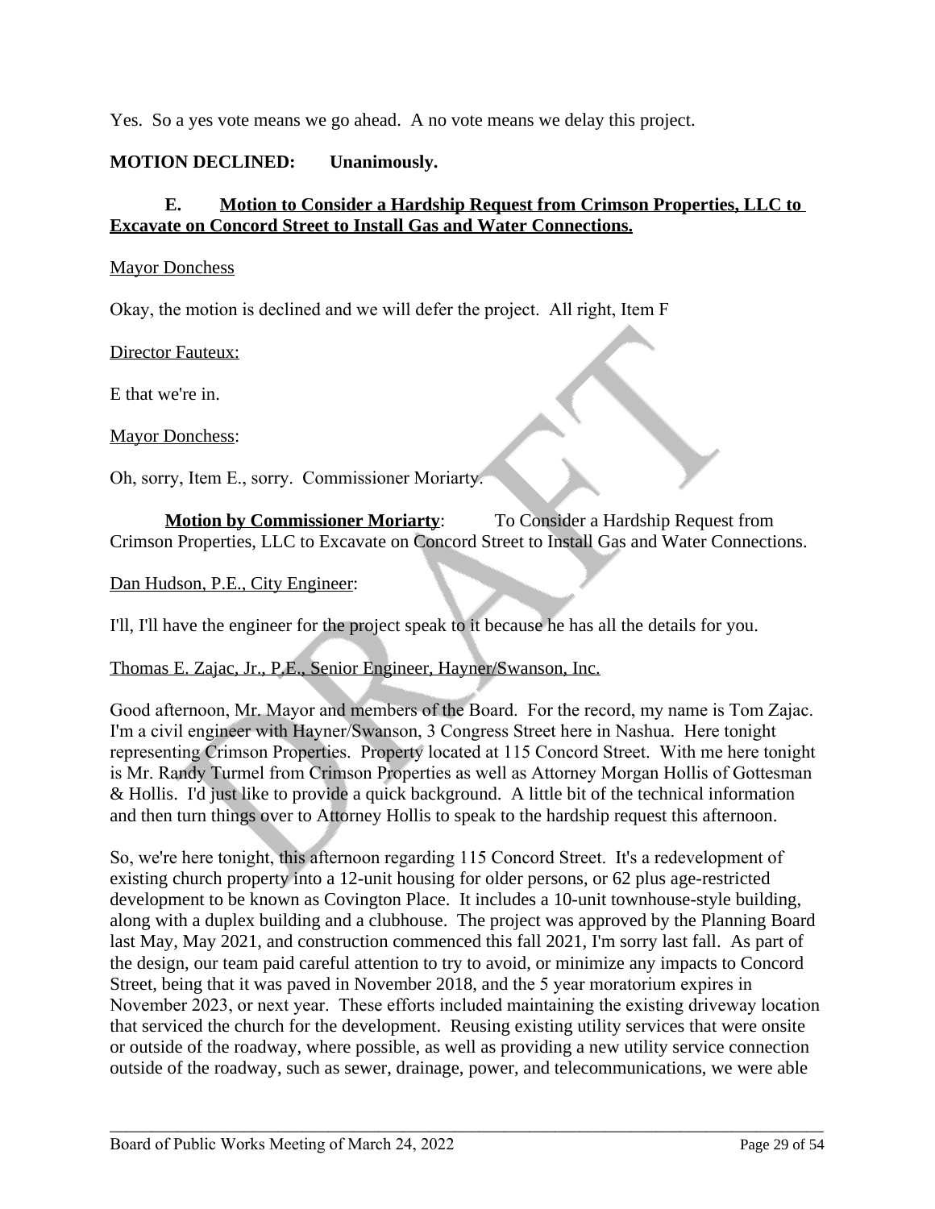Yes. So a yes vote means we go ahead. A no vote means we delay this project.

**MOTION DECLINED: Unanimously.**

**E. Motion to Consider a Hardship Request from Crimson Properties, LLC to Excavate on Concord Street to Install Gas and Water Connections.**

Mayor Donchess

Okay, the motion is declined and we will defer the project. All right, Item F

Director Fauteux:

E that we're in.

Mayor Donchess:

Oh, sorry, Item E., sorry. Commissioner Moriarty.

**Motion by Commissioner Moriarty**: To Consider a Hardship Request from Crimson Properties, LLC to Excavate on Concord Street to Install Gas and Water Connections.

Dan Hudson, P.E., City Engineer:

I'll, I'll have the engineer for the project speak to it because he has all the details for you.

Thomas E. Zajac, Jr., P.E., Senior Engineer, Hayner/Swanson, Inc.

Good afternoon, Mr. Mayor and members of the Board. For the record, my name is Tom Zajac. I'm a civil engineer with Hayner/Swanson, 3 Congress Street here in Nashua. Here tonight representing Crimson Properties. Property located at 115 Concord Street. With me here tonight is Mr. Randy Turmel from Crimson Properties as well as Attorney Morgan Hollis of Gottesman & Hollis. I'd just like to provide a quick background. A little bit of the technical information and then turn things over to Attorney Hollis to speak to the hardship request this afternoon.

So, we're here tonight, this afternoon regarding 115 Concord Street. It's a redevelopment of existing church property into a 12-unit housing for older persons, or 62 plus age-restricted development to be known as Covington Place. It includes a 10-unit townhouse-style building, along with a duplex building and a clubhouse. The project was approved by the Planning Board last May, May 2021, and construction commenced this fall 2021, I'm sorry last fall. As part of the design, our team paid careful attention to try to avoid, or minimize any impacts to Concord Street, being that it was paved in November 2018, and the 5 year moratorium expires in November 2023, or next year. These efforts included maintaining the existing driveway location that serviced the church for the development. Reusing existing utility services that were onsite or outside of the roadway, where possible, as well as providing a new utility service connection outside of the roadway, such as sewer, drainage, power, and telecommunications, we were able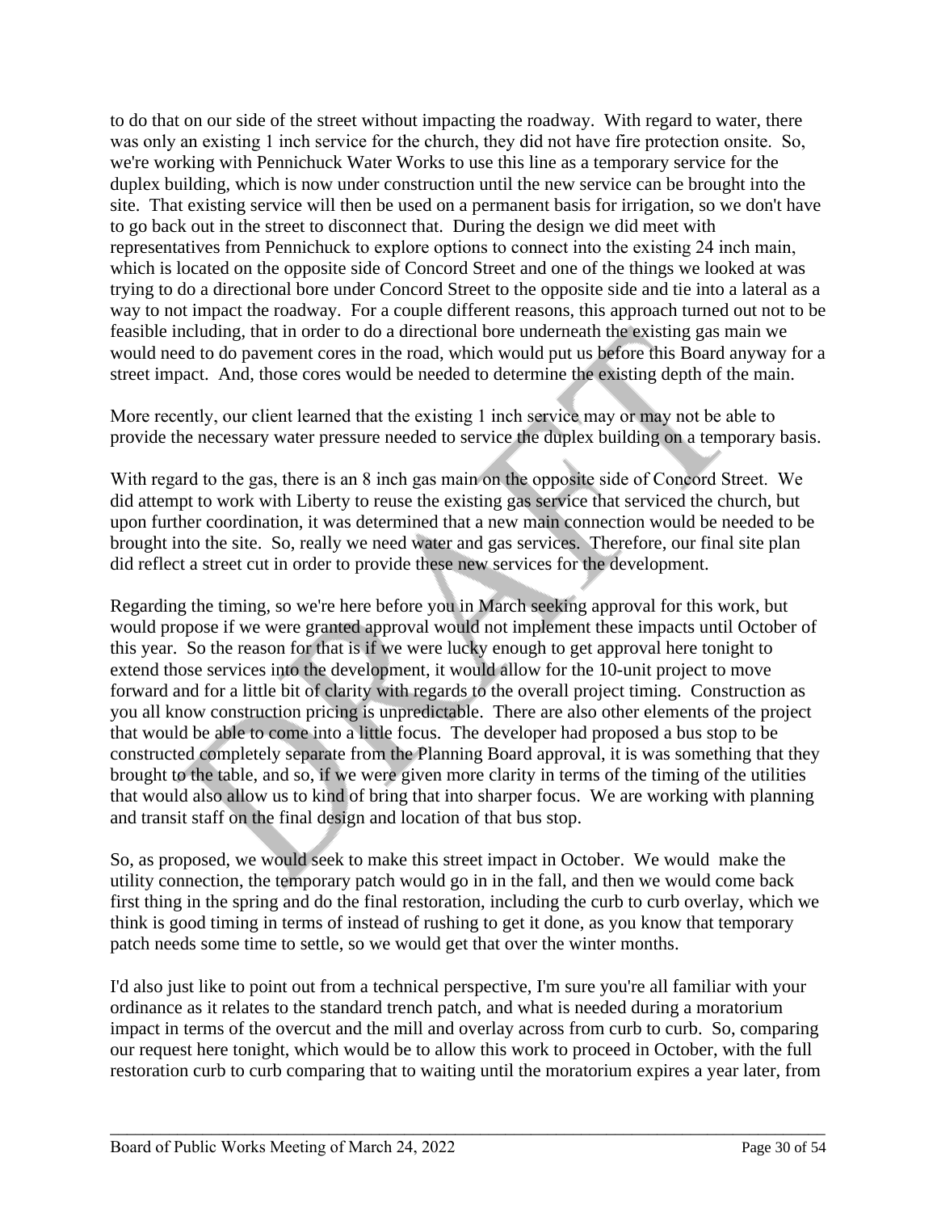to do that on our side of the street without impacting the roadway. With regard to water, there was only an existing 1 inch service for the church, they did not have fire protection onsite. So, we're working with Pennichuck Water Works to use this line as a temporary service for the duplex building, which is now under construction until the new service can be brought into the site. That existing service will then be used on a permanent basis for irrigation, so we don't have to go back out in the street to disconnect that. During the design we did meet with representatives from Pennichuck to explore options to connect into the existing 24 inch main, which is located on the opposite side of Concord Street and one of the things we looked at was trying to do a directional bore under Concord Street to the opposite side and tie into a lateral as a way to not impact the roadway. For a couple different reasons, this approach turned out not to be feasible including, that in order to do a directional bore underneath the existing gas main we would need to do pavement cores in the road, which would put us before this Board anyway for a street impact. And, those cores would be needed to determine the existing depth of the main.

More recently, our client learned that the existing 1 inch service may or may not be able to provide the necessary water pressure needed to service the duplex building on a temporary basis.

With regard to the gas, there is an 8 inch gas main on the opposite side of Concord Street. We did attempt to work with Liberty to reuse the existing gas service that serviced the church, but upon further coordination, it was determined that a new main connection would be needed to be brought into the site. So, really we need water and gas services. Therefore, our final site plan did reflect a street cut in order to provide these new services for the development.

Regarding the timing, so we're here before you in March seeking approval for this work, but would propose if we were granted approval would not implement these impacts until October of this year. So the reason for that is if we were lucky enough to get approval here tonight to extend those services into the development, it would allow for the 10-unit project to move forward and for a little bit of clarity with regards to the overall project timing. Construction as you all know construction pricing is unpredictable. There are also other elements of the project that would be able to come into a little focus. The developer had proposed a bus stop to be constructed completely separate from the Planning Board approval, it is was something that they brought to the table, and so, if we were given more clarity in terms of the timing of the utilities that would also allow us to kind of bring that into sharper focus. We are working with planning and transit staff on the final design and location of that bus stop.

So, as proposed, we would seek to make this street impact in October. We would make the utility connection, the temporary patch would go in in the fall, and then we would come back first thing in the spring and do the final restoration, including the curb to curb overlay, which we think is good timing in terms of instead of rushing to get it done, as you know that temporary patch needs some time to settle, so we would get that over the winter months.

I'd also just like to point out from a technical perspective, I'm sure you're all familiar with your ordinance as it relates to the standard trench patch, and what is needed during a moratorium impact in terms of the overcut and the mill and overlay across from curb to curb. So, comparing our request here tonight, which would be to allow this work to proceed in October, with the full restoration curb to curb comparing that to waiting until the moratorium expires a year later, from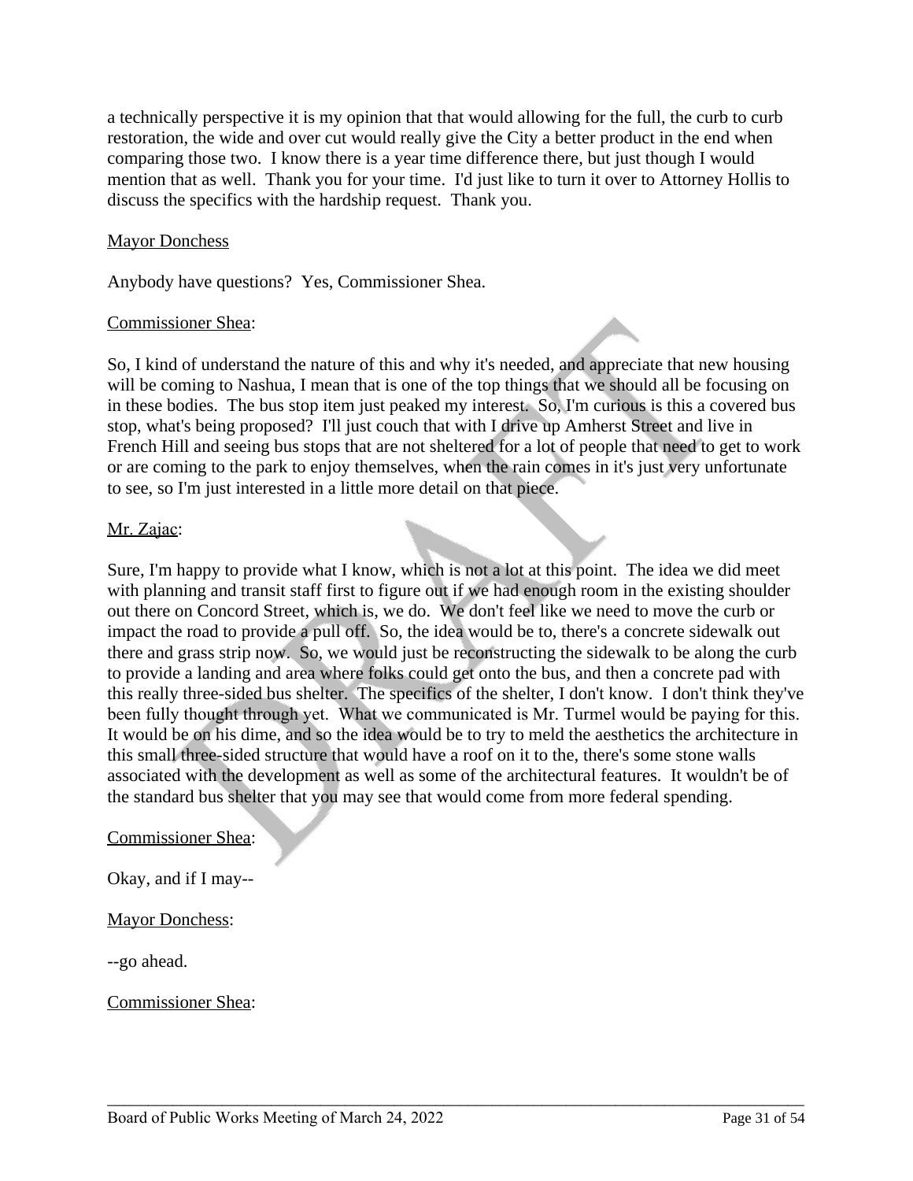a technically perspective it is my opinion that that would allowing for the full, the curb to curb restoration, the wide and over cut would really give the City a better product in the end when comparing those two. I know there is a year time difference there, but just though I would mention that as well. Thank you for your time. I'd just like to turn it over to Attorney Hollis to discuss the specifics with the hardship request. Thank you.

<u>Mayor Donchess</u>

Anybody have questions? Yes, Commissioner Shea.

<u>Commissioner Shea</u>:

So, I kind of understand the nature of this and why it's needed, and appreciate that new housing will be coming to Nashua, I mean that is one of the top things that we should all be focusing on in these bodies. The bus stop item just peaked my interest. So, I'm curious is this a covered bus stop, what's being proposed? I'll just couch that with I drive up Amherst Street and live in French Hill and seeing bus stops that are not sheltered for a lot of people that need to get to work or are coming to the park to enjoy themselves, when the rain comes in it's just very unfortunate to see, so I'm just interested in a little more detail on that piece.

<u>Mr. Zajac</u>:

Sure, I'm happy to provide what I know, which is not a lot at this point. The idea we did meet with planning and transit staff first to figure out if we had enough room in the existing shoulder out there on Concord Street, which is, we do. We don't feel like we need to move the curb or impact the road to provide a pull off. So, the idea would be to, there's a concrete sidewalk out there and grass strip now. So, we would just be reconstructing the sidewalk to be along the curb to provide a landing and area where folks could get onto the bus, and then a concrete pad with this really three-sided bus shelter. The specifics of the shelter, I don't know. I don't think they've been fully thought through yet. What we communicated is Mr. Turmel would be paying for this. It would be on his dime, and so the idea would be to try to meld the aesthetics the architecture in this small three-sided structure that would have a roof on it to the, there's some stone walls associated with the development as well as some of the architectural features. It wouldn't be of the standard bus shelter that you may see that would come from more federal spending.

<u>Commissioner Shea</u>:

Okay, and if I may--

<u>Mayor Donchess</u>:

--go ahead.

<u>Commissioner Shea</u>: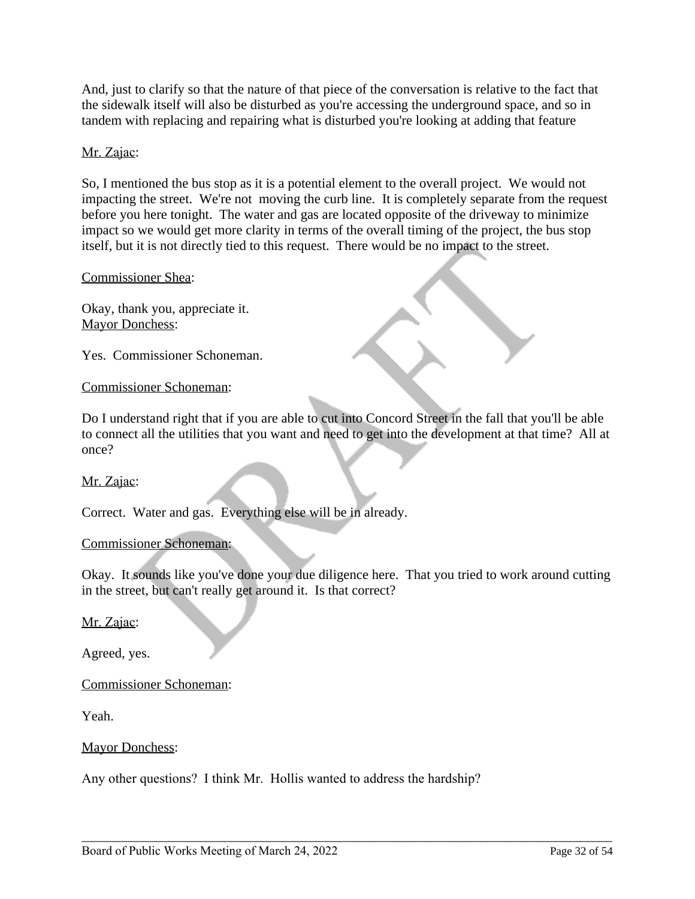And, just to clarify so that the nature of that piece of the conversation is relative to the fact that the sidewalk itself will also be disturbed as you're accessing the underground space, and so in tandem with replacing and repairing what is disturbed you're looking at adding that feature

Mr. Zajac:

So, I mentioned the bus stop as it is a potential element to the overall project. We would not impacting the street. We're not moving the curb line. It is completely separate from the request before you here tonight. The water and gas are located opposite of the driveway to minimize impact so we would get more clarity in terms of the overall timing of the project, the bus stop itself, but it is not directly tied to this request. There would be no impact to the street.

Commissioner Shea:

Okay, thank you, appreciate it.

Mayor Donchess:

Yes. Commissioner Schoneman.

Commissioner Schoneman:

Do I understand right that if you are able to cut into Concord Street in the fall that you'll be able to connect all the utilities that you want and need to get into the development at that time? All at once?

Mr. Zajac:

Correct. Water and gas. Everything else will be in already.

Commissioner Schoneman:

Okay. It sounds like you've done your due diligence here. That you tried to work around cutting in the street, but can't really get around it. Is that correct?

Mr. Zajac:

Agreed, yes.

Commissioner Schoneman:

Yeah.

Mayor Donchess:

Any other questions? I think Mr. Hollis wanted to address the hardship?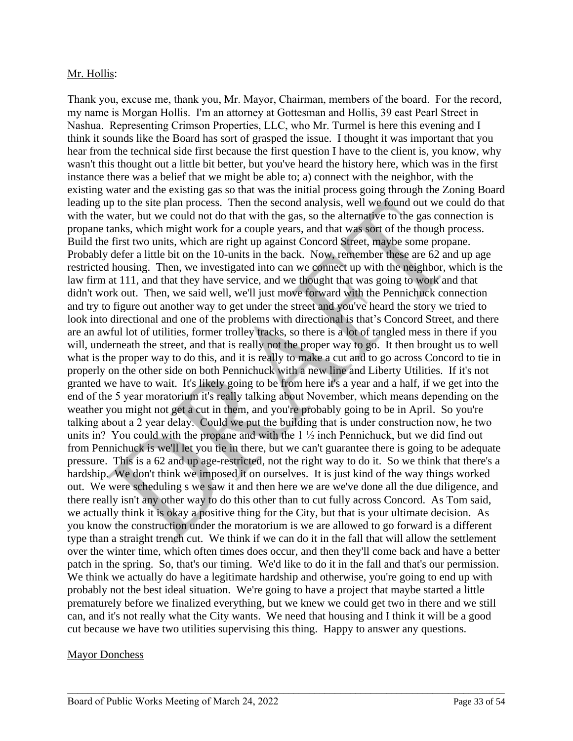Mr. Hollis:

Thank you, excuse me, thank you, Mr. Mayor, Chairman, members of the board. For the record, my name is Morgan Hollis. I'm an attorney at Gottesman and Hollis, 39 east Pearl Street in Nashua. Representing Crimson Properties, LLC, who Mr. Turmel is here this evening and I think it sounds like the Board has sort of grasped the issue. I thought it was important that you hear from the technical side first because the first question I have to the client is, you know, why wasn't this thought out a little bit better, but you've heard the history here, which was in the first instance there was a belief that we might be able to; a) connect with the neighbor, with the existing water and the existing gas so that was the initial process going through the Zoning Board leading up to the site plan process. Then the second analysis, well we found out we could do that with the water, but we could not do that with the gas, so the alternative to the gas connection is propane tanks, which might work for a couple years, and that was sort of the though process. Build the first two units, which are right up against Concord Street, maybe some propane. Probably defer a little bit on the 10-units in the back. Now, remember these are 62 and up age restricted housing. Then, we investigated into can we connect up with the neighbor, which is the law firm at 111, and that they have service, and we thought that was going to work and that didn't work out. Then, we said well, we'll just move forward with the Pennichuck connection and try to figure out another way to get under the street and you've heard the story we tried to look into directional and one of the problems with directional is that's Concord Street, and there are an awful lot of utilities, former trolley tracks, so there is a lot of tangled mess in there if you will, underneath the street, and that is really not the proper way to go. It then brought us to well what is the proper way to do this, and it is really to make a cut and to go across Concord to tie in properly on the other side on both Pennichuck with a new line and Liberty Utilities. If it's not granted we have to wait. It's likely going to be from here it's a year and a half, if we get into the end of the 5 year moratorium it's really talking about November, which means depending on the weather you might not get a cut in them, and you're probably going to be in April. So you're talking about a 2 year delay. Could we put the building that is under construction now, he two units in? You could with the propane and with the 1 ½ inch Pennichuck, but we did find out from Pennichuck is we'll let you tie in there, but we can't guarantee there is going to be adequate pressure. This is a 62 and up age-restricted, not the right way to do it. So we think that there's a hardship. We don't think we imposed it on ourselves. It is just kind of the way things worked out. We were scheduling s we saw it and then here we are we've done all the due diligence, and there really isn't any other way to do this other than to cut fully across Concord. As Tom said, we actually think it is okay a positive thing for the City, but that is your ultimate decision. As you know the construction under the moratorium is we are allowed to go forward is a different type than a straight trench cut. We think if we can do it in the fall that will allow the settlement over the winter time, which often times does occur, and then they'll come back and have a better patch in the spring. So, that's our timing. We'd like to do it in the fall and that's our permission. We think we actually do have a legitimate hardship and otherwise, you're going to end up with probably not the best ideal situation. We're going to have a project that maybe started a little prematurely before we finalized everything, but we knew we could get two in there and we still can, and it's not really what the City wants. We need that housing and I think it will be a good cut because we have two utilities supervising this thing. Happy to answer any questions.

Mayor Donchess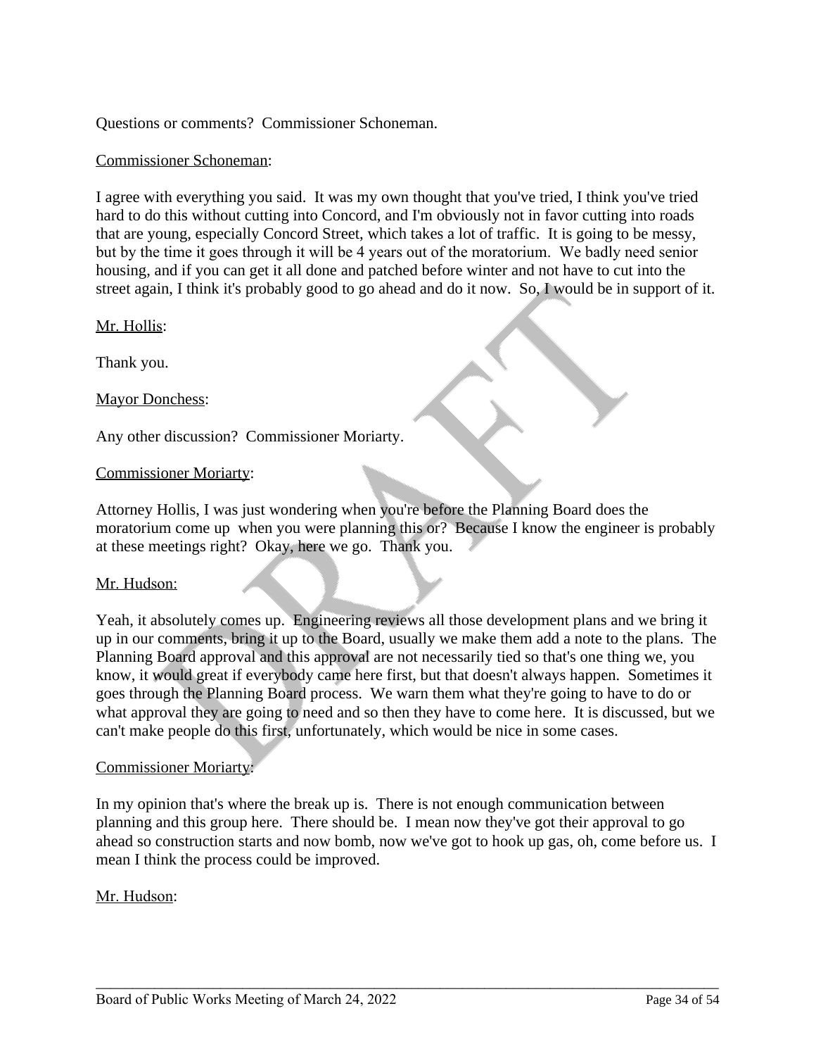Questions or comments? Commissioner Schoneman.

Commissioner Schoneman:

I agree with everything you said. It was my own thought that you've tried, I think you've tried hard to do this without cutting into Concord, and I'm obviously not in favor cutting into roads that are young, especially Concord Street, which takes a lot of traffic. It is going to be messy, but by the time it goes through it will be 4 years out of the moratorium. We badly need senior housing, and if you can get it all done and patched before winter and not have to cut into the street again, I think it's probably good to go ahead and do it now. So, I would be in support of it.

Mr. Hollis:

Thank you.

Mayor Donchess:

Any other discussion? Commissioner Moriarty.

Commissioner Moriarty:

Attorney Hollis, I was just wondering when you're before the Planning Board does the moratorium come up when you were planning this or? Because I know the engineer is probably at these meetings right? Okay, here we go. Thank you.

Mr. Hudson:

Yeah, it absolutely comes up. Engineering reviews all those development plans and we bring it up in our comments, bring it up to the Board, usually we make them add a note to the plans. The Planning Board approval and this approval are not necessarily tied so that's one thing we, you know, it would great if everybody came here first, but that doesn't always happen. Sometimes it goes through the Planning Board process. We warn them what they're going to have to do or what approval they are going to need and so then they have to come here. It is discussed, but we can't make people do this first, unfortunately, which would be nice in some cases.

Commissioner Moriarty:

In my opinion that's where the break up is. There is not enough communication between planning and this group here. There should be. I mean now they've got their approval to go ahead so construction starts and now bomb, now we've got to hook up gas, oh, come before us. I mean I think the process could be improved.

Mr. Hudson: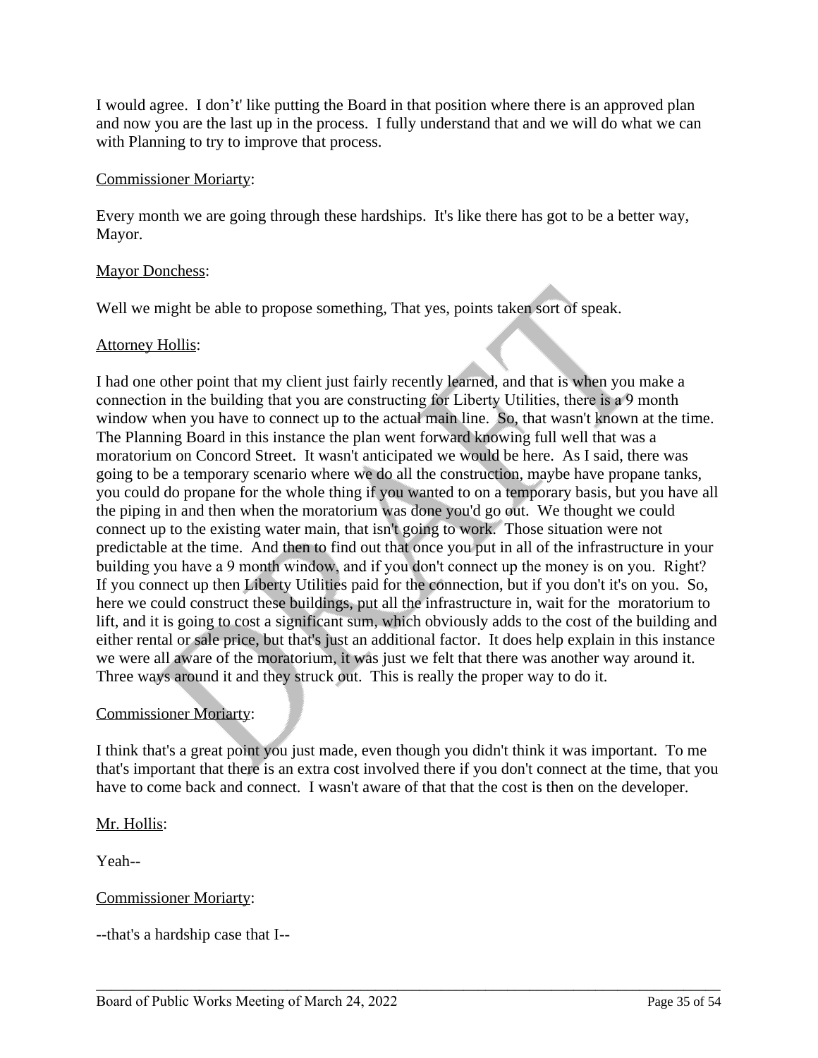I would agree. I don't' like putting the Board in that position where there is an approved plan and now you are the last up in the process. I fully understand that and we will do what we can with Planning to try to improve that process.

Commissioner Moriarty:

Every month we are going through these hardships. It's like there has got to be a better way, Mayor.

Mayor Donchess:

Well we might be able to propose something, That yes, points taken sort of speak.

Attorney Hollis:

I had one other point that my client just fairly recently learned, and that is when you make a connection in the building that you are constructing for Liberty Utilities, there is a 9 month window when you have to connect up to the actual main line. So, that wasn't known at the time. The Planning Board in this instance the plan went forward knowing full well that was a moratorium on Concord Street. It wasn't anticipated we would be here. As I said, there was going to be a temporary scenario where we do all the construction, maybe have propane tanks, you could do propane for the whole thing if you wanted to on a temporary basis, but you have all the piping in and then when the moratorium was done you'd go out. We thought we could connect up to the existing water main, that isn't going to work. Those situation were not predictable at the time. And then to find out that once you put in all of the infrastructure in your building you have a 9 month window, and if you don't connect up the money is on you. Right? If you connect up then Liberty Utilities paid for the connection, but if you don't it's on you. So, here we could construct these buildings, put all the infrastructure in, wait for the moratorium to lift, and it is going to cost a significant sum, which obviously adds to the cost of the building and either rental or sale price, but that's just an additional factor. It does help explain in this instance we were all aware of the moratorium, it was just we felt that there was another way around it. Three ways around it and they struck out. This is really the proper way to do it.

Commissioner Moriarty:

I think that's a great point you just made, even though you didn't think it was important. To me that's important that there is an extra cost involved there if you don't connect at the time, that you have to come back and connect. I wasn't aware of that that the cost is then on the developer.

Mr. Hollis:

Yeah--

Commissioner Moriarty:

--that's a hardship case that I--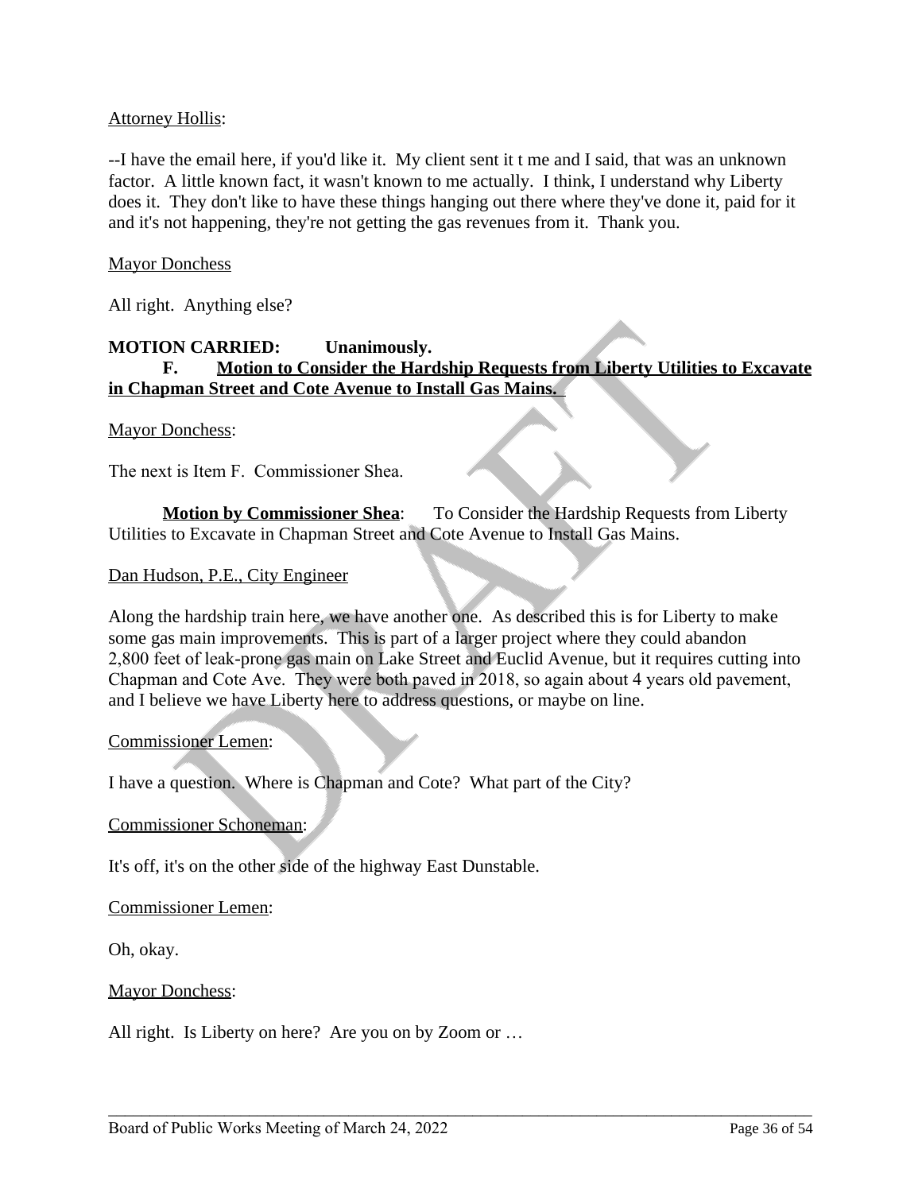Attorney Hollis:

--I have the email here, if you'd like it. My client sent it t me and I said, that was an unknown factor. A little known fact, it wasn't known to me actually. I think, I understand why Liberty does it. They don't like to have these things hanging out there where they've done it, paid for it and it's not happening, they're not getting the gas revenues from it. Thank you.

Mayor Donchess

All right. Anything else?

**MOTION CARRIED: Unanimously.**

**F. Motion to Consider the Hardship Requests from Liberty Utilities to Excavate in Chapman Street and Cote Avenue to Install Gas Mains.**

Mayor Donchess:

The next is Item F. Commissioner Shea.

**Motion by Commissioner Shea**: To Consider the Hardship Requests from Liberty Utilities to Excavate in Chapman Street and Cote Avenue to Install Gas Mains.

Dan Hudson, P.E., City Engineer

Along the hardship train here, we have another one. As described this is for Liberty to make some gas main improvements. This is part of a larger project where they could abandon 2,800 feet of leak-prone gas main on Lake Street and Euclid Avenue, but it requires cutting into Chapman and Cote Ave. They were both paved in 2018, so again about 4 years old pavement, and I believe we have Liberty here to address questions, or maybe on line.

Commissioner Lemen:

I have a question. Where is Chapman and Cote? What part of the City?

Commissioner Schoneman:

It's off, it's on the other side of the highway East Dunstable.

Commissioner Lemen:

Oh, okay.

Mayor Donchess:

All right. Is Liberty on here? Are you on by Zoom or …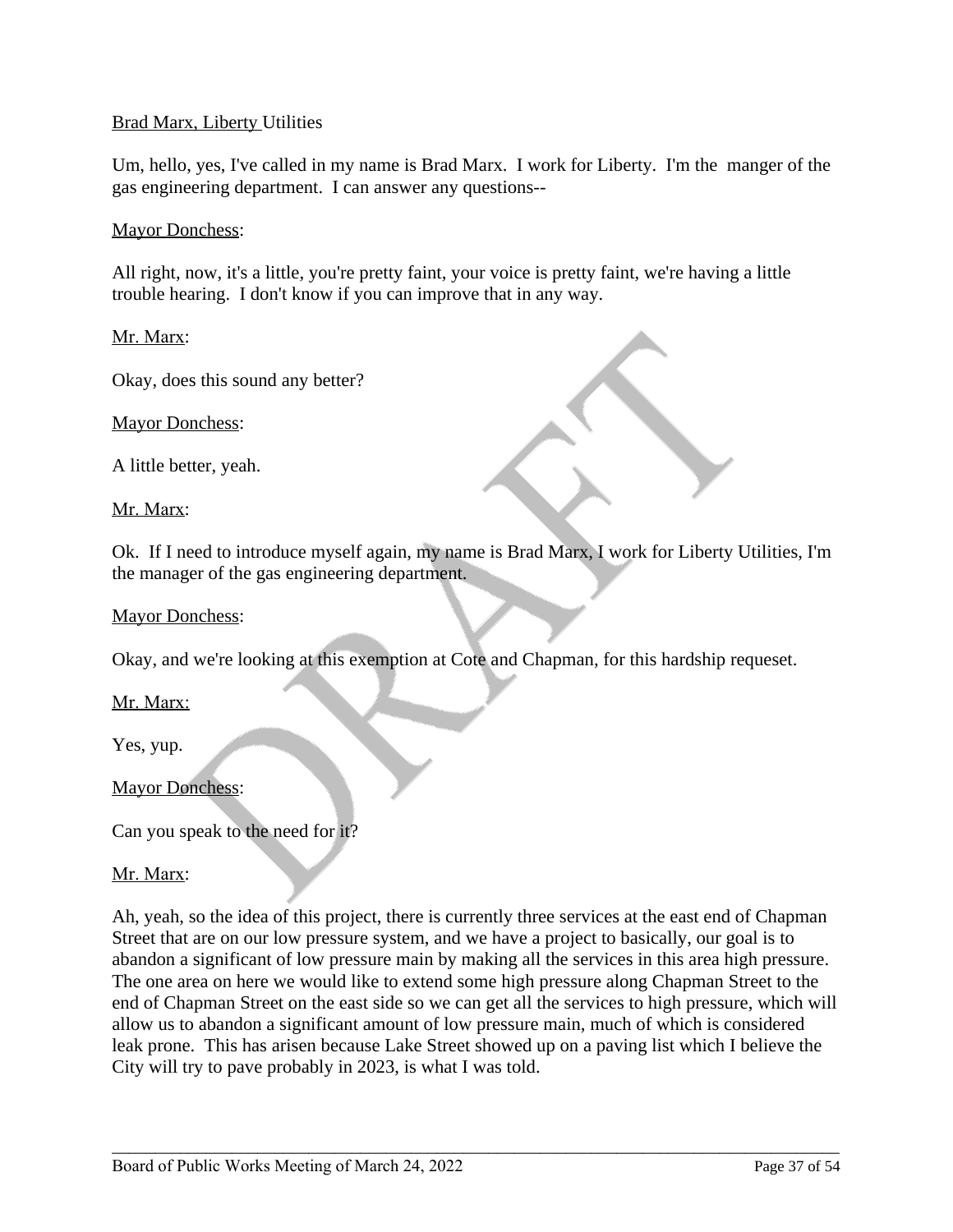Brad Marx, Liberty Utilities

Um, hello, yes, I've called in my name is Brad Marx. I work for Liberty. I'm the manger of the gas engineering department. I can answer any questions--

Mayor Donchess:

All right, now, it's a little, you're pretty faint, your voice is pretty faint, we're having a little trouble hearing. I don't know if you can improve that in any way.

Mr. Marx:

Okay, does this sound any better?

Mayor Donchess:

A little better, yeah.

Mr. Marx:

Ok. If I need to introduce myself again, my name is Brad Marx, I work for Liberty Utilities, I'm the manager of the gas engineering department.

Mayor Donchess:

Okay, and we're looking at this exemption at Cote and Chapman, for this hardship requeset.

Mr. Marx:

Yes, yup.

Mayor Donchess:

Can you speak to the need for it?

Mr. Marx:

Ah, yeah, so the idea of this project, there is currently three services at the east end of Chapman Street that are on our low pressure system, and we have a project to basically, our goal is to abandon a significant of low pressure main by making all the services in this area high pressure. The one area on here we would like to extend some high pressure along Chapman Street to the end of Chapman Street on the east side so we can get all the services to high pressure, which will allow us to abandon a significant amount of low pressure main, much of which is considered leak prone. This has arisen because Lake Street showed up on a paving list which I believe the City will try to pave probably in 2023, is what I was told.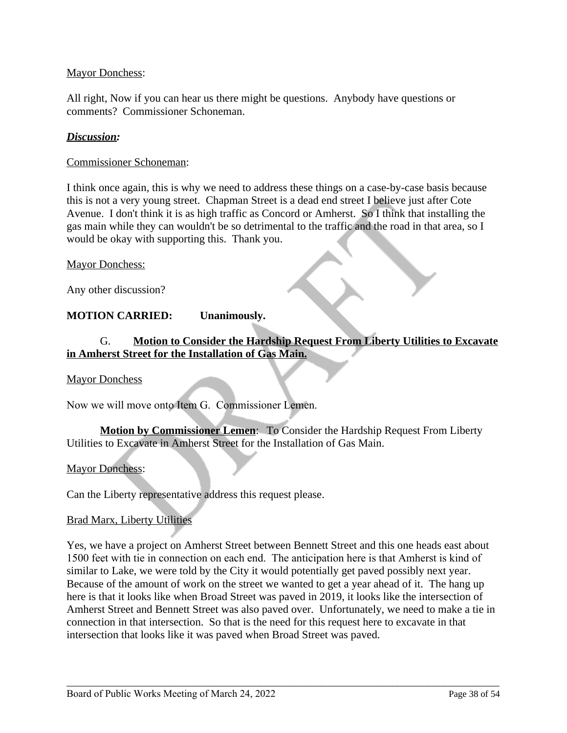Mayor Donchess:

All right, Now if you can hear us there might be questions. Anybody have questions or comments? Commissioner Schoneman.

***Discussion:***

Commissioner Schoneman:

I think once again, this is why we need to address these things on a case-by-case basis because this is not a very young street. Chapman Street is a dead end street I believe just after Cote Avenue. I don't think it is as high traffic as Concord or Amherst. So I think that installing the gas main while they can wouldn't be so detrimental to the traffic and the road in that area, so I would be okay with supporting this. Thank you.

Mayor Donchess:

Any other discussion?

**MOTION CARRIED: Unanimously.**

G. **Motion to Consider the Hardship Request From Liberty Utilities to Excavate in Amherst Street for the Installation of Gas Main.**

Mayor Donchess

Now we will move onto Item G. Commissioner Lemen.

**Motion by Commissioner Lemen**: To Consider the Hardship Request From Liberty Utilities to Excavate in Amherst Street for the Installation of Gas Main.

Mayor Donchess:

Can the Liberty representative address this request please.

Brad Marx, Liberty Utilities

Yes, we have a project on Amherst Street between Bennett Street and this one heads east about 1500 feet with tie in connection on each end. The anticipation here is that Amherst is kind of similar to Lake, we were told by the City it would potentially get paved possibly next year. Because of the amount of work on the street we wanted to get a year ahead of it. The hang up here is that it looks like when Broad Street was paved in 2019, it looks like the intersection of Amherst Street and Bennett Street was also paved over. Unfortunately, we need to make a tie in connection in that intersection. So that is the need for this request here to excavate in that intersection that looks like it was paved when Broad Street was paved.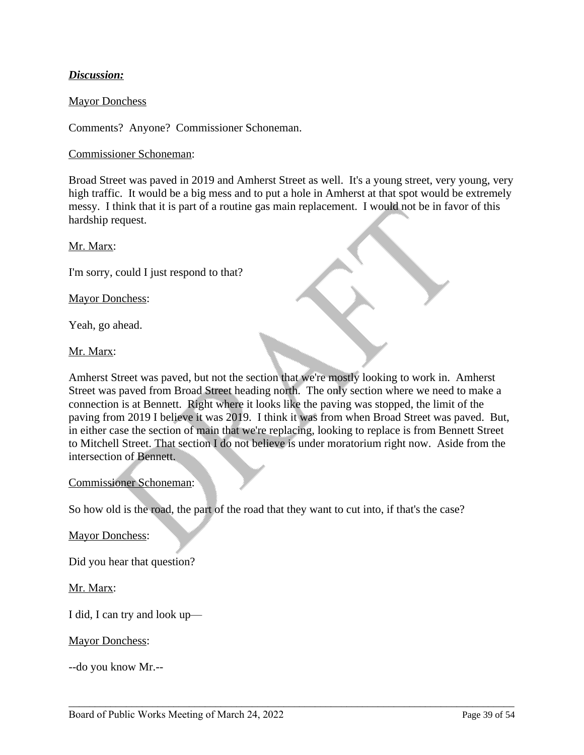***Discussion:***

Mayor Donchess

Comments? Anyone? Commissioner Schoneman.

Commissioner Schoneman:

Broad Street was paved in 2019 and Amherst Street as well. It's a young street, very young, very high traffic. It would be a big mess and to put a hole in Amherst at that spot would be extremely messy. I think that it is part of a routine gas main replacement. I would not be in favor of this hardship request.

Mr. Marx:

I'm sorry, could I just respond to that?

Mayor Donchess:

Yeah, go ahead.

Mr. Marx:

Amherst Street was paved, but not the section that we're mostly looking to work in. Amherst Street was paved from Broad Street heading north. The only section where we need to make a connection is at Bennett. Right where it looks like the paving was stopped, the limit of the paving from 2019 I believe it was 2019. I think it was from when Broad Street was paved. But, in either case the section of main that we're replacing, looking to replace is from Bennett Street to Mitchell Street. That section I do not believe is under moratorium right now. Aside from the intersection of Bennett.

Commissioner Schoneman:

So how old is the road, the part of the road that they want to cut into, if that's the case?

Mayor Donchess:

Did you hear that question?

Mr. Marx:

I did, I can try and look up—

Mayor Donchess:

--do you know Mr.--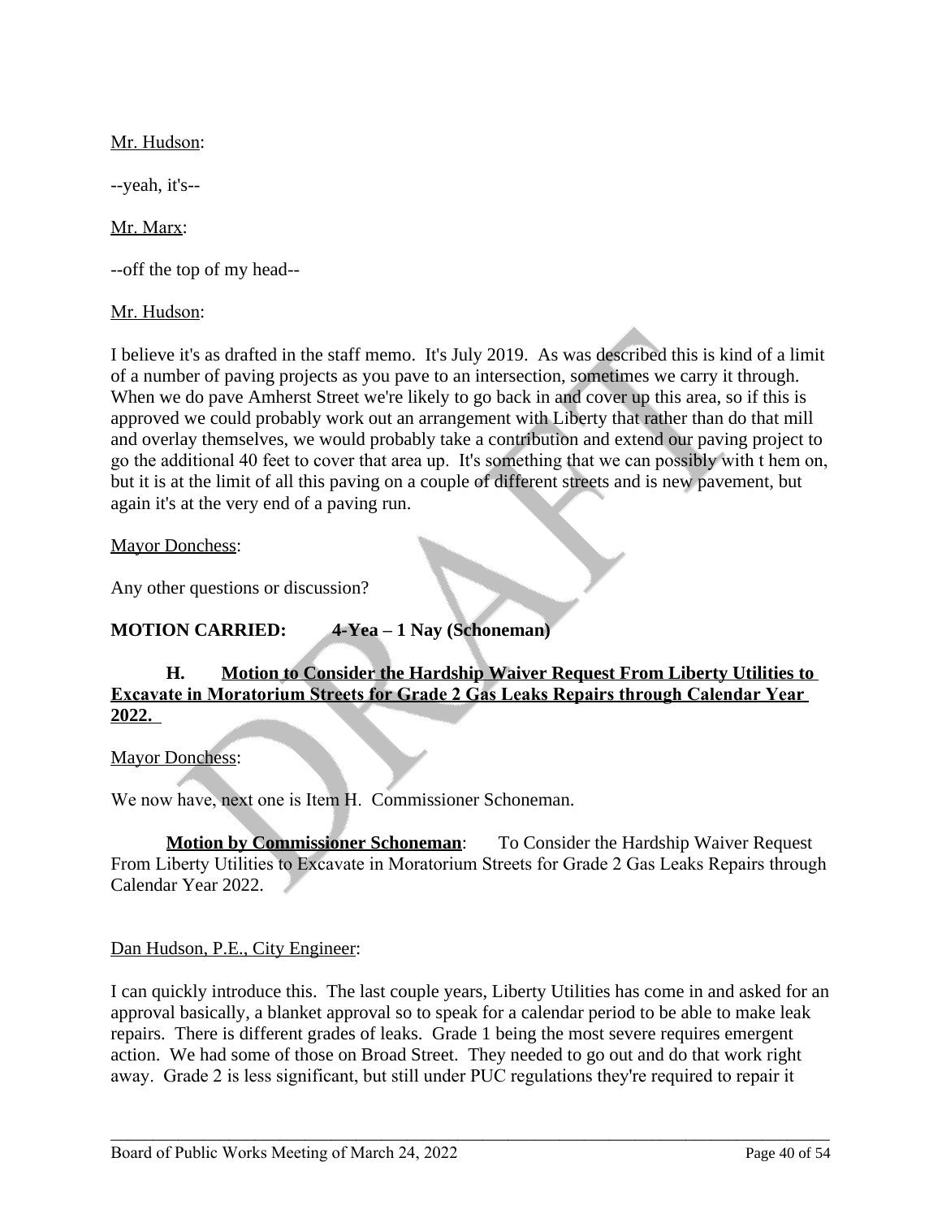Mr. Hudson:

--yeah, it's--

Mr. Marx:

--off the top of my head--

Mr. Hudson:

I believe it's as drafted in the staff memo. It's July 2019. As was described this is kind of a limit of a number of paving projects as you pave to an intersection, sometimes we carry it through. When we do pave Amherst Street we're likely to go back in and cover up this area, so if this is approved we could probably work out an arrangement with Liberty that rather than do that mill and overlay themselves, we would probably take a contribution and extend our paving project to go the additional 40 feet to cover that area up. It's something that we can possibly with t hem on, but it is at the limit of all this paving on a couple of different streets and is new pavement, but again it's at the very end of a paving run.

Mayor Donchess:

Any other questions or discussion?

**MOTION CARRIED: 4-Yea – 1 Nay (Schoneman)**

**H. Motion to Consider the Hardship Waiver Request From Liberty Utilities to Excavate in Moratorium Streets for Grade 2 Gas Leaks Repairs through Calendar Year 2022.**

Mayor Donchess:

We now have, next one is Item H. Commissioner Schoneman.

**Motion by Commissioner Schoneman**: To Consider the Hardship Waiver Request From Liberty Utilities to Excavate in Moratorium Streets for Grade 2 Gas Leaks Repairs through Calendar Year 2022.

Dan Hudson, P.E., City Engineer:

I can quickly introduce this. The last couple years, Liberty Utilities has come in and asked for an approval basically, a blanket approval so to speak for a calendar period to be able to make leak repairs. There is different grades of leaks. Grade 1 being the most severe requires emergent action. We had some of those on Broad Street. They needed to go out and do that work right away. Grade 2 is less significant, but still under PUC regulations they're required to repair it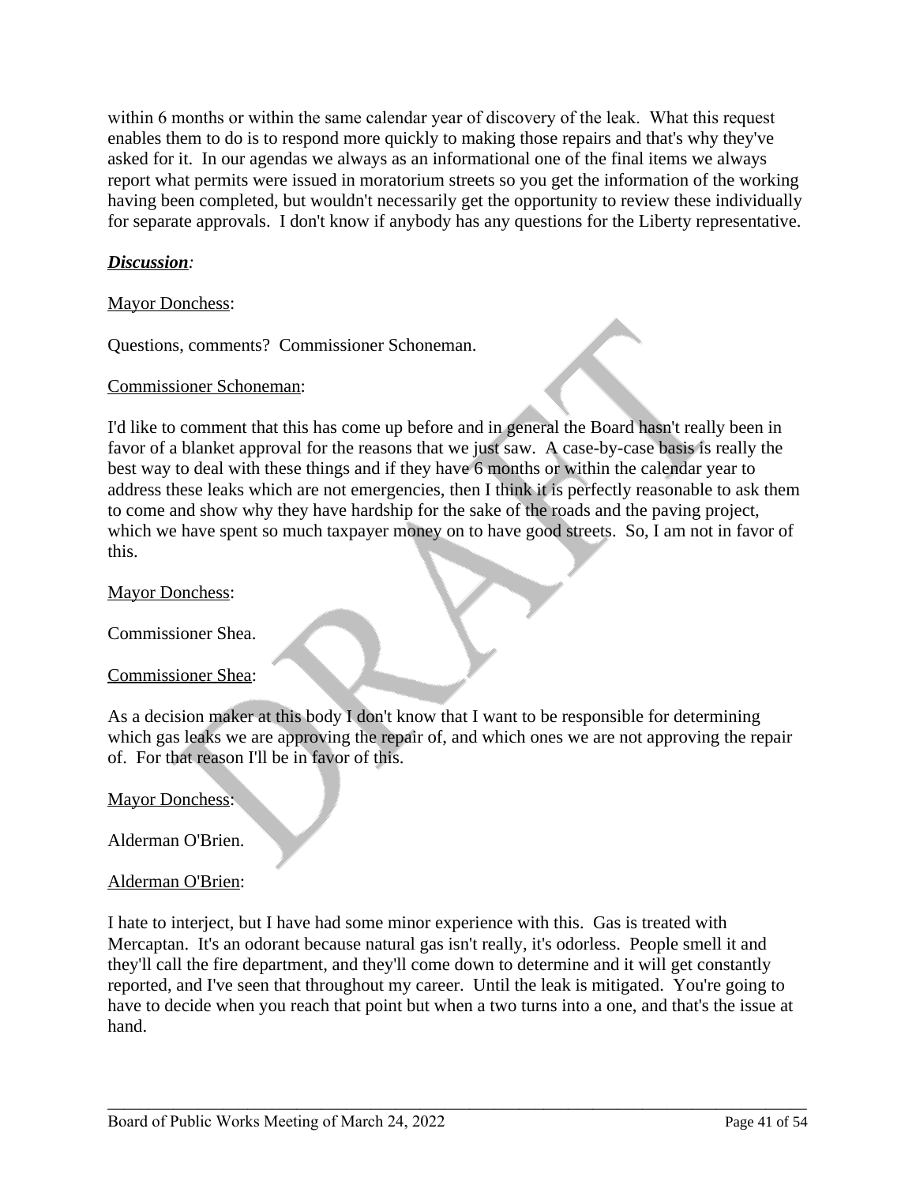within 6 months or within the same calendar year of discovery of the leak. What this request enables them to do is to respond more quickly to making those repairs and that's why they've asked for it. In our agendas we always as an informational one of the final items we always report what permits were issued in moratorium streets so you get the information of the working having been completed, but wouldn't necessarily get the opportunity to review these individually for separate approvals. I don't know if anybody has any questions for the Liberty representative.

***Discussion***:

Mayor Donchess:

Questions, comments? Commissioner Schoneman.

Commissioner Schoneman:

I'd like to comment that this has come up before and in general the Board hasn't really been in favor of a blanket approval for the reasons that we just saw. A case-by-case basis is really the best way to deal with these things and if they have 6 months or within the calendar year to address these leaks which are not emergencies, then I think it is perfectly reasonable to ask them to come and show why they have hardship for the sake of the roads and the paving project, which we have spent so much taxpayer money on to have good streets. So, I am not in favor of this.

Mayor Donchess:

Commissioner Shea.

Commissioner Shea:

As a decision maker at this body I don't know that I want to be responsible for determining which gas leaks we are approving the repair of, and which ones we are not approving the repair of. For that reason I'll be in favor of this.

Mayor Donchess:

Alderman O'Brien.

Alderman O'Brien:

I hate to interject, but I have had some minor experience with this. Gas is treated with Mercaptan. It's an odorant because natural gas isn't really, it's odorless. People smell it and they'll call the fire department, and they'll come down to determine and it will get constantly reported, and I've seen that throughout my career. Until the leak is mitigated. You're going to have to decide when you reach that point but when a two turns into a one, and that's the issue at hand.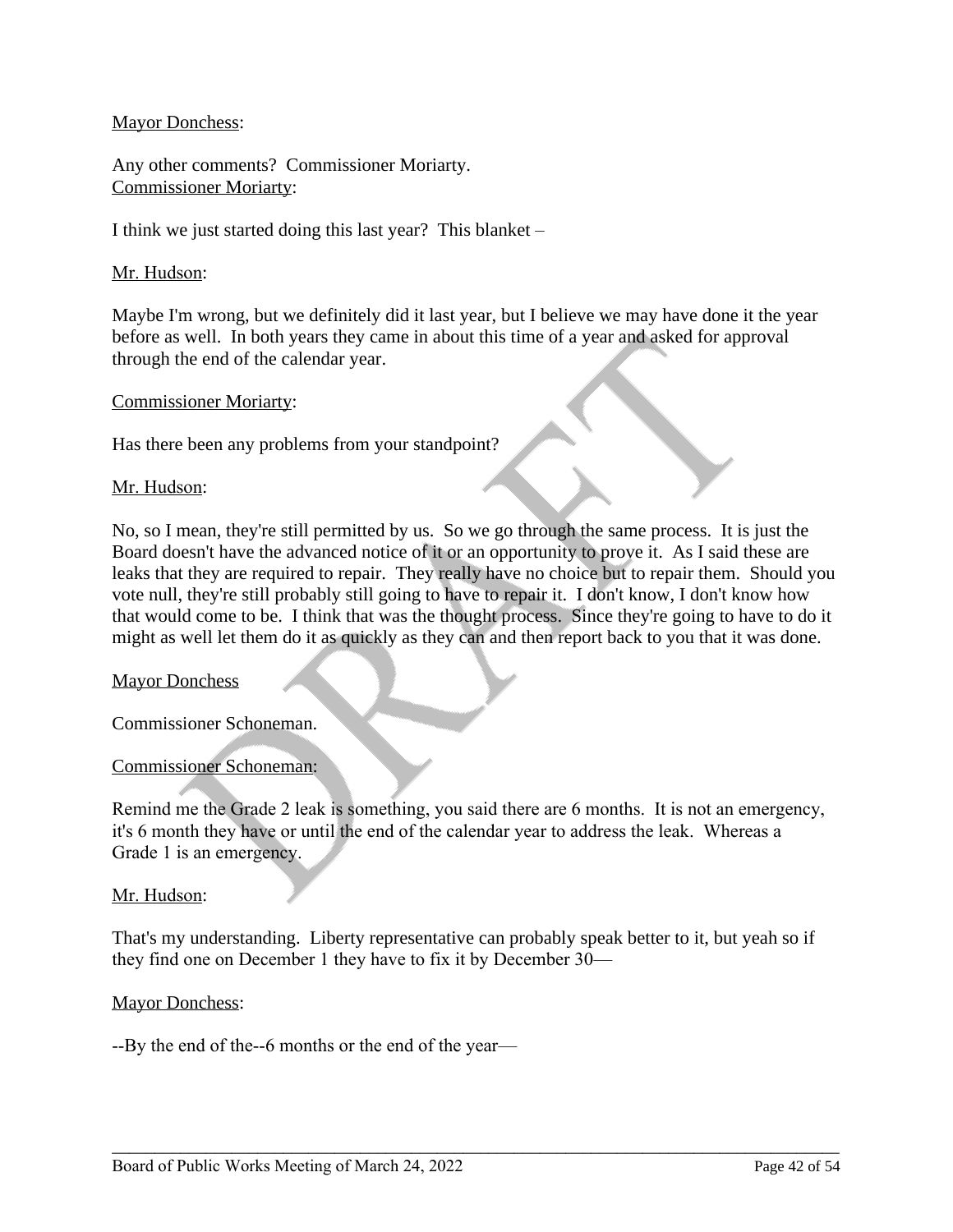Mayor Donchess:

Any other comments? Commissioner Moriarty.

Commissioner Moriarty:

I think we just started doing this last year? This blanket –

Mr. Hudson:

Maybe I'm wrong, but we definitely did it last year, but I believe we may have done it the year before as well. In both years they came in about this time of a year and asked for approval through the end of the calendar year.

Commissioner Moriarty:

Has there been any problems from your standpoint?

Mr. Hudson:

No, so I mean, they're still permitted by us. So we go through the same process. It is just the Board doesn't have the advanced notice of it or an opportunity to prove it. As I said these are leaks that they are required to repair. They really have no choice but to repair them. Should you vote null, they're still probably still going to have to repair it. I don't know, I don't know how that would come to be. I think that was the thought process. Since they're going to have to do it might as well let them do it as quickly as they can and then report back to you that it was done.

Mayor Donchess

Commissioner Schoneman.

Commissioner Schoneman:

Remind me the Grade 2 leak is something, you said there are 6 months. It is not an emergency, it's 6 month they have or until the end of the calendar year to address the leak. Whereas a Grade 1 is an emergency.

Mr. Hudson:

That's my understanding. Liberty representative can probably speak better to it, but yeah so if they find one on December 1 they have to fix it by December 30—

Mayor Donchess:

--By the end of the--6 months or the end of the year—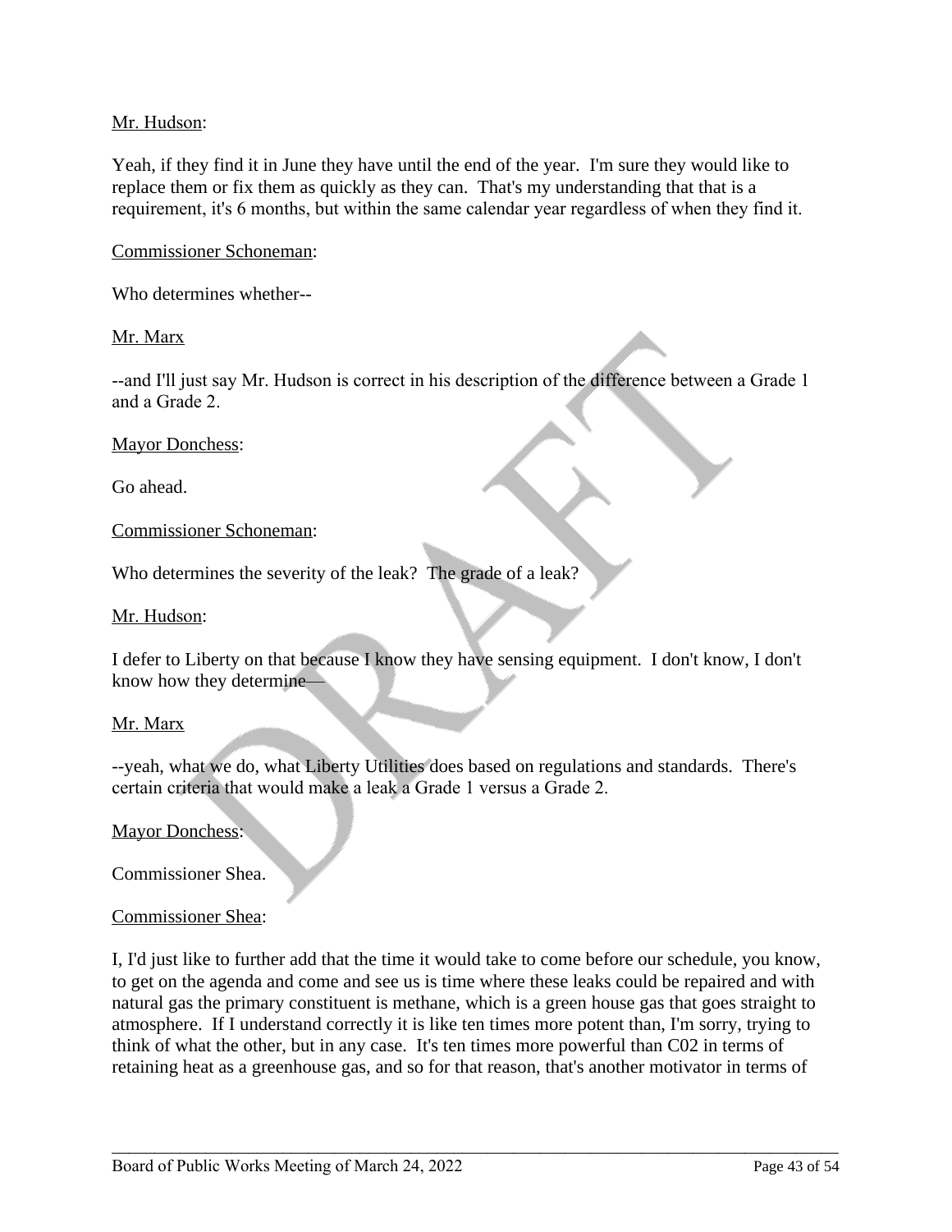Mr. Hudson:

Yeah, if they find it in June they have until the end of the year. I'm sure they would like to replace them or fix them as quickly as they can. That's my understanding that that is a requirement, it's 6 months, but within the same calendar year regardless of when they find it.

Commissioner Schoneman:

Who determines whether--

Mr. Marx

--and I'll just say Mr. Hudson is correct in his description of the difference between a Grade 1 and a Grade 2.

Mayor Donchess:

Go ahead.

Commissioner Schoneman:

Who determines the severity of the leak? The grade of a leak?

Mr. Hudson:

I defer to Liberty on that because I know they have sensing equipment. I don't know, I don't know how they determine—

Mr. Marx

--yeah, what we do, what Liberty Utilities does based on regulations and standards. There's certain criteria that would make a leak a Grade 1 versus a Grade 2.

Mayor Donchess:

Commissioner Shea.

Commissioner Shea:

I, I'd just like to further add that the time it would take to come before our schedule, you know, to get on the agenda and come and see us is time where these leaks could be repaired and with natural gas the primary constituent is methane, which is a green house gas that goes straight to atmosphere. If I understand correctly it is like ten times more potent than, I'm sorry, trying to think of what the other, but in any case. It's ten times more powerful than C02 in terms of retaining heat as a greenhouse gas, and so for that reason, that's another motivator in terms of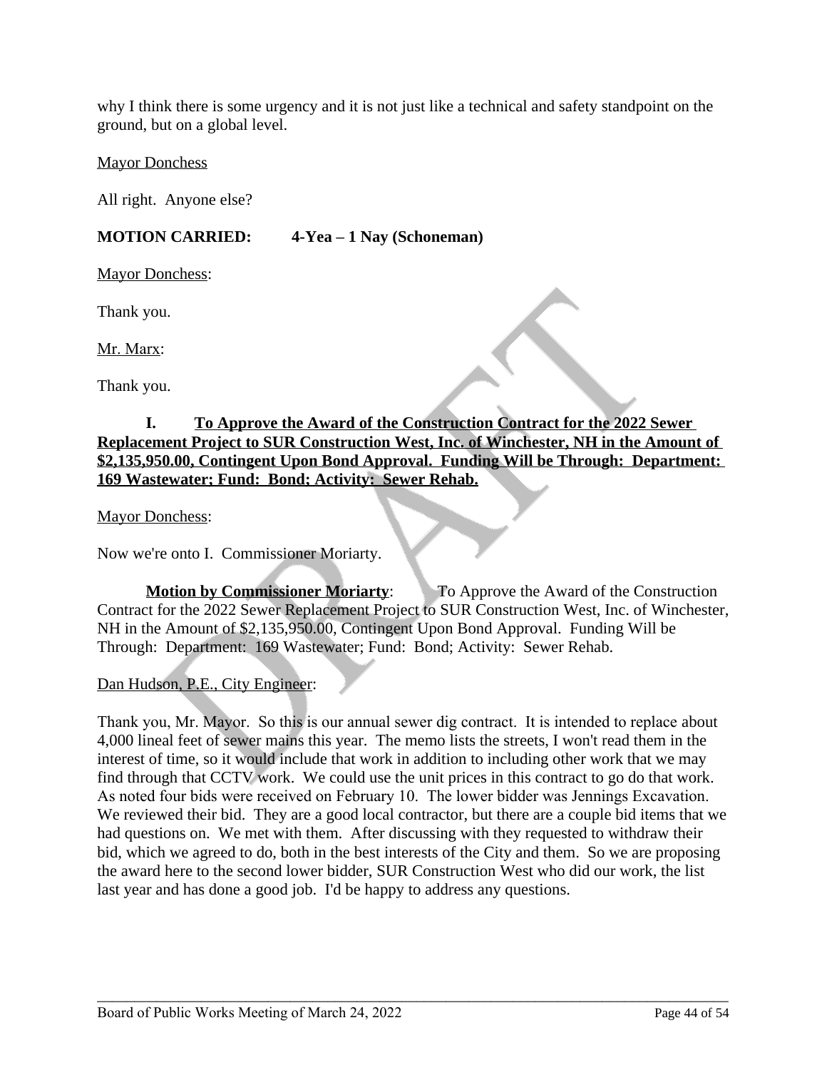why I think there is some urgency and it is not just like a technical and safety standpoint on the ground, but on a global level.

Mayor Donchess

All right. Anyone else?

**MOTION CARRIED: 4-Yea – 1 Nay (Schoneman)**

Mayor Donchess:

Thank you.

Mr. Marx:

Thank you.

**I. To Approve the Award of the Construction Contract for the 2022 Sewer Replacement Project to SUR Construction West, Inc. of Winchester, NH in the Amount of $2,135,950.00, Contingent Upon Bond Approval. Funding Will be Through: Department: 169 Wastewater; Fund: Bond; Activity: Sewer Rehab.**

Mayor Donchess:

Now we're onto I. Commissioner Moriarty.

**Motion by Commissioner Moriarty**: To Approve the Award of the Construction Contract for the 2022 Sewer Replacement Project to SUR Construction West, Inc. of Winchester, NH in the Amount of $2,135,950.00, Contingent Upon Bond Approval. Funding Will be Through: Department: 169 Wastewater; Fund: Bond; Activity: Sewer Rehab.

Dan Hudson, P.E., City Engineer:

Thank you, Mr. Mayor. So this is our annual sewer dig contract. It is intended to replace about 4,000 lineal feet of sewer mains this year. The memo lists the streets, I won't read them in the interest of time, so it would include that work in addition to including other work that we may find through that CCTV work. We could use the unit prices in this contract to go do that work. As noted four bids were received on February 10. The lower bidder was Jennings Excavation. We reviewed their bid. They are a good local contractor, but there are a couple bid items that we had questions on. We met with them. After discussing with they requested to withdraw their bid, which we agreed to do, both in the best interests of the City and them. So we are proposing the award here to the second lower bidder, SUR Construction West who did our work, the list last year and has done a good job. I'd be happy to address any questions.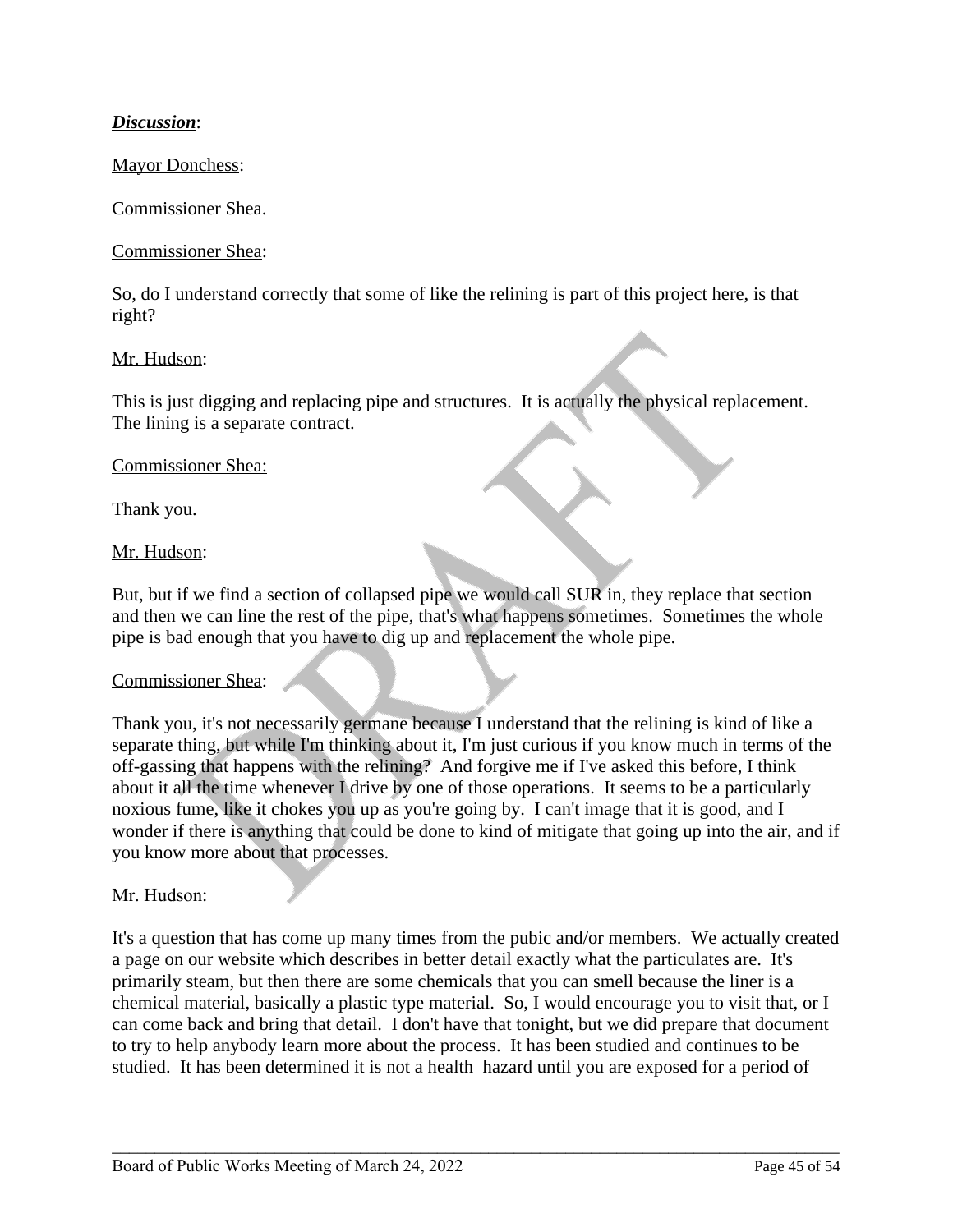***Discussion***:

Mayor Donchess:

Commissioner Shea.

Commissioner Shea:

So, do I understand correctly that some of like the relining is part of this project here, is that right?

Mr. Hudson:

This is just digging and replacing pipe and structures. It is actually the physical replacement. The lining is a separate contract.

Commissioner Shea:

Thank you.

Mr. Hudson:

But, but if we find a section of collapsed pipe we would call SUR in, they replace that section and then we can line the rest of the pipe, that's what happens sometimes. Sometimes the whole pipe is bad enough that you have to dig up and replacement the whole pipe.

Commissioner Shea:

Thank you, it's not necessarily germane because I understand that the relining is kind of like a separate thing, but while I'm thinking about it, I'm just curious if you know much in terms of the off-gassing that happens with the relining? And forgive me if I've asked this before, I think about it all the time whenever I drive by one of those operations. It seems to be a particularly noxious fume, like it chokes you up as you're going by. I can't image that it is good, and I wonder if there is anything that could be done to kind of mitigate that going up into the air, and if you know more about that processes.

Mr. Hudson:

It's a question that has come up many times from the pubic and/or members. We actually created a page on our website which describes in better detail exactly what the particulates are. It's primarily steam, but then there are some chemicals that you can smell because the liner is a chemical material, basically a plastic type material. So, I would encourage you to visit that, or I can come back and bring that detail. I don't have that tonight, but we did prepare that document to try to help anybody learn more about the process. It has been studied and continues to be studied. It has been determined it is not a health hazard until you are exposed for a period of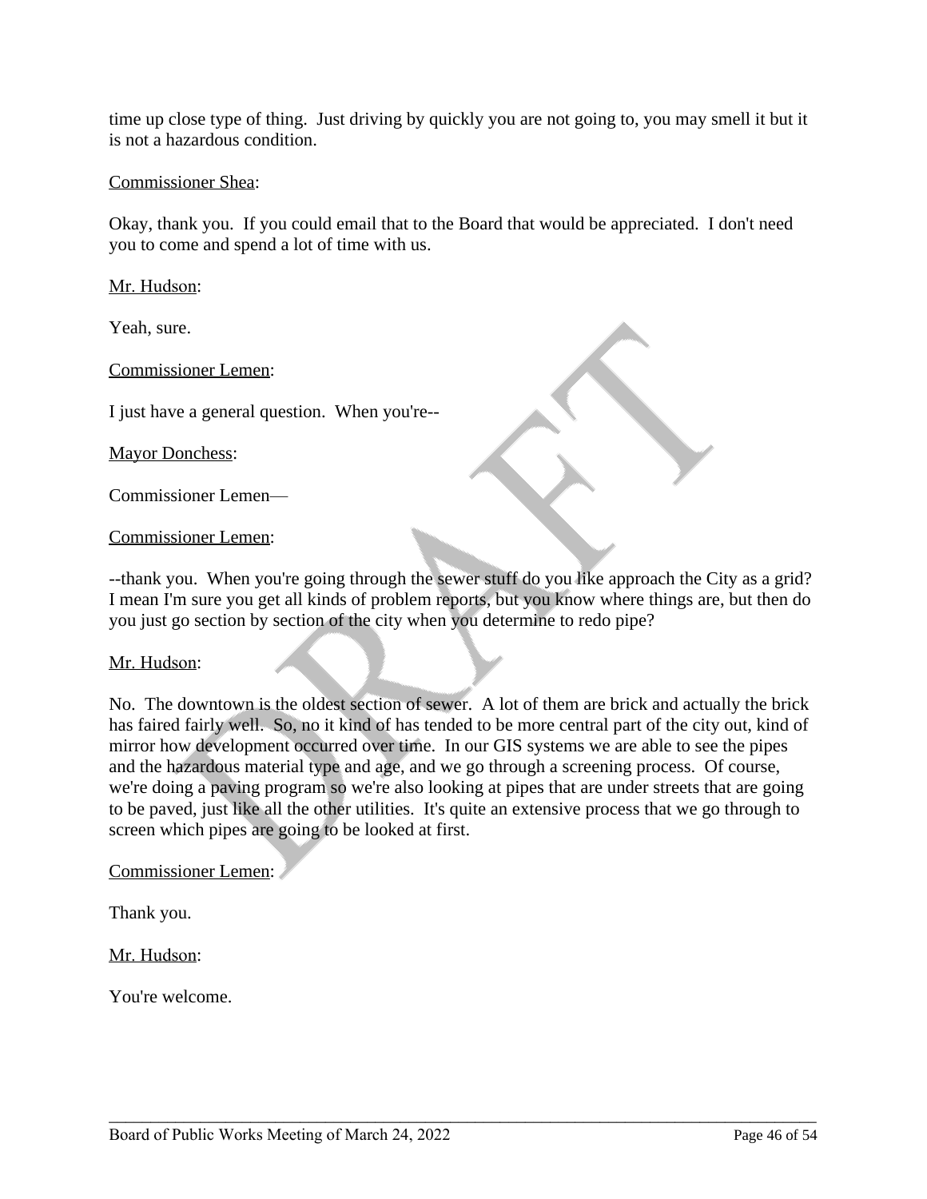time up close type of thing. Just driving by quickly you are not going to, you may smell it but it is not a hazardous condition.

<u>Commissioner Shea</u>:

Okay, thank you. If you could email that to the Board that would be appreciated. I don't need you to come and spend a lot of time with us.

<u>Mr. Hudson</u>:

Yeah, sure.

<u>Commissioner Lemen</u>:

I just have a general question. When you're--

<u>Mayor Donchess</u>:

Commissioner Lemen—

<u>Commissioner Lemen</u>:

--thank you. When you're going through the sewer stuff do you like approach the City as a grid? I mean I'm sure you get all kinds of problem reports, but you know where things are, but then do you just go section by section of the city when you determine to redo pipe?

<u>Mr. Hudson</u>:

No. The downtown is the oldest section of sewer. A lot of them are brick and actually the brick has faired fairly well. So, no it kind of has tended to be more central part of the city out, kind of mirror how development occurred over time. In our GIS systems we are able to see the pipes and the hazardous material type and age, and we go through a screening process. Of course, we're doing a paving program so we're also looking at pipes that are under streets that are going to be paved, just like all the other utilities. It's quite an extensive process that we go through to screen which pipes are going to be looked at first.

<u>Commissioner Lemen</u>:

Thank you.

<u>Mr. Hudson</u>:

You're welcome.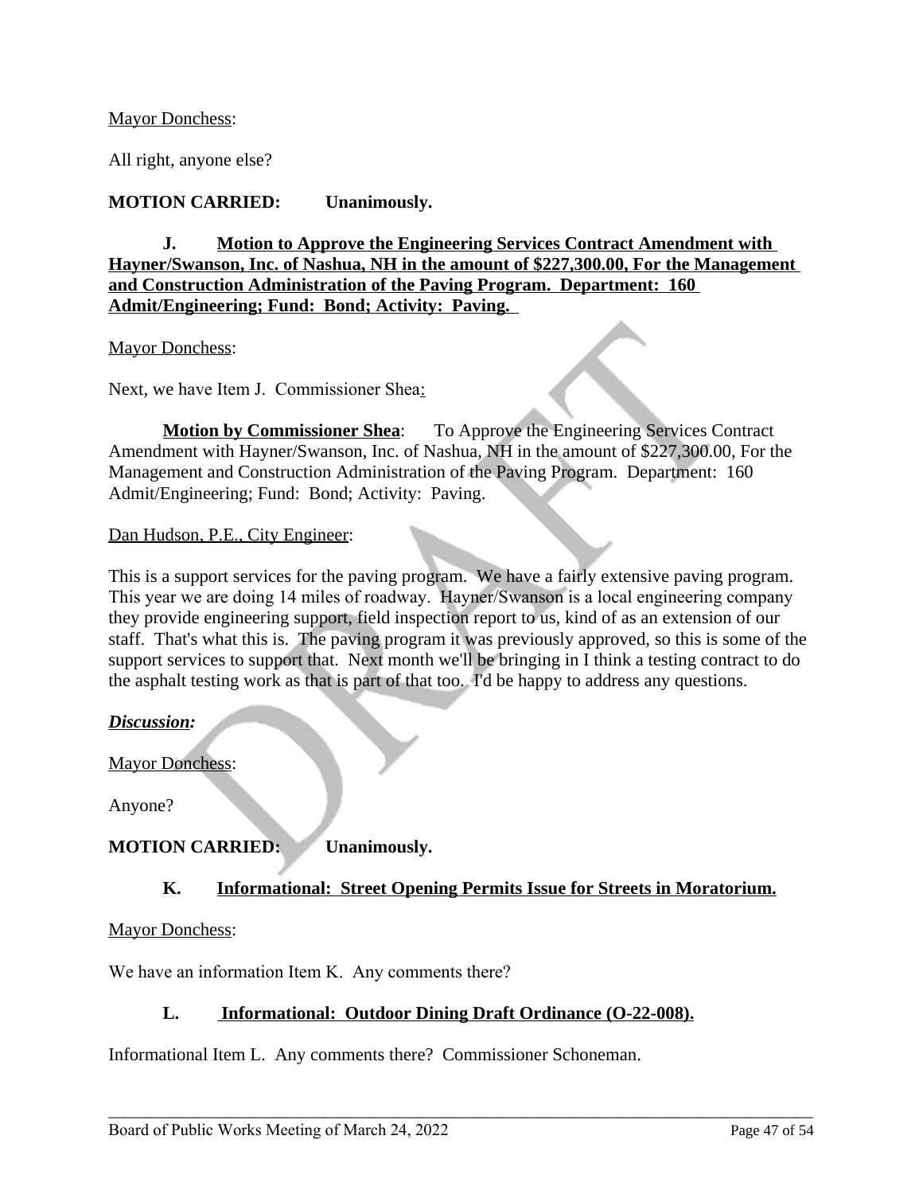Mayor Donchess:

All right, anyone else?

**MOTION CARRIED: Unanimously.**

**J. Motion to Approve the Engineering Services Contract Amendment with Hayner/Swanson, Inc. of Nashua, NH in the amount of $227,300.00, For the Management and Construction Administration of the Paving Program. Department: 160 Admit/Engineering; Fund: Bond; Activity: Paving.**

Mayor Donchess:

Next, we have Item J. Commissioner Shea:

**Motion by Commissioner Shea**: To Approve the Engineering Services Contract Amendment with Hayner/Swanson, Inc. of Nashua, NH in the amount of $227,300.00, For the Management and Construction Administration of the Paving Program. Department: 160 Admit/Engineering; Fund: Bond; Activity: Paving.

Dan Hudson, P.E., City Engineer:

This is a support services for the paving program. We have a fairly extensive paving program. This year we are doing 14 miles of roadway. Hayner/Swanson is a local engineering company they provide engineering support, field inspection report to us, kind of as an extension of our staff. That's what this is. The paving program it was previously approved, so this is some of the support services to support that. Next month we'll be bringing in I think a testing contract to do the asphalt testing work as that is part of that too. I'd be happy to address any questions.

***Discussion:***

Mayor Donchess:

Anyone?

**MOTION CARRIED: Unanimously.**

**K. Informational: Street Opening Permits Issue for Streets in Moratorium.**

Mayor Donchess:

We have an information Item K. Any comments there?

**L. Informational: Outdoor Dining Draft Ordinance (O-22-008).**

Informational Item L. Any comments there? Commissioner Schoneman.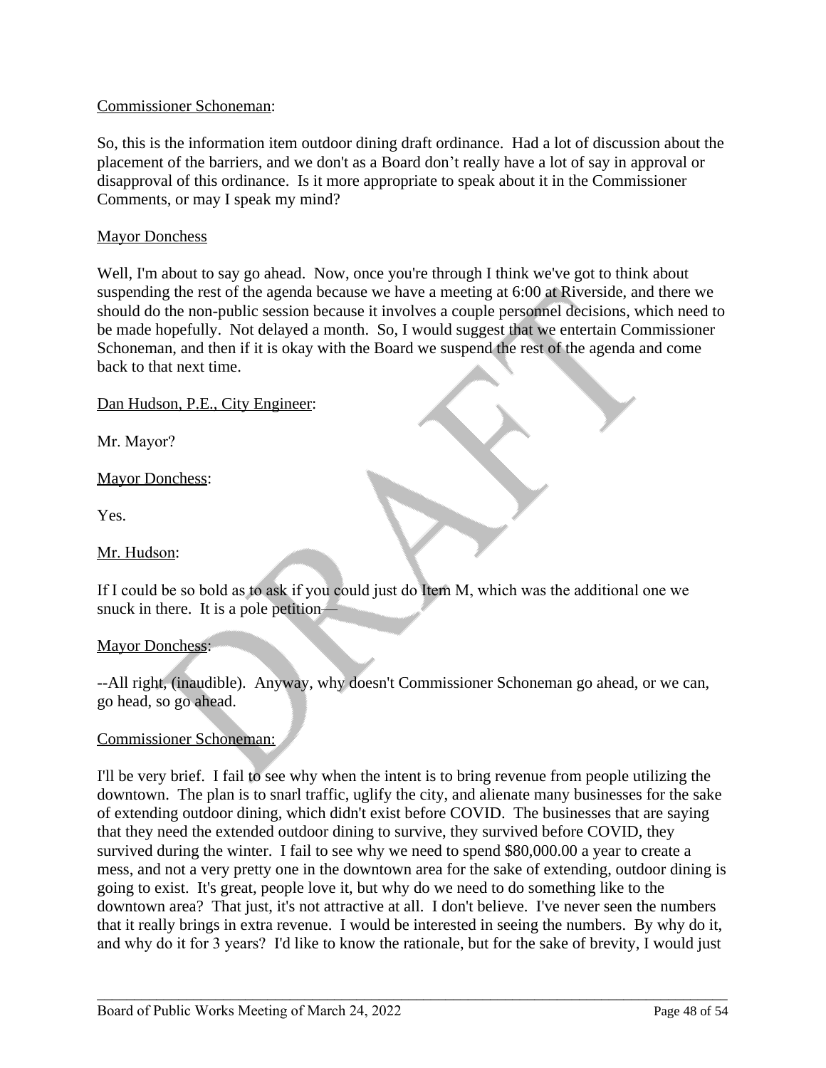Commissioner Schoneman:

So, this is the information item outdoor dining draft ordinance. Had a lot of discussion about the placement of the barriers, and we don't as a Board don't really have a lot of say in approval or disapproval of this ordinance. Is it more appropriate to speak about it in the Commissioner Comments, or may I speak my mind?

Mayor Donchess

Well, I'm about to say go ahead. Now, once you're through I think we've got to think about suspending the rest of the agenda because we have a meeting at 6:00 at Riverside, and there we should do the non-public session because it involves a couple personnel decisions, which need to be made hopefully. Not delayed a month. So, I would suggest that we entertain Commissioner Schoneman, and then if it is okay with the Board we suspend the rest of the agenda and come back to that next time.

Dan Hudson, P.E., City Engineer:

Mr. Mayor?

Mayor Donchess:

Yes.

Mr. Hudson:

If I could be so bold as to ask if you could just do Item M, which was the additional one we snuck in there. It is a pole petition—

Mayor Donchess:

--All right, (inaudible). Anyway, why doesn't Commissioner Schoneman go ahead, or we can, go head, so go ahead.

Commissioner Schoneman:

I'll be very brief. I fail to see why when the intent is to bring revenue from people utilizing the downtown. The plan is to snarl traffic, uglify the city, and alienate many businesses for the sake of extending outdoor dining, which didn't exist before COVID. The businesses that are saying that they need the extended outdoor dining to survive, they survived before COVID, they survived during the winter. I fail to see why we need to spend $80,000.00 a year to create a mess, and not a very pretty one in the downtown area for the sake of extending, outdoor dining is going to exist. It's great, people love it, but why do we need to do something like to the downtown area? That just, it's not attractive at all. I don't believe. I've never seen the numbers that it really brings in extra revenue. I would be interested in seeing the numbers. By why do it, and why do it for 3 years? I'd like to know the rationale, but for the sake of brevity, I would just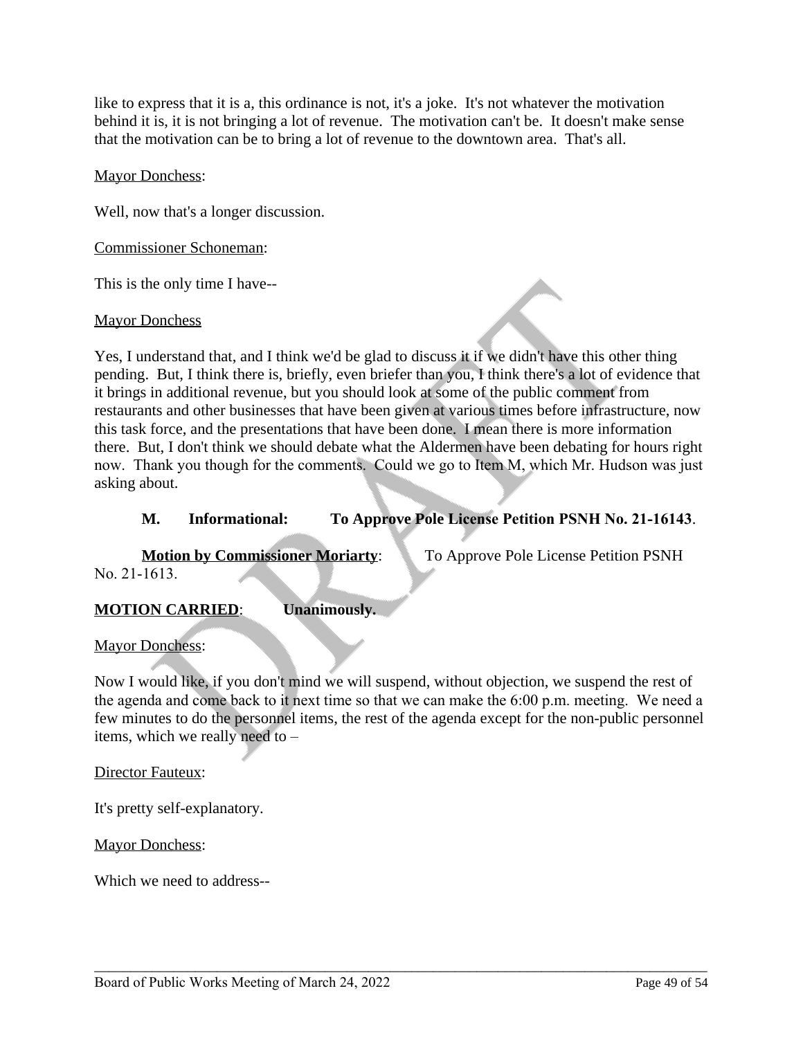like to express that it is a, this ordinance is not, it's a joke. It's not whatever the motivation behind it is, it is not bringing a lot of revenue. The motivation can't be. It doesn't make sense that the motivation can be to bring a lot of revenue to the downtown area. That's all.

Mayor Donchess:

Well, now that's a longer discussion.

Commissioner Schoneman:

This is the only time I have--

Mayor Donchess

Yes, I understand that, and I think we'd be glad to discuss it if we didn't have this other thing pending. But, I think there is, briefly, even briefer than you, I think there's a lot of evidence that it brings in additional revenue, but you should look at some of the public comment from restaurants and other businesses that have been given at various times before infrastructure, now this task force, and the presentations that have been done. I mean there is more information there. But, I don't think we should debate what the Aldermen have been debating for hours right now. Thank you though for the comments. Could we go to Item M, which Mr. Hudson was just asking about.

**M. Informational: To Approve Pole License Petition PSNH No. 21-16143**.

**Motion by Commissioner Moriarty**: To Approve Pole License Petition PSNH No. 21-1613.

**MOTION CARRIED: Unanimously.**

Mayor Donchess:

Now I would like, if you don't mind we will suspend, without objection, we suspend the rest of the agenda and come back to it next time so that we can make the 6:00 p.m. meeting. We need a few minutes to do the personnel items, the rest of the agenda except for the non-public personnel items, which we really need to –

Director Fauteux:

It's pretty self-explanatory.

Mayor Donchess:

Which we need to address--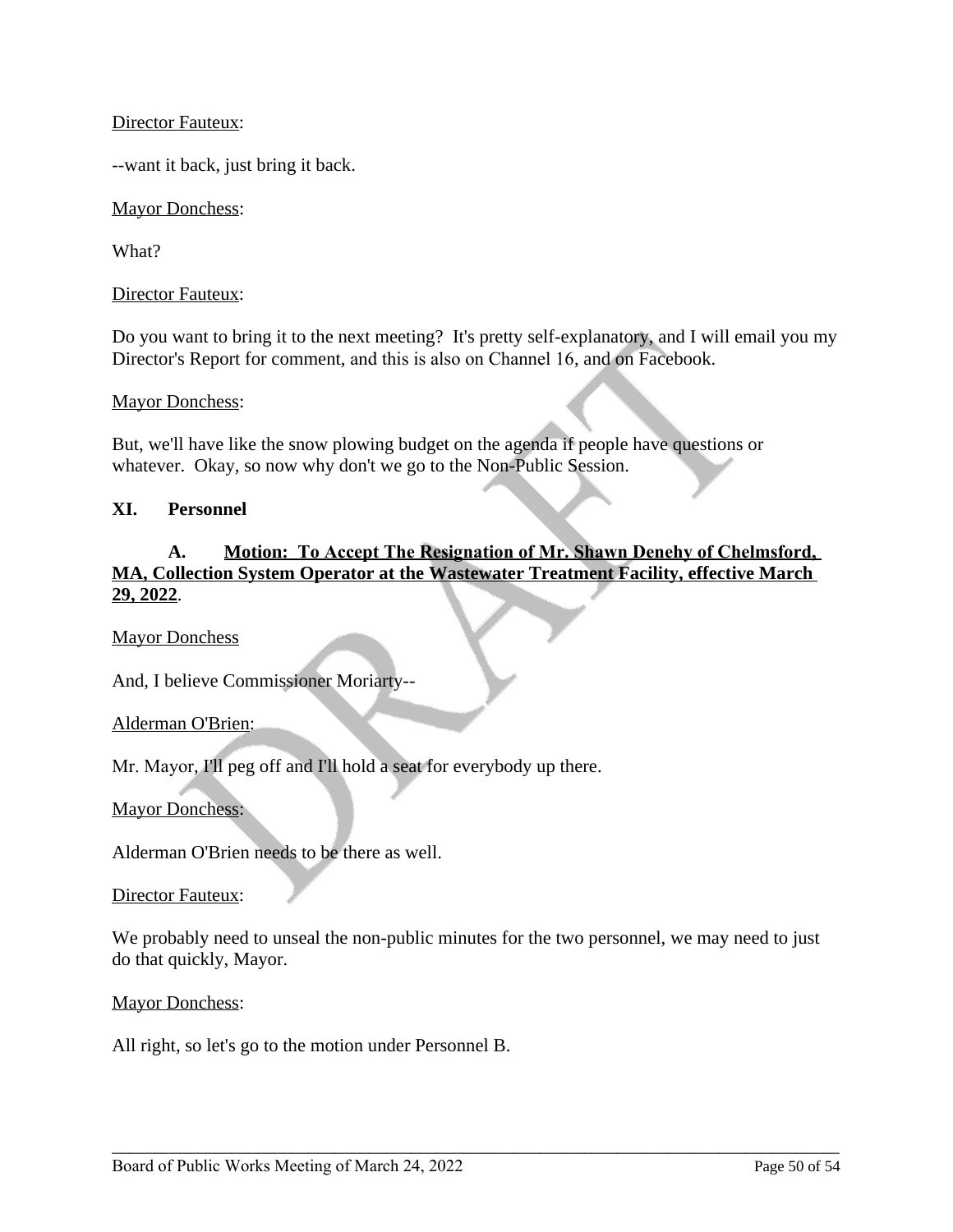Director Fauteux:

--want it back, just bring it back.

Mayor Donchess:

What?

Director Fauteux:

Do you want to bring it to the next meeting? It's pretty self-explanatory, and I will email you my Director's Report for comment, and this is also on Channel 16, and on Facebook.

Mayor Donchess:

But, we'll have like the snow plowing budget on the agenda if people have questions or whatever. Okay, so now why don't we go to the Non-Public Session.

**XI. Personnel**

**A. Motion: To Accept The Resignation of Mr. Shawn Denehy of Chelmsford, MA, Collection System Operator at the Wastewater Treatment Facility, effective March 29, 2022**.

Mayor Donchess

And, I believe Commissioner Moriarty--

Alderman O'Brien:

Mr. Mayor, I'll peg off and I'll hold a seat for everybody up there.

Mayor Donchess:

Alderman O'Brien needs to be there as well.

Director Fauteux:

We probably need to unseal the non-public minutes for the two personnel, we may need to just do that quickly, Mayor.

Mayor Donchess:

All right, so let's go to the motion under Personnel B.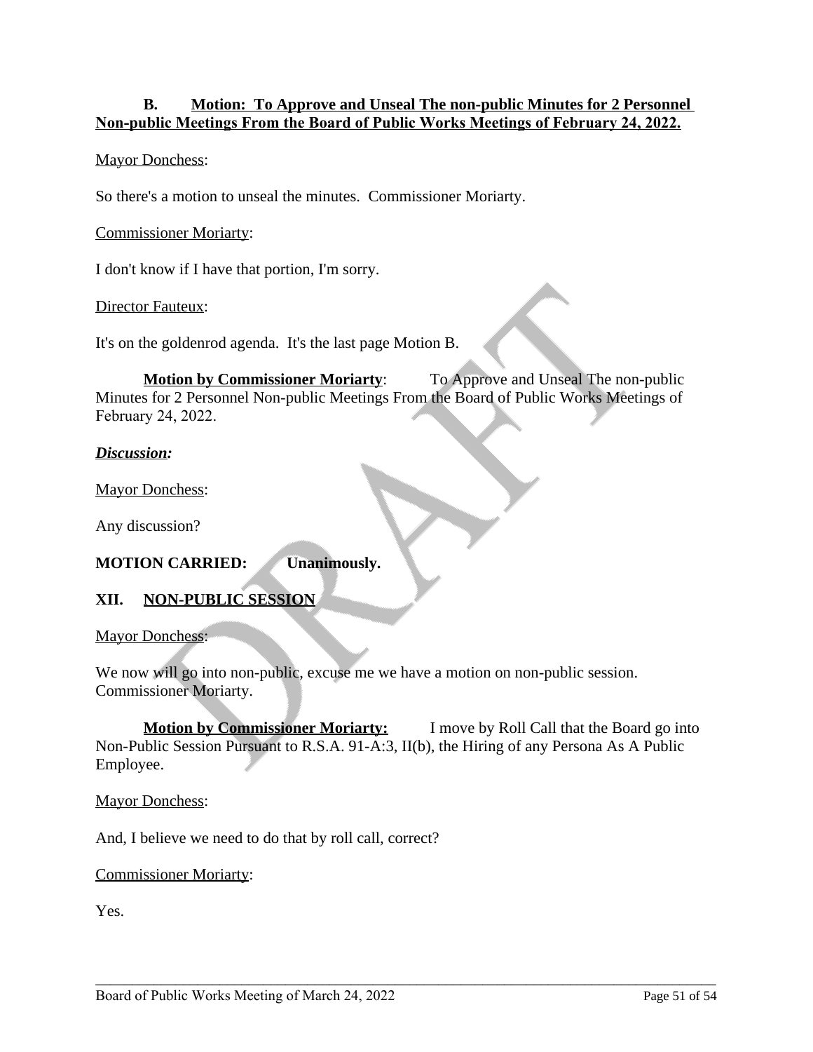**B. Motion: To Approve and Unseal The non-public Minutes for 2 Personnel Non-public Meetings From the Board of Public Works Meetings of February 24, 2022.**

Mayor Donchess:

So there's a motion to unseal the minutes. Commissioner Moriarty.

Commissioner Moriarty:

I don't know if I have that portion, I'm sorry.

Director Fauteux:

It's on the goldenrod agenda. It's the last page Motion B.

**Motion by Commissioner Moriarty**: To Approve and Unseal The non-public Minutes for 2 Personnel Non-public Meetings From the Board of Public Works Meetings of February 24, 2022.

***Discussion:***

Mayor Donchess:

Any discussion?

**MOTION CARRIED: Unanimously.**

## XII. NON-PUBLIC SESSION

Mayor Donchess:

We now will go into non-public, excuse me we have a motion on non-public session. Commissioner Moriarty.

**Motion by Commissioner Moriarty:** I move by Roll Call that the Board go into Non-Public Session Pursuant to R.S.A. 91-A:3, II(b), the Hiring of any Persona As A Public Employee.

Mayor Donchess:

And, I believe we need to do that by roll call, correct?

Commissioner Moriarty:

Yes.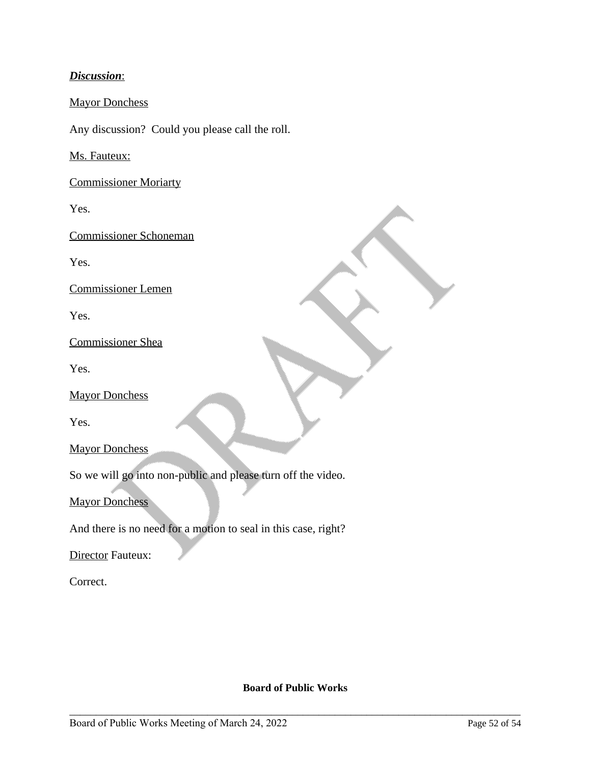***Discussion***:

Mayor Donchess

Any discussion? Could you please call the roll.

Ms. Fauteux:

Commissioner Moriarty

Yes.

Commissioner Schoneman

Yes.

Commissioner Lemen

Yes.

Commissioner Shea

Yes.

Mayor Donchess

Yes.

Mayor Donchess

So we will go into non-public and please turn off the video.

Mayor Donchess

And there is no need for a motion to seal in this case, right?

Director Fauteux:

Correct.

**Board of Public Works**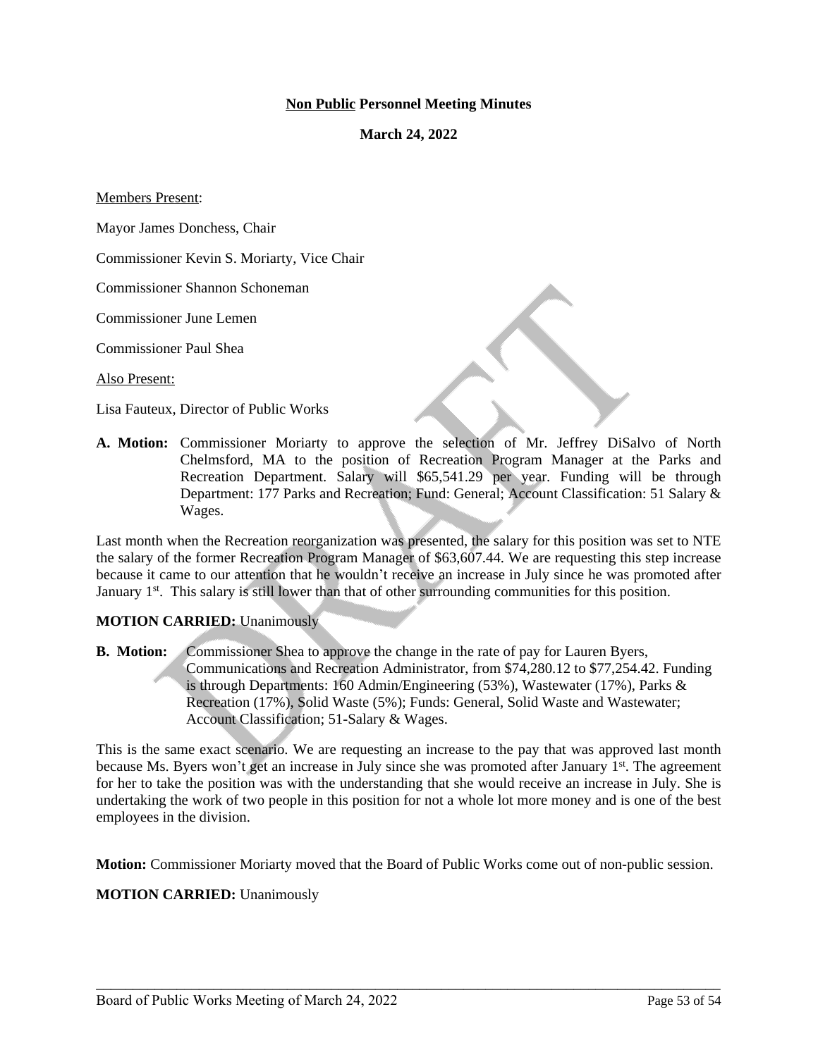# **Non Public** Personnel Meeting Minutes

**March 24, 2022**

Members Present:

Mayor James Donchess, Chair

Commissioner Kevin S. Moriarty, Vice Chair

Commissioner Shannon Schoneman

Commissioner June Lemen

Commissioner Paul Shea

Also Present:

Lisa Fauteux, Director of Public Works

**A. Motion:** Commissioner Moriarty to approve the selection of Mr. Jeffrey DiSalvo of North Chelmsford, MA to the position of Recreation Program Manager at the Parks and Recreation Department. Salary will $65,541.29 per year. Funding will be through Department: 177 Parks and Recreation; Fund: General; Account Classification: 51 Salary & Wages.

Last month when the Recreation reorganization was presented, the salary for this position was set to NTE the salary of the former Recreation Program Manager of $63,607.44. We are requesting this step increase because it came to our attention that he wouldn't receive an increase in July since he was promoted after January 1st. This salary is still lower than that of other surrounding communities for this position.

**MOTION CARRIED:** Unanimously

**B. Motion:** Commissioner Shea to approve the change in the rate of pay for Lauren Byers, Communications and Recreation Administrator, from $74,280.12 to $77,254.42. Funding is through Departments: 160 Admin/Engineering (53%), Wastewater (17%), Parks & Recreation (17%), Solid Waste (5%); Funds: General, Solid Waste and Wastewater; Account Classification; 51-Salary & Wages.

This is the same exact scenario. We are requesting an increase to the pay that was approved last month because Ms. Byers won't get an increase in July since she was promoted after January 1st. The agreement for her to take the position was with the understanding that she would receive an increase in July. She is undertaking the work of two people in this position for not a whole lot more money and is one of the best employees in the division.

**Motion:** Commissioner Moriarty moved that the Board of Public Works come out of non-public session.

**MOTION CARRIED:** Unanimously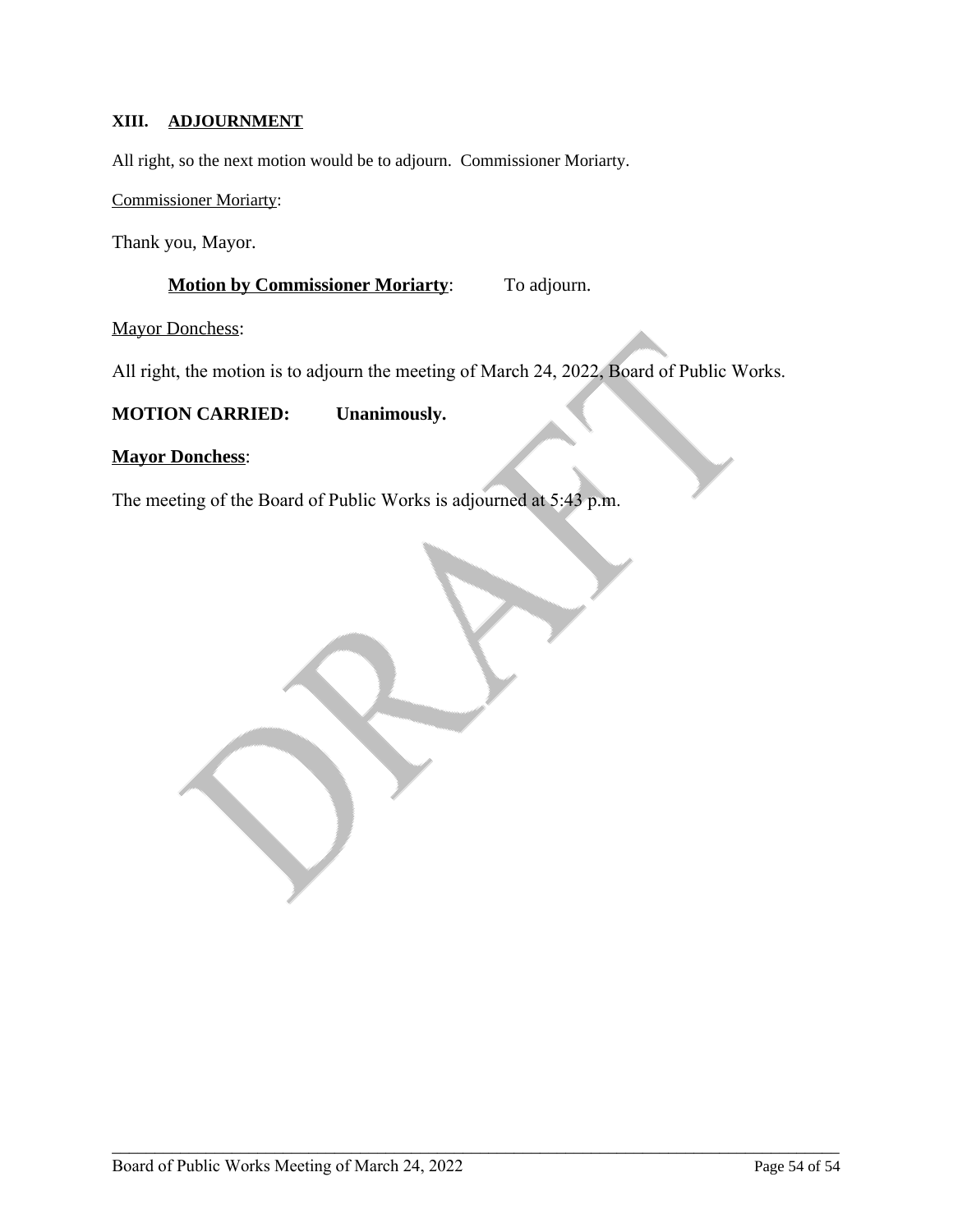## XIII. ADJOURNMENT

All right, so the next motion would be to adjourn. Commissioner Moriarty.

Commissioner Moriarty:

Thank you, Mayor.

**Motion by Commissioner Moriarty**: To adjourn.

Mayor Donchess:

All right, the motion is to adjourn the meeting of March 24, 2022, Board of Public Works.

**MOTION CARRIED: Unanimously.**

**Mayor Donchess**:

The meeting of the Board of Public Works is adjourned at 5:43 p.m.